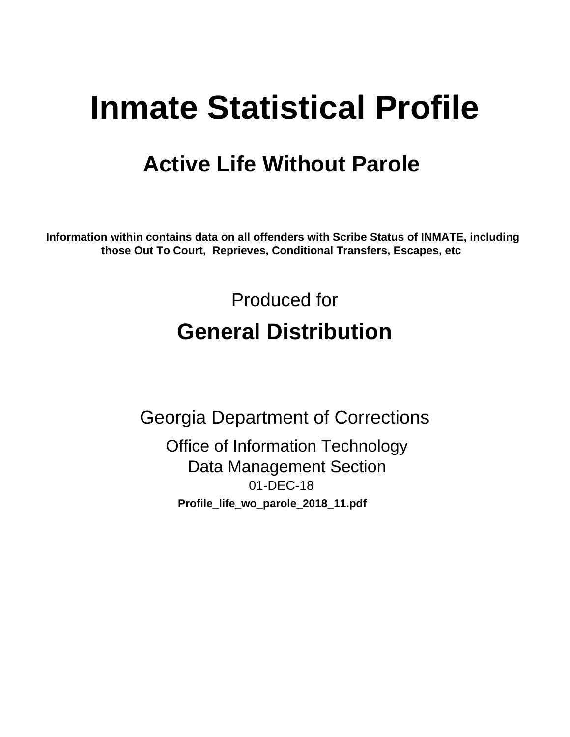# Inmate Statistical Profile

## Active Life Without Parole

**Information within contains data on all offenders with Scribe Status of INMATE, including those Out To Court, Reprieves, Conditional Transfers, Escapes, etc**

Produced for

## General Distribution

Georgia Department of Corrections

Office of Information Technology
Data Management Section
01-DEC-18

**Profile_life_wo_parole_2018_11.pdf**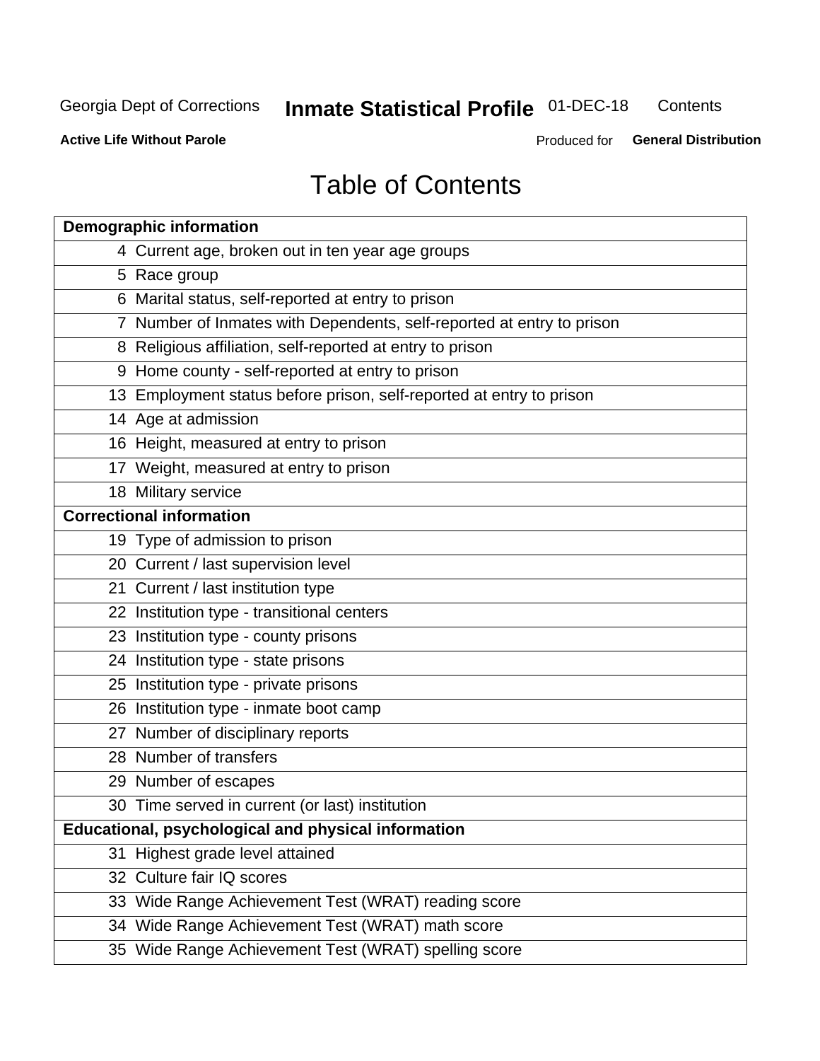# Table of Contents

| Page | Section |
|---|---|
| **Demographic information** | |
| 4 | Current age, broken out in ten year age groups |
| 5 | Race group |
| 6 | Marital status, self-reported at entry to prison |
| 7 | Number of Inmates with Dependents, self-reported at entry to prison |
| 8 | Religious affiliation, self-reported at entry to prison |
| 9 | Home county - self-reported at entry to prison |
| 13 | Employment status before prison, self-reported at entry to prison |
| 14 | Age at admission |
| 16 | Height, measured at entry to prison |
| 17 | Weight, measured at entry to prison |
| 18 | Military service |
| **Correctional information** | |
| 19 | Type of admission to prison |
| 20 | Current / last supervision level |
| 21 | Current / last institution type |
| 22 | Institution type - transitional centers |
| 23 | Institution type - county prisons |
| 24 | Institution type - state prisons |
| 25 | Institution type - private prisons |
| 26 | Institution type - inmate boot camp |
| 27 | Number of disciplinary reports |
| 28 | Number of transfers |
| 29 | Number of escapes |
| 30 | Time served in current (or last) institution |
| **Educational, psychological and physical information** | |
| 31 | Highest grade level attained |
| 32 | Culture fair IQ scores |
| 33 | Wide Range Achievement Test (WRAT) reading score |
| 34 | Wide Range Achievement Test (WRAT) math score |
| 35 | Wide Range Achievement Test (WRAT) spelling score |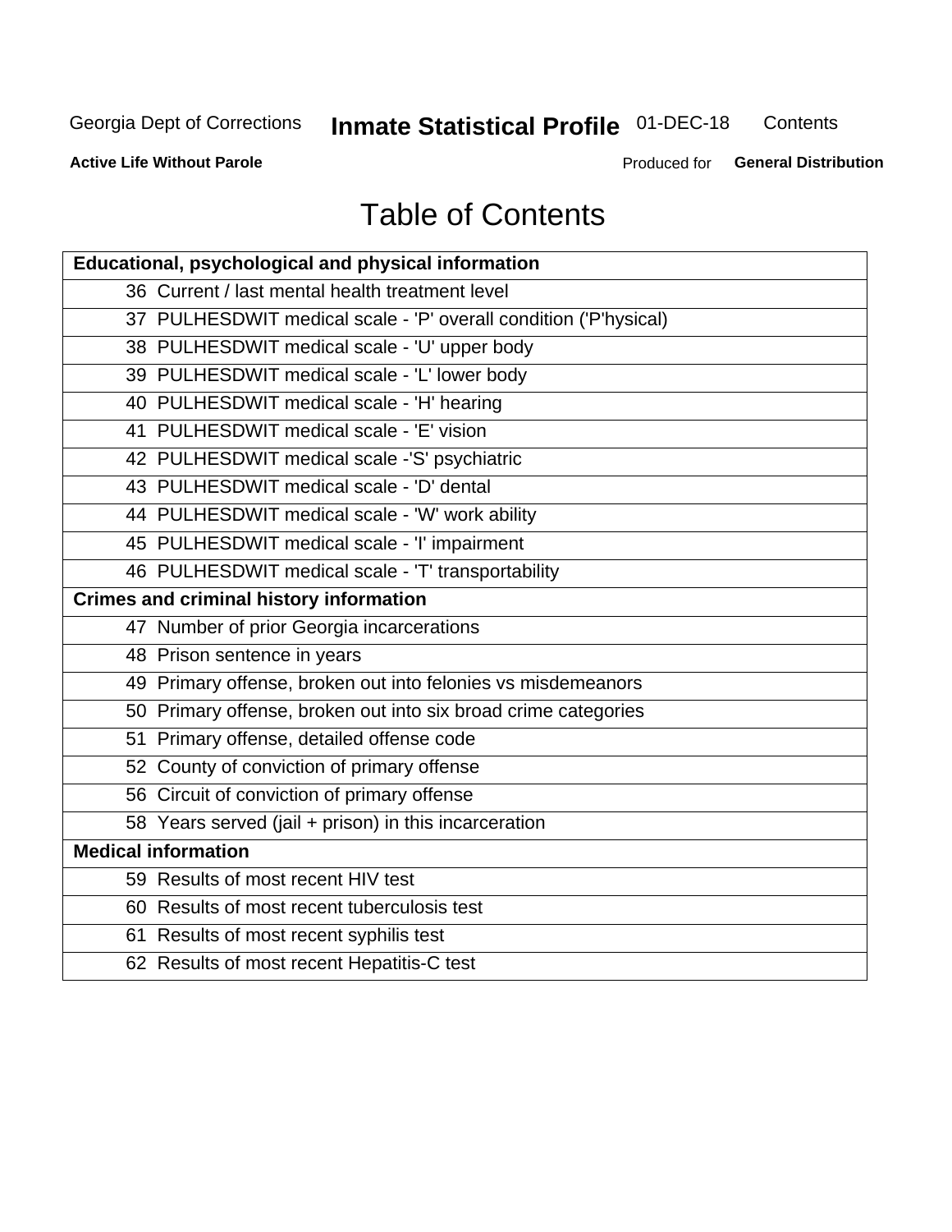# Table of Contents

| Educational, psychological and physical information |
|---|
| 36 Current / last mental health treatment level |
| 37 PULHESDWIT medical scale - 'P' overall condition ('P'hysical) |
| 38 PULHESDWIT medical scale - 'U' upper body |
| 39 PULHESDWIT medical scale - 'L' lower body |
| 40 PULHESDWIT medical scale - 'H' hearing |
| 41 PULHESDWIT medical scale - 'E' vision |
| 42 PULHESDWIT medical scale -'S' psychiatric |
| 43 PULHESDWIT medical scale - 'D' dental |
| 44 PULHESDWIT medical scale - 'W' work ability |
| 45 PULHESDWIT medical scale - 'I' impairment |
| 46 PULHESDWIT medical scale - 'T' transportability |
| **Crimes and criminal history information** |
| 47 Number of prior Georgia incarcerations |
| 48 Prison sentence in years |
| 49 Primary offense, broken out into felonies vs misdemeanors |
| 50 Primary offense, broken out into six broad crime categories |
| 51 Primary offense, detailed offense code |
| 52 County of conviction of primary offense |
| 56 Circuit of conviction of primary offense |
| 58 Years served (jail + prison) in this incarceration |
| **Medical information** |
| 59 Results of most recent HIV test |
| 60 Results of most recent tuberculosis test |
| 61 Results of most recent syphilis test |
| 62 Results of most recent Hepatitis-C test |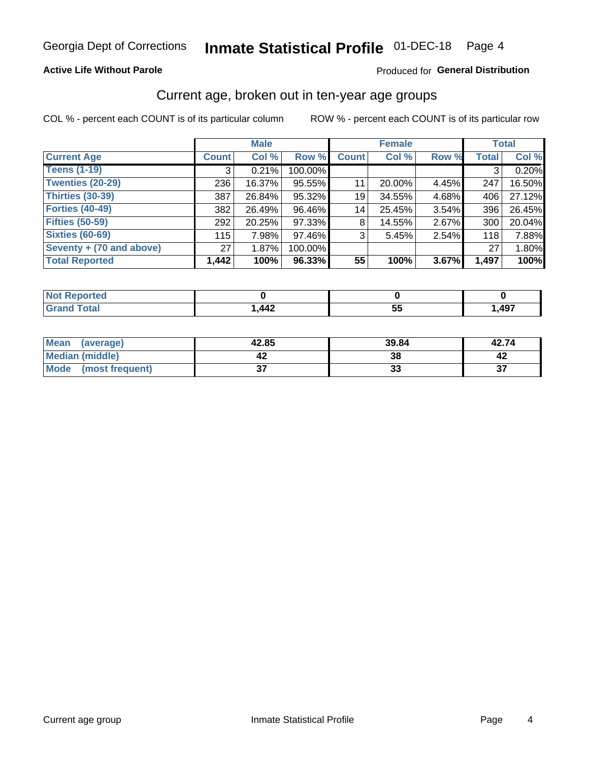Georgia Dept of Corrections **Inmate Statistical Profile** 01-DEC-18

**Active Life Without Parole**

Produced for **General Distribution**

## Current age, broken out in ten-year age groups

COL % - percent each COUNT is of its particular column     ROW % - percent each COUNT is of its particular row

| | Male | | | Female | | | Total | |
|---|---|---|---|---|---|---|---|---|
| **Current Age** | **Count** | **Col %** | **Row %** | **Count** | **Col %** | **Row %** | **Total** | **Col %** |
| **Teens (1-19)** | 3 | 0.21% | 100.00% | | | | 3 | 0.20% |
| **Twenties (20-29)** | 236 | 16.37% | 95.55% | 11 | 20.00% | 4.45% | 247 | 16.50% |
| **Thirties (30-39)** | 387 | 26.84% | 95.32% | 19 | 34.55% | 4.68% | 406 | 27.12% |
| **Forties (40-49)** | 382 | 26.49% | 96.46% | 14 | 25.45% | 3.54% | 396 | 26.45% |
| **Fifties (50-59)** | 292 | 20.25% | 97.33% | 8 | 14.55% | 2.67% | 300 | 20.04% |
| **Sixties (60-69)** | 115 | 7.98% | 97.46% | 3 | 5.45% | 2.54% | 118 | 7.88% |
| **Seventy + (70 and above)** | 27 | 1.87% | 100.00% | | | | 27 | 1.80% |
| **Total Reported** | **1,442** | **100%** | **96.33%** | **55** | **100%** | **3.67%** | **1,497** | **100%** |

| | Male | Female | Total |
|---|---|---|---|
| **Not Reported** | **0** | **0** | **0** |
| **Grand Total** | **1,442** | **55** | **1,497** |

| | Male | Female | Total |
|---|---|---|---|
| **Mean (average)** | **42.85** | **39.84** | **42.74** |
| **Median (middle)** | **42** | **38** | **42** |
| **Mode (most frequent)** | **37** | **33** | **37** |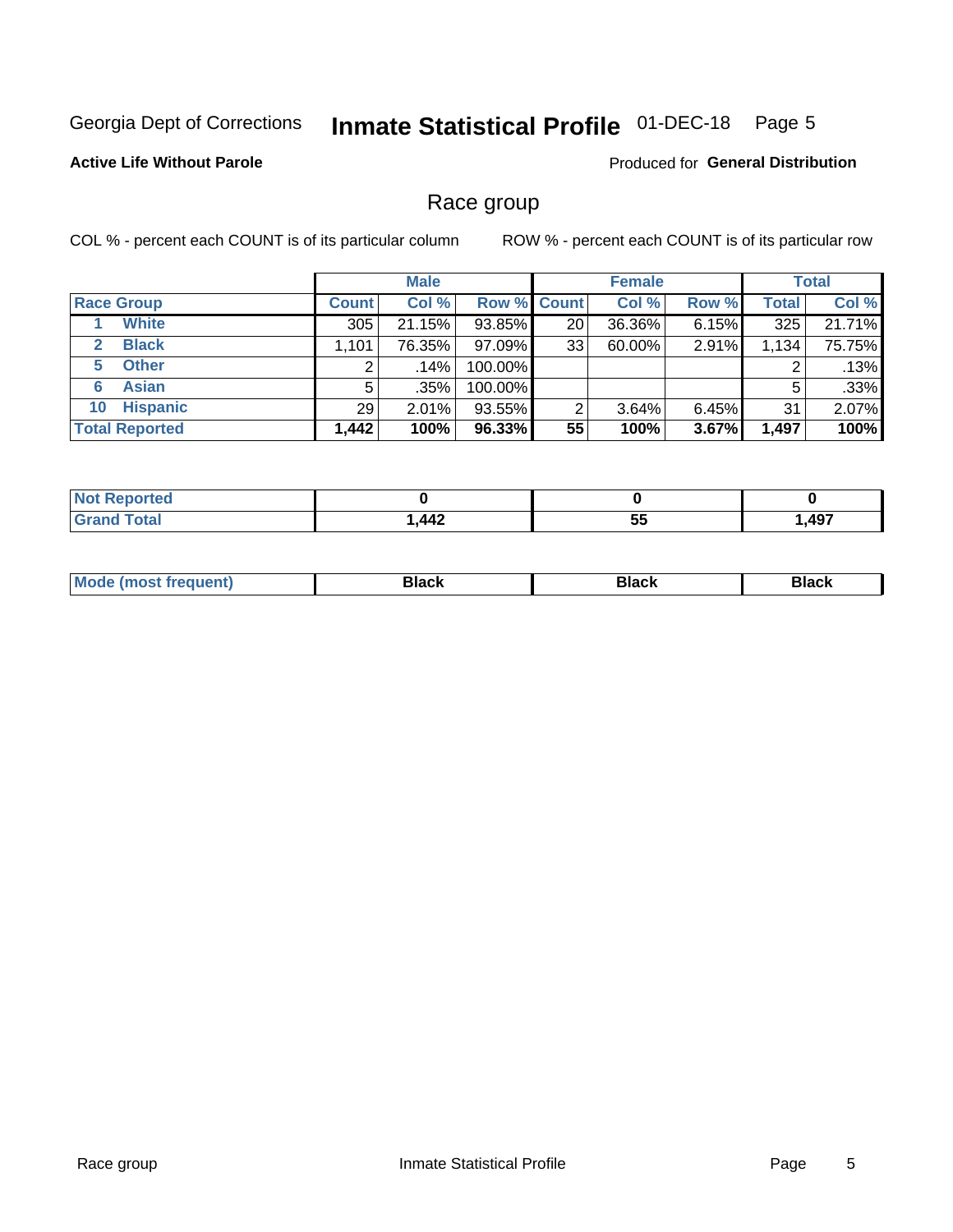Georgia Dept of Corrections **Inmate Statistical Profile** 01-DEC-18 Page 5

**Active Life Without Parole**

Produced for **General Distribution**

## Race group

COL % - percent each COUNT is of its particular column ROW % - percent each COUNT is of its particular row

| | Male | | | Female | | | Total | |
|---|---|---|---|---|---|---|---|---|
| **Race Group** | **Count** | **Col %** | **Row %** | **Count** | **Col %** | **Row %** | **Total** | **Col %** |
| 1 **White** | 305 | 21.15% | 93.85% | 20 | 36.36% | 6.15% | 325 | 21.71% |
| 2 **Black** | 1,101 | 76.35% | 97.09% | 33 | 60.00% | 2.91% | 1,134 | 75.75% |
| 5 **Other** | 2 | .14% | 100.00% | | | | 2 | .13% |
| 6 **Asian** | 5 | .35% | 100.00% | | | | 5 | .33% |
| 10 **Hispanic** | 29 | 2.01% | 93.55% | 2 | 3.64% | 6.45% | 31 | 2.07% |
| **Total Reported** | **1,442** | **100%** | **96.33%** | **55** | **100%** | **3.67%** | **1,497** | **100%** |

| | Male | Female | Total |
|---|---|---|---|
| **Not Reported** | **0** | **0** | **0** |
| **Grand Total** | **1,442** | **55** | **1,497** |

| | Male | Female | Total |
|---|---|---|---|
| **Mode (most frequent)** | **Black** | **Black** | **Black** |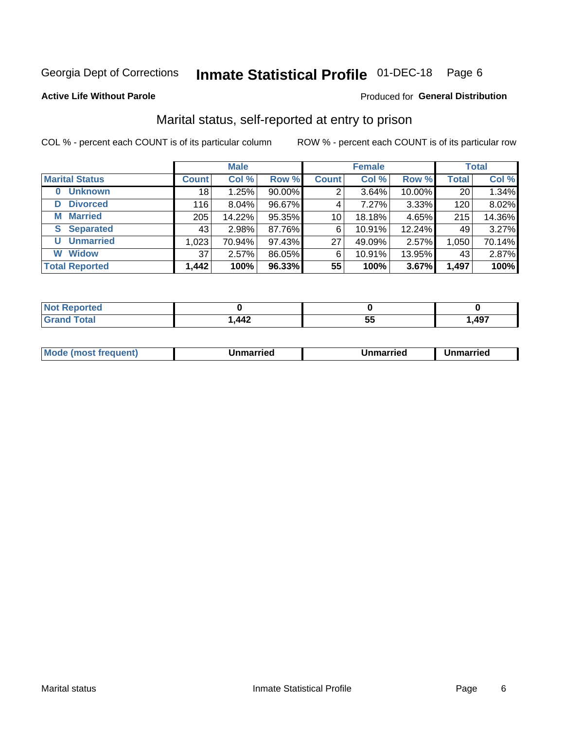Georgia Dept of Corrections **Inmate Statistical Profile** 01-DEC-18

**Active Life Without Parole**

Produced for **General Distribution**

## Marital status, self-reported at entry to prison

COL % - percent each COUNT is of its particular column    ROW % - percent each COUNT is of its particular row

| | Male | | | Female | | | Total | |
|---|---|---|---|---|---|---|---|---|
| **Marital Status** | **Count** | **Col %** | **Row %** | **Count** | **Col %** | **Row %** | **Total** | **Col %** |
| **0 Unknown** | 18 | 1.25% | 90.00% | 2 | 3.64% | 10.00% | 20 | 1.34% |
| **D Divorced** | 116 | 8.04% | 96.67% | 4 | 7.27% | 3.33% | 120 | 8.02% |
| **M Married** | 205 | 14.22% | 95.35% | 10 | 18.18% | 4.65% | 215 | 14.36% |
| **S Separated** | 43 | 2.98% | 87.76% | 6 | 10.91% | 12.24% | 49 | 3.27% |
| **U Unmarried** | 1,023 | 70.94% | 97.43% | 27 | 49.09% | 2.57% | 1,050 | 70.14% |
| **W Widow** | 37 | 2.57% | 86.05% | 6 | 10.91% | 13.95% | 43 | 2.87% |
| **Total Reported** | **1,442** | **100%** | **96.33%** | **55** | **100%** | **3.67%** | **1,497** | **100%** |

| | Male | Female | Total |
|---|---|---|---|
| **Not Reported** | **0** | **0** | **0** |
| **Grand Total** | **1,442** | **55** | **1,497** |

| | Male | Female | Total |
|---|---|---|---|
| **Mode (most frequent)** | **Unmarried** | **Unmarried** | **Unmarried** |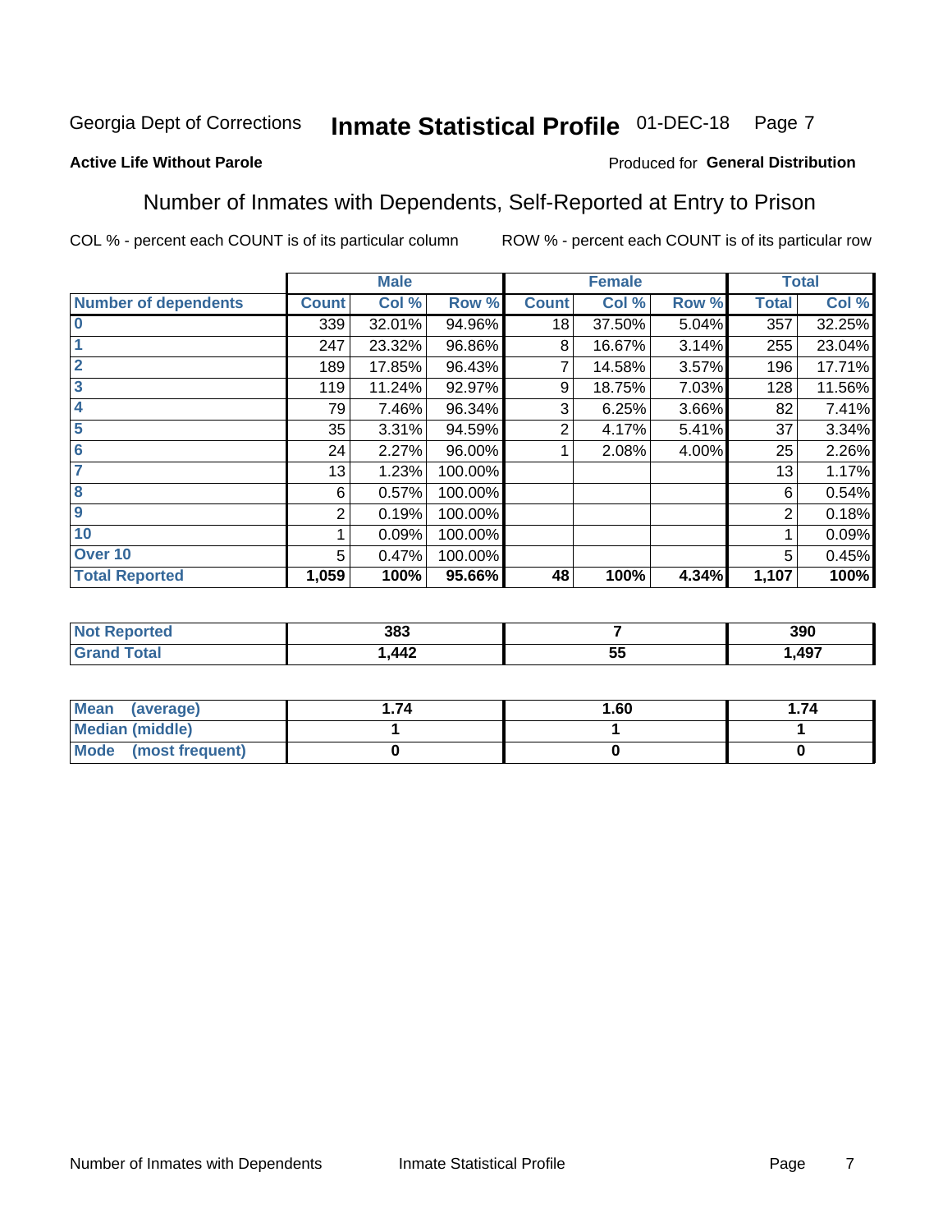Georgia Dept of Corrections **Inmate Statistical Profile** 01-DEC-18

**Active Life Without Parole**

Produced for **General Distribution**

## Number of Inmates with Dependents, Self-Reported at Entry to Prison

COL % - percent each COUNT is of its particular column

ROW % - percent each COUNT is of its particular row

| | Male | | | Female | | | Total | |
|---|---|---|---|---|---|---|---|---|
| **Number of dependents** | **Count** | **Col %** | **Row %** | **Count** | **Col %** | **Row %** | **Total** | **Col %** |
| **0** | 339 | 32.01% | 94.96% | 18 | 37.50% | 5.04% | 357 | 32.25% |
| **1** | 247 | 23.32% | 96.86% | 8 | 16.67% | 3.14% | 255 | 23.04% |
| **2** | 189 | 17.85% | 96.43% | 7 | 14.58% | 3.57% | 196 | 17.71% |
| **3** | 119 | 11.24% | 92.97% | 9 | 18.75% | 7.03% | 128 | 11.56% |
| **4** | 79 | 7.46% | 96.34% | 3 | 6.25% | 3.66% | 82 | 7.41% |
| **5** | 35 | 3.31% | 94.59% | 2 | 4.17% | 5.41% | 37 | 3.34% |
| **6** | 24 | 2.27% | 96.00% | 1 | 2.08% | 4.00% | 25 | 2.26% |
| **7** | 13 | 1.23% | 100.00% | | | | 13 | 1.17% |
| **8** | 6 | 0.57% | 100.00% | | | | 6 | 0.54% |
| **9** | 2 | 0.19% | 100.00% | | | | 2 | 0.18% |
| **10** | 1 | 0.09% | 100.00% | | | | 1 | 0.09% |
| **Over 10** | 5 | 0.47% | 100.00% | | | | 5 | 0.45% |
| **Total Reported** | **1,059** | **100%** | **95.66%** | **48** | **100%** | **4.34%** | **1,107** | **100%** |

| | Male | Female | Total |
|---|---|---|---|
| **Not Reported** | **383** | **7** | **390** |
| **Grand Total** | **1,442** | **55** | **1,497** |

| | Male | Female | Total |
|---|---|---|---|
| **Mean (average)** | **1.74** | **1.60** | **1.74** |
| **Median (middle)** | **1** | **1** | **1** |
| **Mode (most frequent)** | **0** | **0** | **0** |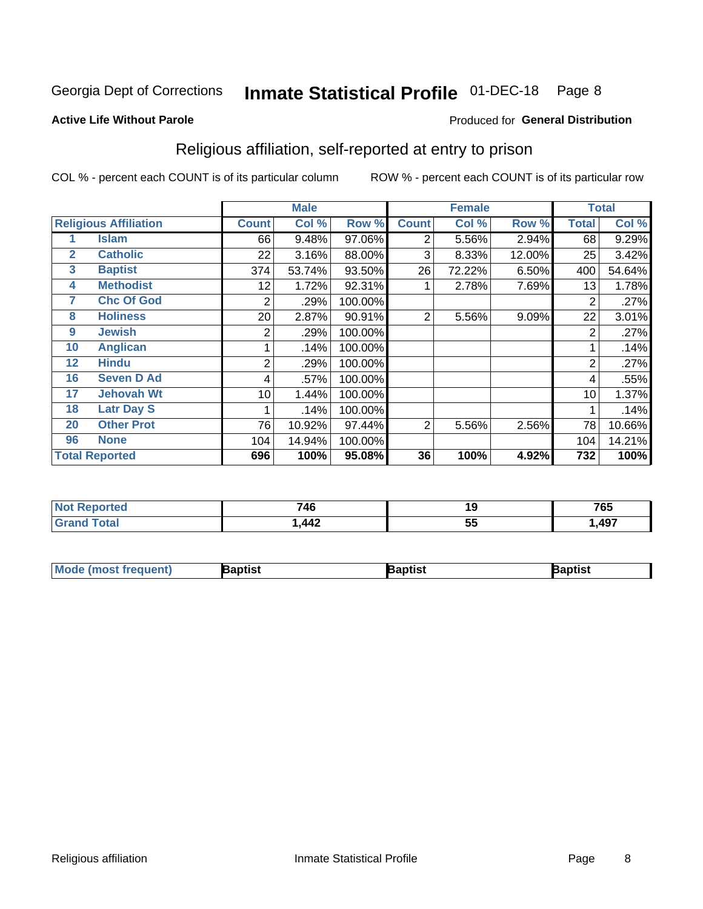Georgia Dept of Corrections **Inmate Statistical Profile** 01-DEC-18

**Active Life Without Parole**

Produced for **General Distribution**

## Religious affiliation, self-reported at entry to prison

COL % - percent each COUNT is of its particular column ROW % - percent each COUNT is of its particular row

| Religious Affiliation | | Male | | | Female | | | Total | |
|---|---|---|---|---|---|---|---|---|---|
| | | Count | Col % | Row % | Count | Col % | Row % | Total | Col % |
| 1 | Islam | 66 | 9.48% | 97.06% | 2 | 5.56% | 2.94% | 68 | 9.29% |
| 2 | Catholic | 22 | 3.16% | 88.00% | 3 | 8.33% | 12.00% | 25 | 3.42% |
| 3 | Baptist | 374 | 53.74% | 93.50% | 26 | 72.22% | 6.50% | 400 | 54.64% |
| 4 | Methodist | 12 | 1.72% | 92.31% | 1 | 2.78% | 7.69% | 13 | 1.78% |
| 7 | Chc Of God | 2 | .29% | 100.00% | | | | 2 | .27% |
| 8 | Holiness | 20 | 2.87% | 90.91% | 2 | 5.56% | 9.09% | 22 | 3.01% |
| 9 | Jewish | 2 | .29% | 100.00% | | | | 2 | .27% |
| 10 | Anglican | 1 | .14% | 100.00% | | | | 1 | .14% |
| 12 | Hindu | 2 | .29% | 100.00% | | | | 2 | .27% |
| 16 | Seven D Ad | 4 | .57% | 100.00% | | | | 4 | .55% |
| 17 | Jehovah Wt | 10 | 1.44% | 100.00% | | | | 10 | 1.37% |
| 18 | Latr Day S | 1 | .14% | 100.00% | | | | 1 | .14% |
| 20 | Other Prot | 76 | 10.92% | 97.44% | 2 | 5.56% | 2.56% | 78 | 10.66% |
| 96 | None | 104 | 14.94% | 100.00% | | | | 104 | 14.21% |
| **Total Reported** | | **696** | **100%** | **95.08%** | **36** | **100%** | **4.92%** | **732** | **100%** |

| | Male | Female | Total |
|---|---|---|---|
| Not Reported | 746 | 19 | 765 |
| Grand Total | 1,442 | 55 | 1,497 |

| | Male | Female | Total |
|---|---|---|---|
| Mode (most frequent) | Baptist | Baptist | Baptist |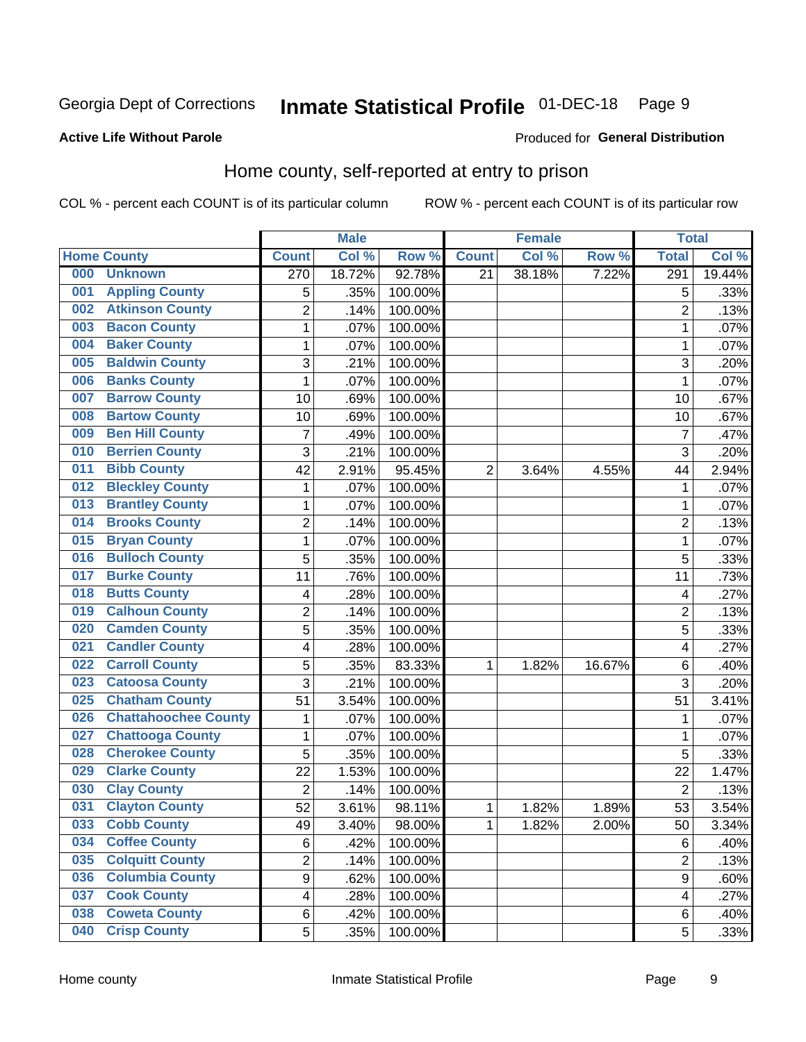Georgia Dept of Corrections **Inmate Statistical Profile** 01-DEC-18 Page 9

**Active Life Without Parole**

Produced for **General Distribution**

## Home county, self-reported at entry to prison

COL % - percent each COUNT is of its particular column ROW % - percent each COUNT is of its particular row

| Home County | | Male | | | Female | | | Total | |
|---|---|---|---|---|---|---|---|---|---|
| | | Count | Col % | Row % | Count | Col % | Row % | Total | Col % |
| 000 | Unknown | 270 | 18.72% | 92.78% | 21 | 38.18% | 7.22% | 291 | 19.44% |
| 001 | Appling County | 5 | .35% | 100.00% | | | | 5 | .33% |
| 002 | Atkinson County | 2 | .14% | 100.00% | | | | 2 | .13% |
| 003 | Bacon County | 1 | .07% | 100.00% | | | | 1 | .07% |
| 004 | Baker County | 1 | .07% | 100.00% | | | | 1 | .07% |
| 005 | Baldwin County | 3 | .21% | 100.00% | | | | 3 | .20% |
| 006 | Banks County | 1 | .07% | 100.00% | | | | 1 | .07% |
| 007 | Barrow County | 10 | .69% | 100.00% | | | | 10 | .67% |
| 008 | Bartow County | 10 | .69% | 100.00% | | | | 10 | .67% |
| 009 | Ben Hill County | 7 | .49% | 100.00% | | | | 7 | .47% |
| 010 | Berrien County | 3 | .21% | 100.00% | | | | 3 | .20% |
| 011 | Bibb County | 42 | 2.91% | 95.45% | 2 | 3.64% | 4.55% | 44 | 2.94% |
| 012 | Bleckley County | 1 | .07% | 100.00% | | | | 1 | .07% |
| 013 | Brantley County | 1 | .07% | 100.00% | | | | 1 | .07% |
| 014 | Brooks County | 2 | .14% | 100.00% | | | | 2 | .13% |
| 015 | Bryan County | 1 | .07% | 100.00% | | | | 1 | .07% |
| 016 | Bulloch County | 5 | .35% | 100.00% | | | | 5 | .33% |
| 017 | Burke County | 11 | .76% | 100.00% | | | | 11 | .73% |
| 018 | Butts County | 4 | .28% | 100.00% | | | | 4 | .27% |
| 019 | Calhoun County | 2 | .14% | 100.00% | | | | 2 | .13% |
| 020 | Camden County | 5 | .35% | 100.00% | | | | 5 | .33% |
| 021 | Candler County | 4 | .28% | 100.00% | | | | 4 | .27% |
| 022 | Carroll County | 5 | .35% | 83.33% | 1 | 1.82% | 16.67% | 6 | .40% |
| 023 | Catoosa County | 3 | .21% | 100.00% | | | | 3 | .20% |
| 025 | Chatham County | 51 | 3.54% | 100.00% | | | | 51 | 3.41% |
| 026 | Chattahoochee County | 1 | .07% | 100.00% | | | | 1 | .07% |
| 027 | Chattooga County | 1 | .07% | 100.00% | | | | 1 | .07% |
| 028 | Cherokee County | 5 | .35% | 100.00% | | | | 5 | .33% |
| 029 | Clarke County | 22 | 1.53% | 100.00% | | | | 22 | 1.47% |
| 030 | Clay County | 2 | .14% | 100.00% | | | | 2 | .13% |
| 031 | Clayton County | 52 | 3.61% | 98.11% | 1 | 1.82% | 1.89% | 53 | 3.54% |
| 033 | Cobb County | 49 | 3.40% | 98.00% | 1 | 1.82% | 2.00% | 50 | 3.34% |
| 034 | Coffee County | 6 | .42% | 100.00% | | | | 6 | .40% |
| 035 | Colquitt County | 2 | .14% | 100.00% | | | | 2 | .13% |
| 036 | Columbia County | 9 | .62% | 100.00% | | | | 9 | .60% |
| 037 | Cook County | 4 | .28% | 100.00% | | | | 4 | .27% |
| 038 | Coweta County | 6 | .42% | 100.00% | | | | 6 | .40% |
| 040 | Crisp County | 5 | .35% | 100.00% | | | | 5 | .33% |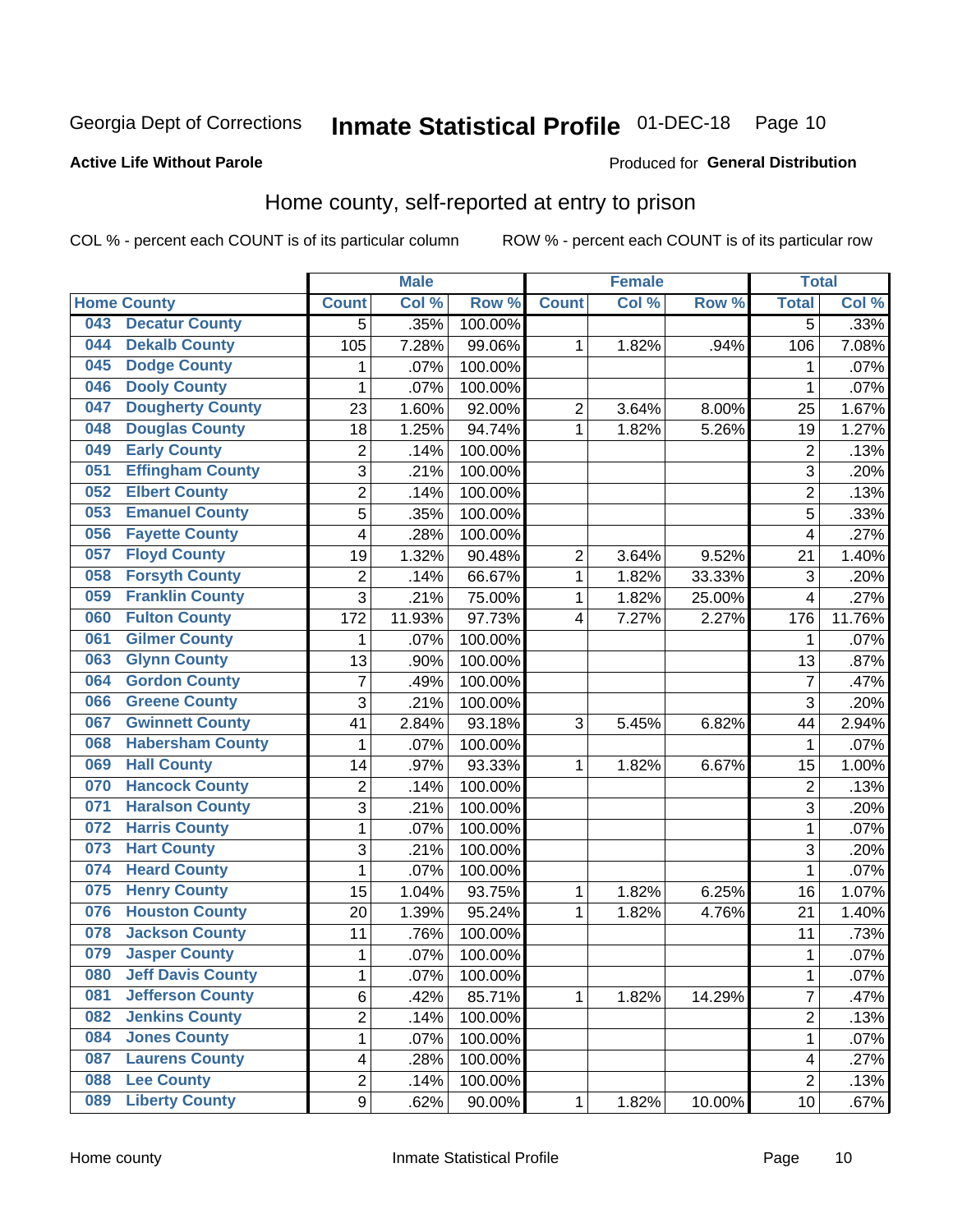Georgia Dept of Corrections **Inmate Statistical Profile** 01-DEC-18

**Active Life Without Parole**

Produced for **General Distribution**

## Home county, self-reported at entry to prison

COL % - percent each COUNT is of its particular column ROW % - percent each COUNT is of its particular row

| Home County | | Male | | | Female | | | Total | |
|---|---|---|---|---|---|---|---|---|---|
| | | Count | Col % | Row % | Count | Col % | Row % | Total | Col % |
| 043 | Decatur County | 5 | .35% | 100.00% | | | | 5 | .33% |
| 044 | Dekalb County | 105 | 7.28% | 99.06% | 1 | 1.82% | .94% | 106 | 7.08% |
| 045 | Dodge County | 1 | .07% | 100.00% | | | | 1 | .07% |
| 046 | Dooly County | 1 | .07% | 100.00% | | | | 1 | .07% |
| 047 | Dougherty County | 23 | 1.60% | 92.00% | 2 | 3.64% | 8.00% | 25 | 1.67% |
| 048 | Douglas County | 18 | 1.25% | 94.74% | 1 | 1.82% | 5.26% | 19 | 1.27% |
| 049 | Early County | 2 | .14% | 100.00% | | | | 2 | .13% |
| 051 | Effingham County | 3 | .21% | 100.00% | | | | 3 | .20% |
| 052 | Elbert County | 2 | .14% | 100.00% | | | | 2 | .13% |
| 053 | Emanuel County | 5 | .35% | 100.00% | | | | 5 | .33% |
| 056 | Fayette County | 4 | .28% | 100.00% | | | | 4 | .27% |
| 057 | Floyd County | 19 | 1.32% | 90.48% | 2 | 3.64% | 9.52% | 21 | 1.40% |
| 058 | Forsyth County | 2 | .14% | 66.67% | 1 | 1.82% | 33.33% | 3 | .20% |
| 059 | Franklin County | 3 | .21% | 75.00% | 1 | 1.82% | 25.00% | 4 | .27% |
| 060 | Fulton County | 172 | 11.93% | 97.73% | 4 | 7.27% | 2.27% | 176 | 11.76% |
| 061 | Gilmer County | 1 | .07% | 100.00% | | | | 1 | .07% |
| 063 | Glynn County | 13 | .90% | 100.00% | | | | 13 | .87% |
| 064 | Gordon County | 7 | .49% | 100.00% | | | | 7 | .47% |
| 066 | Greene County | 3 | .21% | 100.00% | | | | 3 | .20% |
| 067 | Gwinnett County | 41 | 2.84% | 93.18% | 3 | 5.45% | 6.82% | 44 | 2.94% |
| 068 | Habersham County | 1 | .07% | 100.00% | | | | 1 | .07% |
| 069 | Hall County | 14 | .97% | 93.33% | 1 | 1.82% | 6.67% | 15 | 1.00% |
| 070 | Hancock County | 2 | .14% | 100.00% | | | | 2 | .13% |
| 071 | Haralson County | 3 | .21% | 100.00% | | | | 3 | .20% |
| 072 | Harris County | 1 | .07% | 100.00% | | | | 1 | .07% |
| 073 | Hart County | 3 | .21% | 100.00% | | | | 3 | .20% |
| 074 | Heard County | 1 | .07% | 100.00% | | | | 1 | .07% |
| 075 | Henry County | 15 | 1.04% | 93.75% | 1 | 1.82% | 6.25% | 16 | 1.07% |
| 076 | Houston County | 20 | 1.39% | 95.24% | 1 | 1.82% | 4.76% | 21 | 1.40% |
| 078 | Jackson County | 11 | .76% | 100.00% | | | | 11 | .73% |
| 079 | Jasper County | 1 | .07% | 100.00% | | | | 1 | .07% |
| 080 | Jeff Davis County | 1 | .07% | 100.00% | | | | 1 | .07% |
| 081 | Jefferson County | 6 | .42% | 85.71% | 1 | 1.82% | 14.29% | 7 | .47% |
| 082 | Jenkins County | 2 | .14% | 100.00% | | | | 2 | .13% |
| 084 | Jones County | 1 | .07% | 100.00% | | | | 1 | .07% |
| 087 | Laurens County | 4 | .28% | 100.00% | | | | 4 | .27% |
| 088 | Lee County | 2 | .14% | 100.00% | | | | 2 | .13% |
| 089 | Liberty County | 9 | .62% | 90.00% | 1 | 1.82% | 10.00% | 10 | .67% |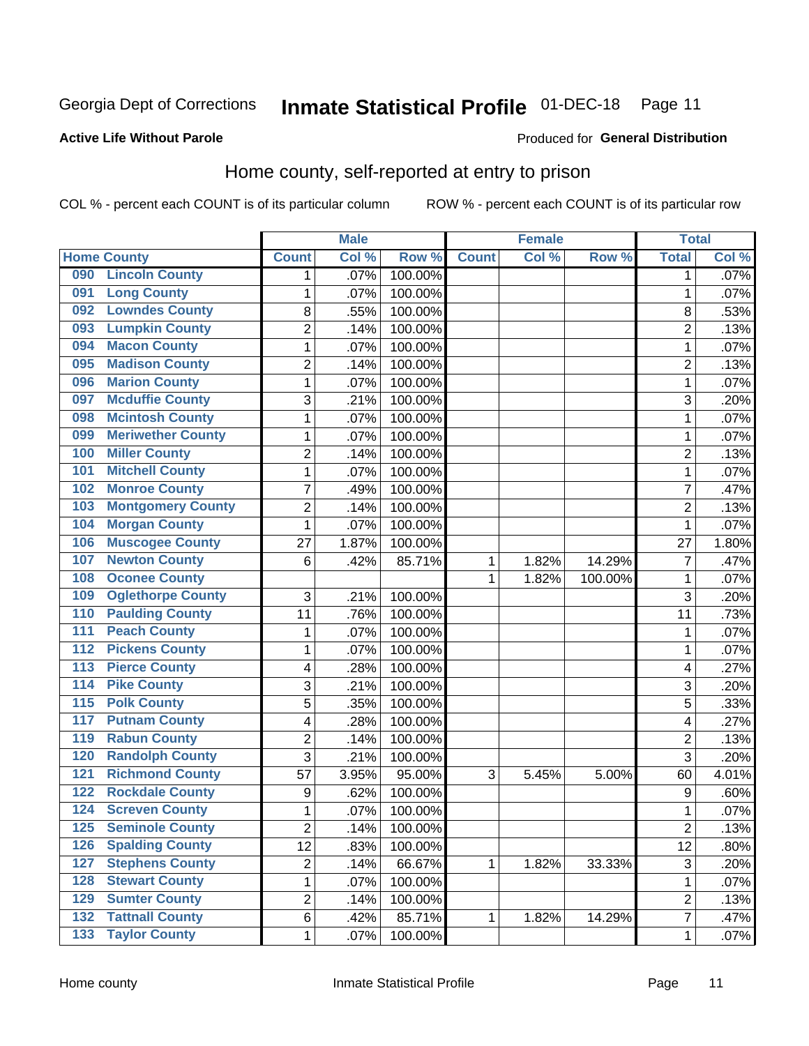Georgia Dept of Corrections **Inmate Statistical Profile** 01-DEC-18

**Active Life Without Parole**

Produced for **General Distribution**

## Home county, self-reported at entry to prison

COL % - percent each COUNT is of its particular column ROW % - percent each COUNT is of its particular row

| Home County | | Male | | | Female | | | Total | |
|---|---|---|---|---|---|---|---|---|---|
| | | Count | Col % | Row % | Count | Col % | Row % | Total | Col % |
| 090 | Lincoln County | 1 | .07% | 100.00% | | | | 1 | .07% |
| 091 | Long County | 1 | .07% | 100.00% | | | | 1 | .07% |
| 092 | Lowndes County | 8 | .55% | 100.00% | | | | 8 | .53% |
| 093 | Lumpkin County | 2 | .14% | 100.00% | | | | 2 | .13% |
| 094 | Macon County | 1 | .07% | 100.00% | | | | 1 | .07% |
| 095 | Madison County | 2 | .14% | 100.00% | | | | 2 | .13% |
| 096 | Marion County | 1 | .07% | 100.00% | | | | 1 | .07% |
| 097 | Mcduffie County | 3 | .21% | 100.00% | | | | 3 | .20% |
| 098 | Mcintosh County | 1 | .07% | 100.00% | | | | 1 | .07% |
| 099 | Meriwether County | 1 | .07% | 100.00% | | | | 1 | .07% |
| 100 | Miller County | 2 | .14% | 100.00% | | | | 2 | .13% |
| 101 | Mitchell County | 1 | .07% | 100.00% | | | | 1 | .07% |
| 102 | Monroe County | 7 | .49% | 100.00% | | | | 7 | .47% |
| 103 | Montgomery County | 2 | .14% | 100.00% | | | | 2 | .13% |
| 104 | Morgan County | 1 | .07% | 100.00% | | | | 1 | .07% |
| 106 | Muscogee County | 27 | 1.87% | 100.00% | | | | 27 | 1.80% |
| 107 | Newton County | 6 | .42% | 85.71% | 1 | 1.82% | 14.29% | 7 | .47% |
| 108 | Oconee County | | | | 1 | 1.82% | 100.00% | 1 | .07% |
| 109 | Oglethorpe County | 3 | .21% | 100.00% | | | | 3 | .20% |
| 110 | Paulding County | 11 | .76% | 100.00% | | | | 11 | .73% |
| 111 | Peach County | 1 | .07% | 100.00% | | | | 1 | .07% |
| 112 | Pickens County | 1 | .07% | 100.00% | | | | 1 | .07% |
| 113 | Pierce County | 4 | .28% | 100.00% | | | | 4 | .27% |
| 114 | Pike County | 3 | .21% | 100.00% | | | | 3 | .20% |
| 115 | Polk County | 5 | .35% | 100.00% | | | | 5 | .33% |
| 117 | Putnam County | 4 | .28% | 100.00% | | | | 4 | .27% |
| 119 | Rabun County | 2 | .14% | 100.00% | | | | 2 | .13% |
| 120 | Randolph County | 3 | .21% | 100.00% | | | | 3 | .20% |
| 121 | Richmond County | 57 | 3.95% | 95.00% | 3 | 5.45% | 5.00% | 60 | 4.01% |
| 122 | Rockdale County | 9 | .62% | 100.00% | | | | 9 | .60% |
| 124 | Screven County | 1 | .07% | 100.00% | | | | 1 | .07% |
| 125 | Seminole County | 2 | .14% | 100.00% | | | | 2 | .13% |
| 126 | Spalding County | 12 | .83% | 100.00% | | | | 12 | .80% |
| 127 | Stephens County | 2 | .14% | 66.67% | 1 | 1.82% | 33.33% | 3 | .20% |
| 128 | Stewart County | 1 | .07% | 100.00% | | | | 1 | .07% |
| 129 | Sumter County | 2 | .14% | 100.00% | | | | 2 | .13% |
| 132 | Tattnall County | 6 | .42% | 85.71% | 1 | 1.82% | 14.29% | 7 | .47% |
| 133 | Taylor County | 1 | .07% | 100.00% | | | | 1 | .07% |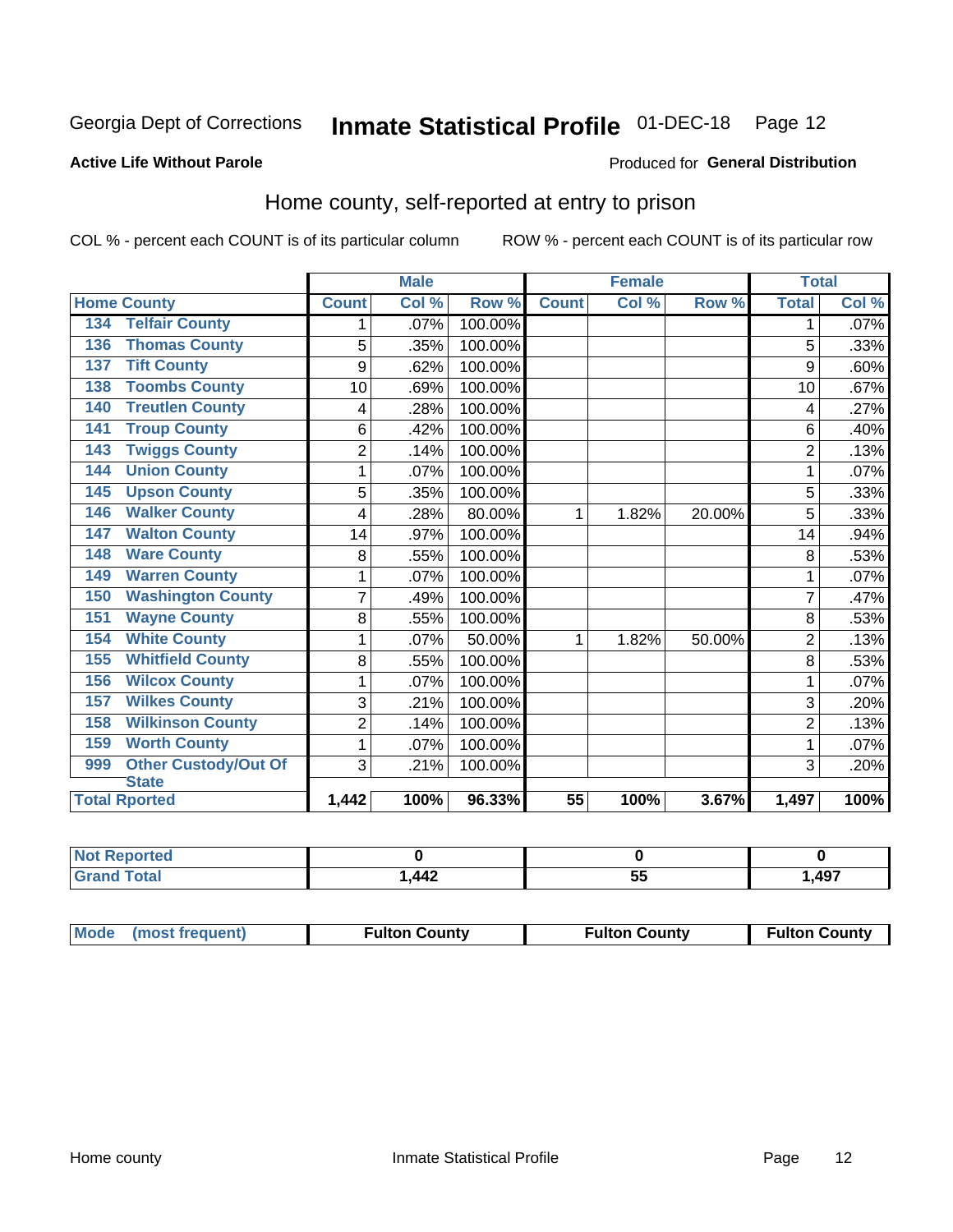Georgia Dept of Corrections **Inmate Statistical Profile** 01-DEC-18 Page 12

**Active Life Without Parole**

Produced for **General Distribution**

## Home county, self-reported at entry to prison

COL % - percent each COUNT is of its particular column ROW % - percent each COUNT is of its particular row

| Home County | | Male | | | Female | | | Total | |
|---|---|---|---|---|---|---|---|---|---|
| | | Count | Col % | Row % | Count | Col % | Row % | Total | Col % |
| 134 | Telfair County | 1 | .07% | 100.00% | | | | 1 | .07% |
| 136 | Thomas County | 5 | .35% | 100.00% | | | | 5 | .33% |
| 137 | Tift County | 9 | .62% | 100.00% | | | | 9 | .60% |
| 138 | Toombs County | 10 | .69% | 100.00% | | | | 10 | .67% |
| 140 | Treutlen County | 4 | .28% | 100.00% | | | | 4 | .27% |
| 141 | Troup County | 6 | .42% | 100.00% | | | | 6 | .40% |
| 143 | Twiggs County | 2 | .14% | 100.00% | | | | 2 | .13% |
| 144 | Union County | 1 | .07% | 100.00% | | | | 1 | .07% |
| 145 | Upson County | 5 | .35% | 100.00% | | | | 5 | .33% |
| 146 | Walker County | 4 | .28% | 80.00% | 1 | 1.82% | 20.00% | 5 | .33% |
| 147 | Walton County | 14 | .97% | 100.00% | | | | 14 | .94% |
| 148 | Ware County | 8 | .55% | 100.00% | | | | 8 | .53% |
| 149 | Warren County | 1 | .07% | 100.00% | | | | 1 | .07% |
| 150 | Washington County | 7 | .49% | 100.00% | | | | 7 | .47% |
| 151 | Wayne County | 8 | .55% | 100.00% | | | | 8 | .53% |
| 154 | White County | 1 | .07% | 50.00% | 1 | 1.82% | 50.00% | 2 | .13% |
| 155 | Whitfield County | 8 | .55% | 100.00% | | | | 8 | .53% |
| 156 | Wilcox County | 1 | .07% | 100.00% | | | | 1 | .07% |
| 157 | Wilkes County | 3 | .21% | 100.00% | | | | 3 | .20% |
| 158 | Wilkinson County | 2 | .14% | 100.00% | | | | 2 | .13% |
| 159 | Worth County | 1 | .07% | 100.00% | | | | 1 | .07% |
| 999 | Other Custody/Out Of State | 3 | .21% | 100.00% | | | | 3 | .20% |
| Total Rported | | 1,442 | 100% | 96.33% | 55 | 100% | 3.67% | 1,497 | 100% |

| | Male | Female | Total |
|---|---|---|---|
| Not Reported | 0 | 0 | 0 |
| Grand Total | 1,442 | 55 | 1,497 |

| | Male | Female | Total |
|---|---|---|---|
| Mode (most frequent) | Fulton County | Fulton County | Fulton County |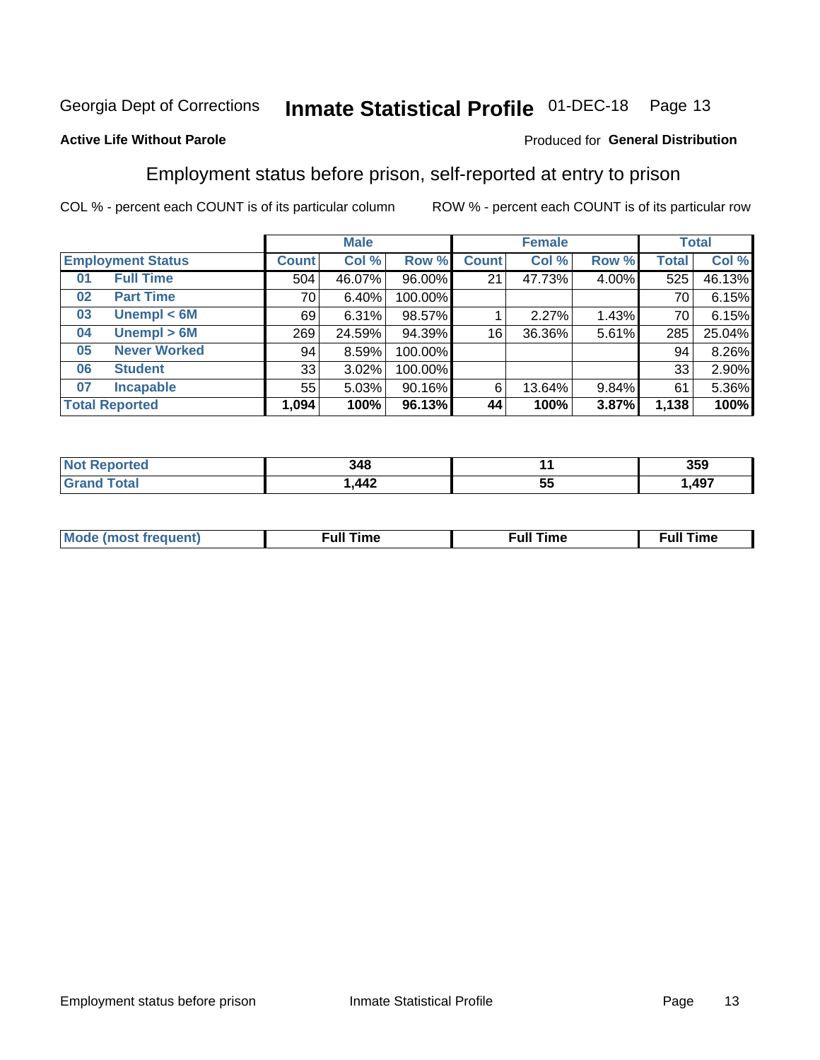Georgia Dept of Corrections **Inmate Statistical Profile** 01-DEC-18 Page 13

**Active Life Without Parole**

Produced for **General Distribution**

## Employment status before prison, self-reported at entry to prison

COL % - percent each COUNT is of its particular column ROW % - percent each COUNT is of its particular row

| | | Male | | | Female | | | Total | |
|---|---|---|---|---|---|---|---|---|---|
| **Employment Status** | | **Count** | **Col %** | **Row %** | **Count** | **Col %** | **Row %** | **Total** | **Col %** |
| 01 | Full Time | 504 | 46.07% | 96.00% | 21 | 47.73% | 4.00% | 525 | 46.13% |
| 02 | Part Time | 70 | 6.40% | 100.00% | | | | 70 | 6.15% |
| 03 | Unempl < 6M | 69 | 6.31% | 98.57% | 1 | 2.27% | 1.43% | 70 | 6.15% |
| 04 | Unempl > 6M | 269 | 24.59% | 94.39% | 16 | 36.36% | 5.61% | 285 | 25.04% |
| 05 | Never Worked | 94 | 8.59% | 100.00% | | | | 94 | 8.26% |
| 06 | Student | 33 | 3.02% | 100.00% | | | | 33 | 2.90% |
| 07 | Incapable | 55 | 5.03% | 90.16% | 6 | 13.64% | 9.84% | 61 | 5.36% |
| **Total Reported** | | **1,094** | **100%** | **96.13%** | **44** | **100%** | **3.87%** | **1,138** | **100%** |

| | Male | Female | Total |
|---|---|---|---|
| Not Reported | 348 | 11 | 359 |
| Grand Total | 1,442 | 55 | 1,497 |

| | Male | Female | Total |
|---|---|---|---|
| Mode (most frequent) | Full Time | Full Time | Full Time |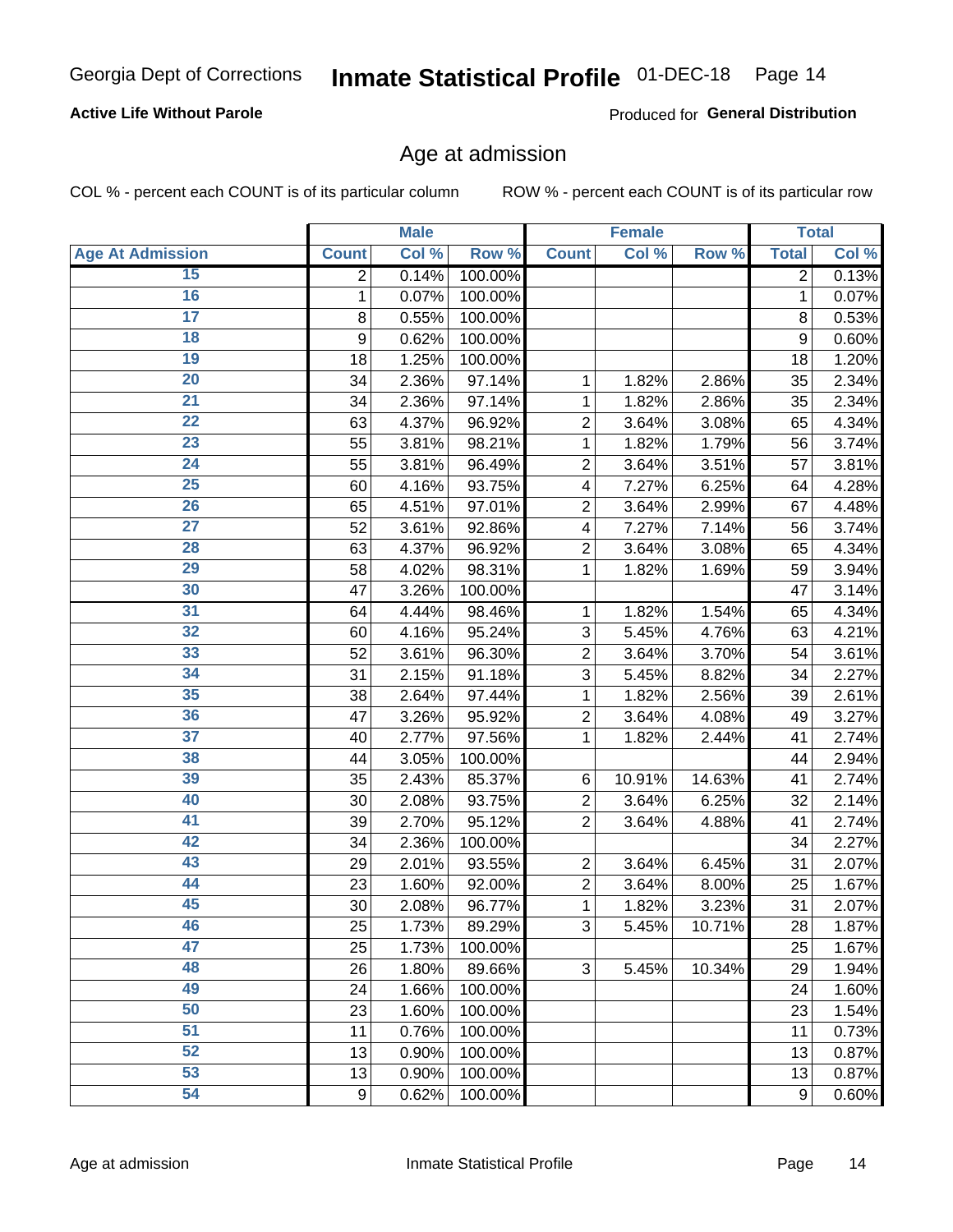**Active Life Without Parole**

Produced for **General Distribution**

## Age at admission

COL % - percent each COUNT is of its particular column

ROW % - percent each COUNT is of its particular row

| | Male | | | Female | | | Total | |
|---|---|---|---|---|---|---|---|---|
| Age At Admission | Count | Col % | Row % | Count | Col % | Row % | Total | Col % |
| 15 | 2 | 0.14% | 100.00% | | | | 2 | 0.13% |
| 16 | 1 | 0.07% | 100.00% | | | | 1 | 0.07% |
| 17 | 8 | 0.55% | 100.00% | | | | 8 | 0.53% |
| 18 | 9 | 0.62% | 100.00% | | | | 9 | 0.60% |
| 19 | 18 | 1.25% | 100.00% | | | | 18 | 1.20% |
| 20 | 34 | 2.36% | 97.14% | 1 | 1.82% | 2.86% | 35 | 2.34% |
| 21 | 34 | 2.36% | 97.14% | 1 | 1.82% | 2.86% | 35 | 2.34% |
| 22 | 63 | 4.37% | 96.92% | 2 | 3.64% | 3.08% | 65 | 4.34% |
| 23 | 55 | 3.81% | 98.21% | 1 | 1.82% | 1.79% | 56 | 3.74% |
| 24 | 55 | 3.81% | 96.49% | 2 | 3.64% | 3.51% | 57 | 3.81% |
| 25 | 60 | 4.16% | 93.75% | 4 | 7.27% | 6.25% | 64 | 4.28% |
| 26 | 65 | 4.51% | 97.01% | 2 | 3.64% | 2.99% | 67 | 4.48% |
| 27 | 52 | 3.61% | 92.86% | 4 | 7.27% | 7.14% | 56 | 3.74% |
| 28 | 63 | 4.37% | 96.92% | 2 | 3.64% | 3.08% | 65 | 4.34% |
| 29 | 58 | 4.02% | 98.31% | 1 | 1.82% | 1.69% | 59 | 3.94% |
| 30 | 47 | 3.26% | 100.00% | | | | 47 | 3.14% |
| 31 | 64 | 4.44% | 98.46% | 1 | 1.82% | 1.54% | 65 | 4.34% |
| 32 | 60 | 4.16% | 95.24% | 3 | 5.45% | 4.76% | 63 | 4.21% |
| 33 | 52 | 3.61% | 96.30% | 2 | 3.64% | 3.70% | 54 | 3.61% |
| 34 | 31 | 2.15% | 91.18% | 3 | 5.45% | 8.82% | 34 | 2.27% |
| 35 | 38 | 2.64% | 97.44% | 1 | 1.82% | 2.56% | 39 | 2.61% |
| 36 | 47 | 3.26% | 95.92% | 2 | 3.64% | 4.08% | 49 | 3.27% |
| 37 | 40 | 2.77% | 97.56% | 1 | 1.82% | 2.44% | 41 | 2.74% |
| 38 | 44 | 3.05% | 100.00% | | | | 44 | 2.94% |
| 39 | 35 | 2.43% | 85.37% | 6 | 10.91% | 14.63% | 41 | 2.74% |
| 40 | 30 | 2.08% | 93.75% | 2 | 3.64% | 6.25% | 32 | 2.14% |
| 41 | 39 | 2.70% | 95.12% | 2 | 3.64% | 4.88% | 41 | 2.74% |
| 42 | 34 | 2.36% | 100.00% | | | | 34 | 2.27% |
| 43 | 29 | 2.01% | 93.55% | 2 | 3.64% | 6.45% | 31 | 2.07% |
| 44 | 23 | 1.60% | 92.00% | 2 | 3.64% | 8.00% | 25 | 1.67% |
| 45 | 30 | 2.08% | 96.77% | 1 | 1.82% | 3.23% | 31 | 2.07% |
| 46 | 25 | 1.73% | 89.29% | 3 | 5.45% | 10.71% | 28 | 1.87% |
| 47 | 25 | 1.73% | 100.00% | | | | 25 | 1.67% |
| 48 | 26 | 1.80% | 89.66% | 3 | 5.45% | 10.34% | 29 | 1.94% |
| 49 | 24 | 1.66% | 100.00% | | | | 24 | 1.60% |
| 50 | 23 | 1.60% | 100.00% | | | | 23 | 1.54% |
| 51 | 11 | 0.76% | 100.00% | | | | 11 | 0.73% |
| 52 | 13 | 0.90% | 100.00% | | | | 13 | 0.87% |
| 53 | 13 | 0.90% | 100.00% | | | | 13 | 0.87% |
| 54 | 9 | 0.62% | 100.00% | | | | 9 | 0.60% |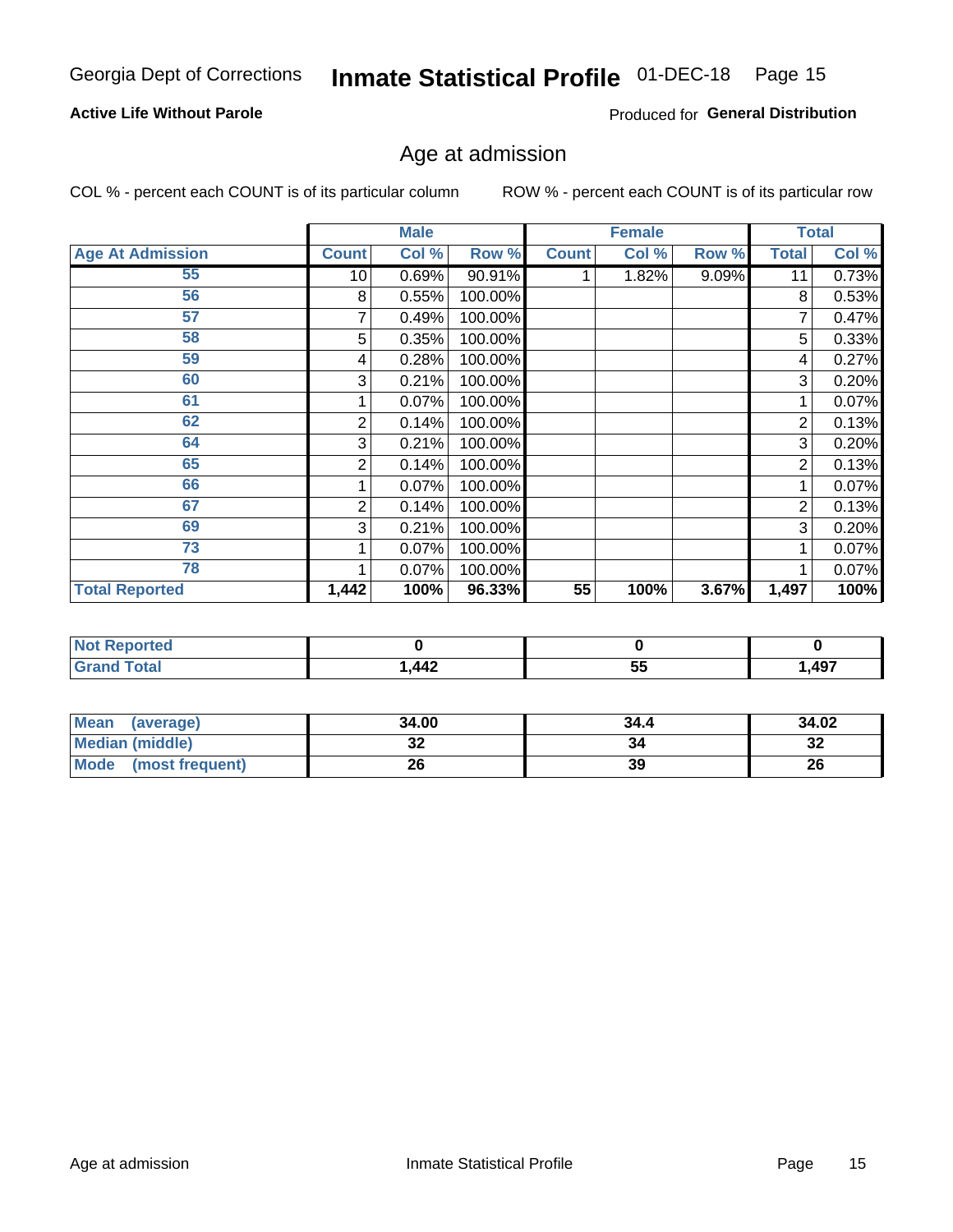Georgia Dept of Corrections **Inmate Statistical Profile** 01-DEC-18

**Active Life Without Parole**

Produced for **General Distribution**

## Age at admission

COL % - percent each COUNT is of its particular column

ROW % - percent each COUNT is of its particular row

| | Male | | | Female | | | Total | |
|---|---|---|---|---|---|---|---|---|
| **Age At Admission** | **Count** | **Col %** | **Row %** | **Count** | **Col %** | **Row %** | **Total** | **Col %** |
| 55 | 10 | 0.69% | 90.91% | 1 | 1.82% | 9.09% | 11 | 0.73% |
| 56 | 8 | 0.55% | 100.00% | | | | 8 | 0.53% |
| 57 | 7 | 0.49% | 100.00% | | | | 7 | 0.47% |
| 58 | 5 | 0.35% | 100.00% | | | | 5 | 0.33% |
| 59 | 4 | 0.28% | 100.00% | | | | 4 | 0.27% |
| 60 | 3 | 0.21% | 100.00% | | | | 3 | 0.20% |
| 61 | 1 | 0.07% | 100.00% | | | | 1 | 0.07% |
| 62 | 2 | 0.14% | 100.00% | | | | 2 | 0.13% |
| 64 | 3 | 0.21% | 100.00% | | | | 3 | 0.20% |
| 65 | 2 | 0.14% | 100.00% | | | | 2 | 0.13% |
| 66 | 1 | 0.07% | 100.00% | | | | 1 | 0.07% |
| 67 | 2 | 0.14% | 100.00% | | | | 2 | 0.13% |
| 69 | 3 | 0.21% | 100.00% | | | | 3 | 0.20% |
| 73 | 1 | 0.07% | 100.00% | | | | 1 | 0.07% |
| 78 | 1 | 0.07% | 100.00% | | | | 1 | 0.07% |
| **Total Reported** | **1,442** | **100%** | **96.33%** | **55** | **100%** | **3.67%** | **1,497** | **100%** |

| | Male | Female | Total |
|---|---|---|---|
| **Not Reported** | **0** | **0** | **0** |
| **Grand Total** | **1,442** | **55** | **1,497** |

| | Male | Female | Total |
|---|---|---|---|
| **Mean (average)** | **34.00** | **34.4** | **34.02** |
| **Median (middle)** | **32** | **34** | **32** |
| **Mode (most frequent)** | **26** | **39** | **26** |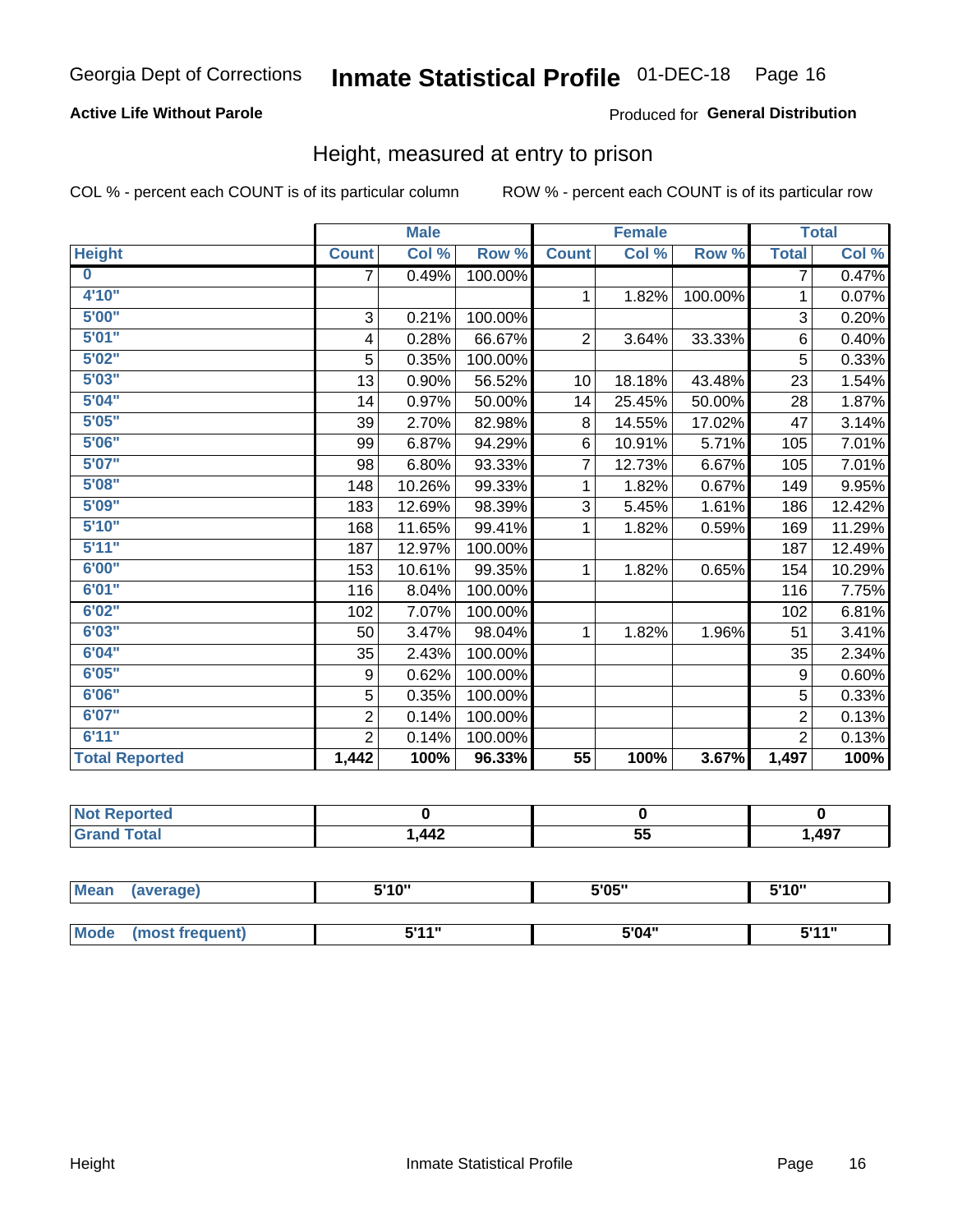Georgia Dept of Corrections **Inmate Statistical Profile** 01-DEC-18

**Active Life Without Parole**

Produced for **General Distribution**

## Height, measured at entry to prison

COL % - percent each COUNT is of its particular column ROW % - percent each COUNT is of its particular row

| | Male | | | Female | | | Total | |
|---|---|---|---|---|---|---|---|---|
| **Height** | **Count** | **Col %** | **Row %** | **Count** | **Col %** | **Row %** | **Total** | **Col %** |
| **0** | 7 | 0.49% | 100.00% | | | | 7 | 0.47% |
| **4'10"** | | | | 1 | 1.82% | 100.00% | 1 | 0.07% |
| **5'00"** | 3 | 0.21% | 100.00% | | | | 3 | 0.20% |
| **5'01"** | 4 | 0.28% | 66.67% | 2 | 3.64% | 33.33% | 6 | 0.40% |
| **5'02"** | 5 | 0.35% | 100.00% | | | | 5 | 0.33% |
| **5'03"** | 13 | 0.90% | 56.52% | 10 | 18.18% | 43.48% | 23 | 1.54% |
| **5'04"** | 14 | 0.97% | 50.00% | 14 | 25.45% | 50.00% | 28 | 1.87% |
| **5'05"** | 39 | 2.70% | 82.98% | 8 | 14.55% | 17.02% | 47 | 3.14% |
| **5'06"** | 99 | 6.87% | 94.29% | 6 | 10.91% | 5.71% | 105 | 7.01% |
| **5'07"** | 98 | 6.80% | 93.33% | 7 | 12.73% | 6.67% | 105 | 7.01% |
| **5'08"** | 148 | 10.26% | 99.33% | 1 | 1.82% | 0.67% | 149 | 9.95% |
| **5'09"** | 183 | 12.69% | 98.39% | 3 | 5.45% | 1.61% | 186 | 12.42% |
| **5'10"** | 168 | 11.65% | 99.41% | 1 | 1.82% | 0.59% | 169 | 11.29% |
| **5'11"** | 187 | 12.97% | 100.00% | | | | 187 | 12.49% |
| **6'00"** | 153 | 10.61% | 99.35% | 1 | 1.82% | 0.65% | 154 | 10.29% |
| **6'01"** | 116 | 8.04% | 100.00% | | | | 116 | 7.75% |
| **6'02"** | 102 | 7.07% | 100.00% | | | | 102 | 6.81% |
| **6'03"** | 50 | 3.47% | 98.04% | 1 | 1.82% | 1.96% | 51 | 3.41% |
| **6'04"** | 35 | 2.43% | 100.00% | | | | 35 | 2.34% |
| **6'05"** | 9 | 0.62% | 100.00% | | | | 9 | 0.60% |
| **6'06"** | 5 | 0.35% | 100.00% | | | | 5 | 0.33% |
| **6'07"** | 2 | 0.14% | 100.00% | | | | 2 | 0.13% |
| **6'11"** | 2 | 0.14% | 100.00% | | | | 2 | 0.13% |
| **Total Reported** | **1,442** | **100%** | **96.33%** | **55** | **100%** | **3.67%** | **1,497** | **100%** |

| | Male | Female | Total |
|---|---|---|---|
| **Not Reported** | **0** | **0** | **0** |
| **Grand Total** | **1,442** | **55** | **1,497** |

| | Male | Female | Total |
|---|---|---|---|
| **Mean (average)** | **5'10"** | **5'05"** | **5'10"** |
| **Mode (most frequent)** | **5'11"** | **5'04"** | **5'11"** |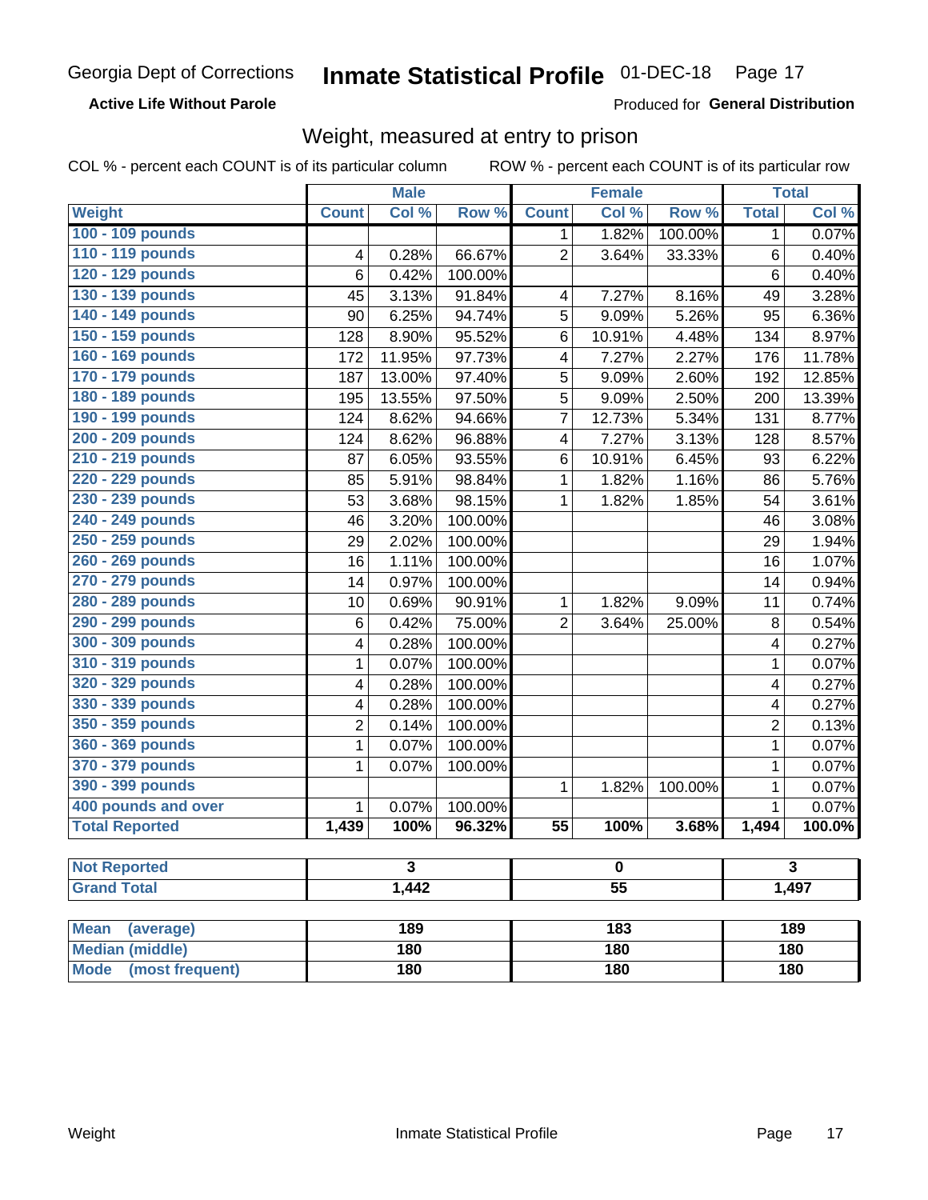Georgia Dept of Corrections **Inmate Statistical Profile** 01-DEC-18 Page 17

**Active Life Without Parole**

Produced for **General Distribution**

## Weight, measured at entry to prison

COL % - percent each COUNT is of its particular column ROW % - percent each COUNT is of its particular row

| | Male | | | Female | | | Total | |
|---|---|---|---|---|---|---|---|---|
| **Weight** | **Count** | **Col %** | **Row %** | **Count** | **Col %** | **Row %** | **Total** | **Col %** |
| 100 - 109 pounds | | | | 1 | 1.82% | 100.00% | 1 | 0.07% |
| 110 - 119 pounds | 4 | 0.28% | 66.67% | 2 | 3.64% | 33.33% | 6 | 0.40% |
| 120 - 129 pounds | 6 | 0.42% | 100.00% | | | | 6 | 0.40% |
| 130 - 139 pounds | 45 | 3.13% | 91.84% | 4 | 7.27% | 8.16% | 49 | 3.28% |
| 140 - 149 pounds | 90 | 6.25% | 94.74% | 5 | 9.09% | 5.26% | 95 | 6.36% |
| 150 - 159 pounds | 128 | 8.90% | 95.52% | 6 | 10.91% | 4.48% | 134 | 8.97% |
| 160 - 169 pounds | 172 | 11.95% | 97.73% | 4 | 7.27% | 2.27% | 176 | 11.78% |
| 170 - 179 pounds | 187 | 13.00% | 97.40% | 5 | 9.09% | 2.60% | 192 | 12.85% |
| 180 - 189 pounds | 195 | 13.55% | 97.50% | 5 | 9.09% | 2.50% | 200 | 13.39% |
| 190 - 199 pounds | 124 | 8.62% | 94.66% | 7 | 12.73% | 5.34% | 131 | 8.77% |
| 200 - 209 pounds | 124 | 8.62% | 96.88% | 4 | 7.27% | 3.13% | 128 | 8.57% |
| 210 - 219 pounds | 87 | 6.05% | 93.55% | 6 | 10.91% | 6.45% | 93 | 6.22% |
| 220 - 229 pounds | 85 | 5.91% | 98.84% | 1 | 1.82% | 1.16% | 86 | 5.76% |
| 230 - 239 pounds | 53 | 3.68% | 98.15% | 1 | 1.82% | 1.85% | 54 | 3.61% |
| 240 - 249 pounds | 46 | 3.20% | 100.00% | | | | 46 | 3.08% |
| 250 - 259 pounds | 29 | 2.02% | 100.00% | | | | 29 | 1.94% |
| 260 - 269 pounds | 16 | 1.11% | 100.00% | | | | 16 | 1.07% |
| 270 - 279 pounds | 14 | 0.97% | 100.00% | | | | 14 | 0.94% |
| 280 - 289 pounds | 10 | 0.69% | 90.91% | 1 | 1.82% | 9.09% | 11 | 0.74% |
| 290 - 299 pounds | 6 | 0.42% | 75.00% | 2 | 3.64% | 25.00% | 8 | 0.54% |
| 300 - 309 pounds | 4 | 0.28% | 100.00% | | | | 4 | 0.27% |
| 310 - 319 pounds | 1 | 0.07% | 100.00% | | | | 1 | 0.07% |
| 320 - 329 pounds | 4 | 0.28% | 100.00% | | | | 4 | 0.27% |
| 330 - 339 pounds | 4 | 0.28% | 100.00% | | | | 4 | 0.27% |
| 350 - 359 pounds | 2 | 0.14% | 100.00% | | | | 2 | 0.13% |
| 360 - 369 pounds | 1 | 0.07% | 100.00% | | | | 1 | 0.07% |
| 370 - 379 pounds | 1 | 0.07% | 100.00% | | | | 1 | 0.07% |
| 390 - 399 pounds | | | | 1 | 1.82% | 100.00% | 1 | 0.07% |
| 400 pounds and over | 1 | 0.07% | 100.00% | | | | 1 | 0.07% |
| **Total Reported** | **1,439** | **100%** | **96.32%** | **55** | **100%** | **3.68%** | **1,494** | **100.0%** |

| | Male | Female | Total |
|---|---|---|---|
| **Not Reported** | **3** | **0** | **3** |
| **Grand Total** | **1,442** | **55** | **1,497** |

| | Male | Female | Total |
|---|---|---|---|
| **Mean (average)** | **189** | **183** | **189** |
| **Median (middle)** | **180** | **180** | **180** |
| **Mode (most frequent)** | **180** | **180** | **180** |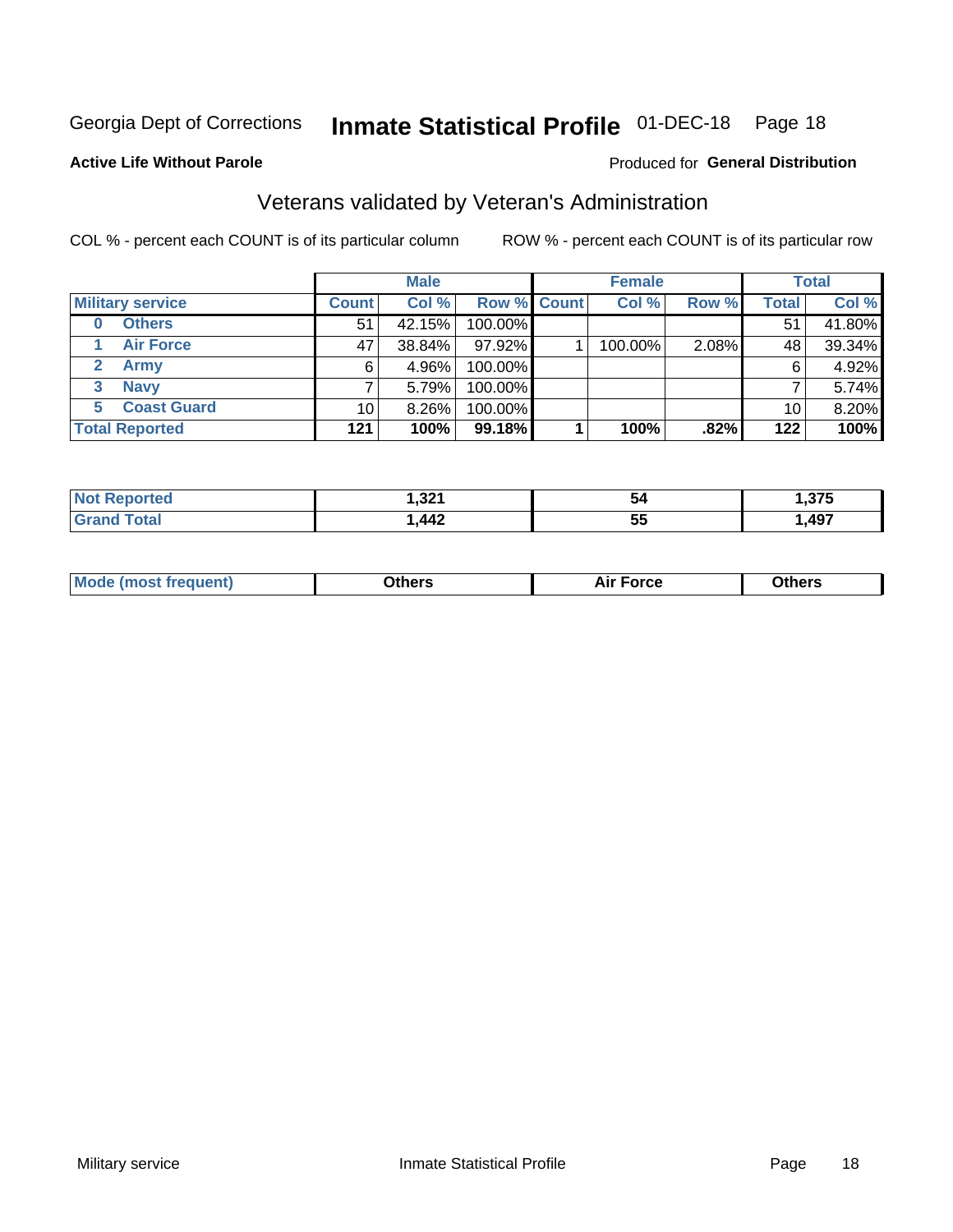Georgia Dept of Corrections **Inmate Statistical Profile** 01-DEC-18 Page 18

**Active Life Without Parole**

Produced for **General Distribution**

## Veterans validated by Veteran's Administration

COL % - percent each COUNT is of its particular column

ROW % - percent each COUNT is of its particular row

| | Male | | | Female | | | Total | |
|---|---|---|---|---|---|---|---|---|
| **Military service** | **Count** | **Col %** | **Row %** | **Count** | **Col %** | **Row %** | **Total** | **Col %** |
| 0 Others | 51 | 42.15% | 100.00% | | | | 51 | 41.80% |
| 1 Air Force | 47 | 38.84% | 97.92% | 1 | 100.00% | 2.08% | 48 | 39.34% |
| 2 Army | 6 | 4.96% | 100.00% | | | | 6 | 4.92% |
| 3 Navy | 7 | 5.79% | 100.00% | | | | 7 | 5.74% |
| 5 Coast Guard | 10 | 8.26% | 100.00% | | | | 10 | 8.20% |
| **Total Reported** | **121** | **100%** | **99.18%** | **1** | **100%** | **.82%** | **122** | **100%** |

| | Male | Female | Total |
|---|---|---|---|
| **Not Reported** | **1,321** | **54** | **1,375** |
| **Grand Total** | **1,442** | **55** | **1,497** |

| | Male | Female | Total |
|---|---|---|---|
| **Mode (most frequent)** | **Others** | **Air Force** | **Others** |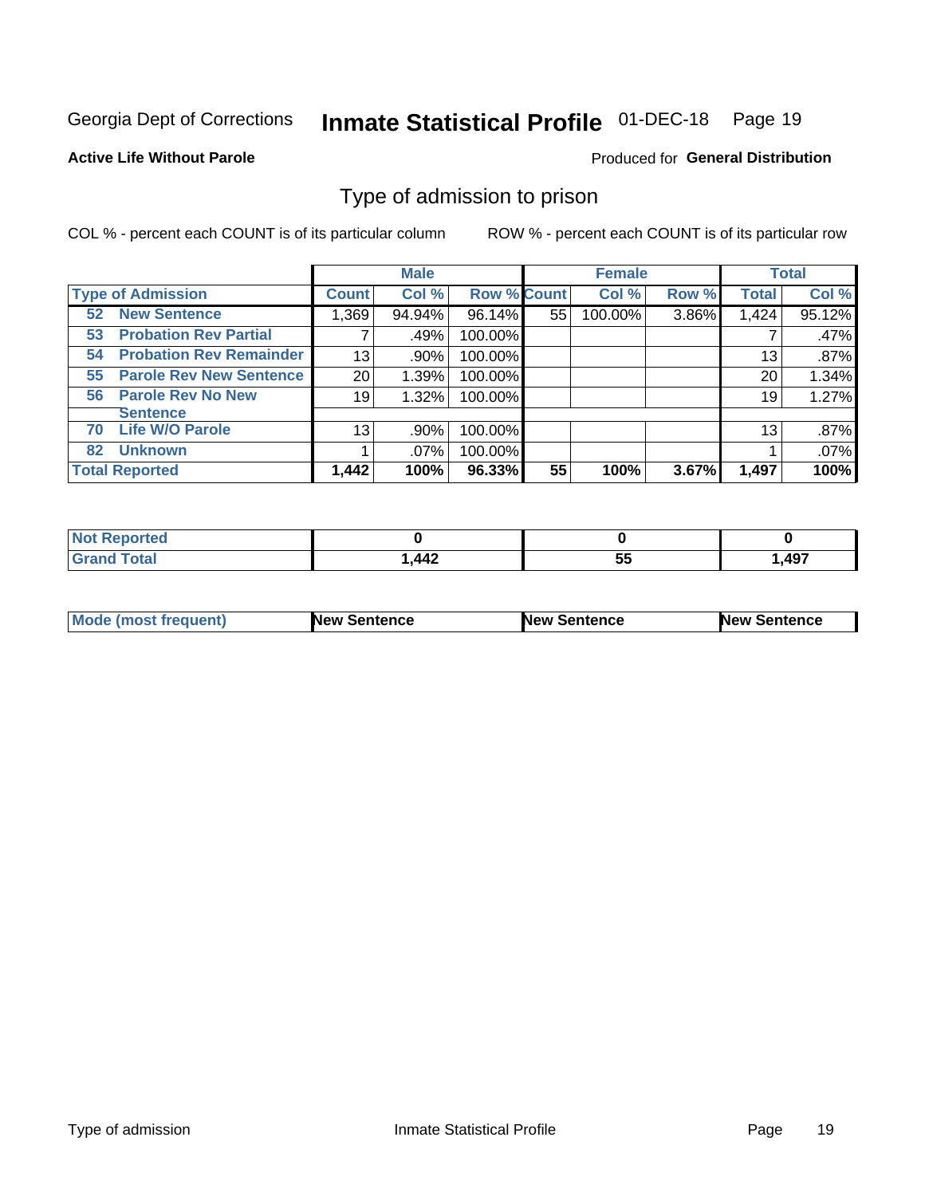Georgia Dept of Corrections **Inmate Statistical Profile** 01-DEC-18

**Active Life Without Parole**

Produced for **General Distribution**

## Type of admission to prison

COL % - percent each COUNT is of its particular column

ROW % - percent each COUNT is of its particular row

| | Male | | | Female | | | Total | |
|---|---|---|---|---|---|---|---|---|
| **Type of Admission** | **Count** | **Col %** | **Row %** | **Count** | **Col %** | **Row %** | **Total** | **Col %** |
| 52 **New Sentence** | 1,369 | 94.94% | 96.14% | 55 | 100.00% | 3.86% | 1,424 | 95.12% |
| 53 **Probation Rev Partial** | 7 | .49% | 100.00% | | | | 7 | .47% |
| 54 **Probation Rev Remainder** | 13 | .90% | 100.00% | | | | 13 | .87% |
| 55 **Parole Rev New Sentence** | 20 | 1.39% | 100.00% | | | | 20 | 1.34% |
| 56 **Parole Rev No New Sentence** | 19 | 1.32% | 100.00% | | | | 19 | 1.27% |
| 70 **Life W/O Parole** | 13 | .90% | 100.00% | | | | 13 | .87% |
| 82 **Unknown** | 1 | .07% | 100.00% | | | | 1 | .07% |
| **Total Reported** | **1,442** | **100%** | **96.33%** | **55** | **100%** | **3.67%** | **1,497** | **100%** |

| | Male | Female | Total |
|---|---|---|---|
| **Not Reported** | **0** | **0** | **0** |
| **Grand Total** | **1,442** | **55** | **1,497** |

| | Male | Female | Total |
|---|---|---|---|
| **Mode (most frequent)** | **New Sentence** | **New Sentence** | **New Sentence** |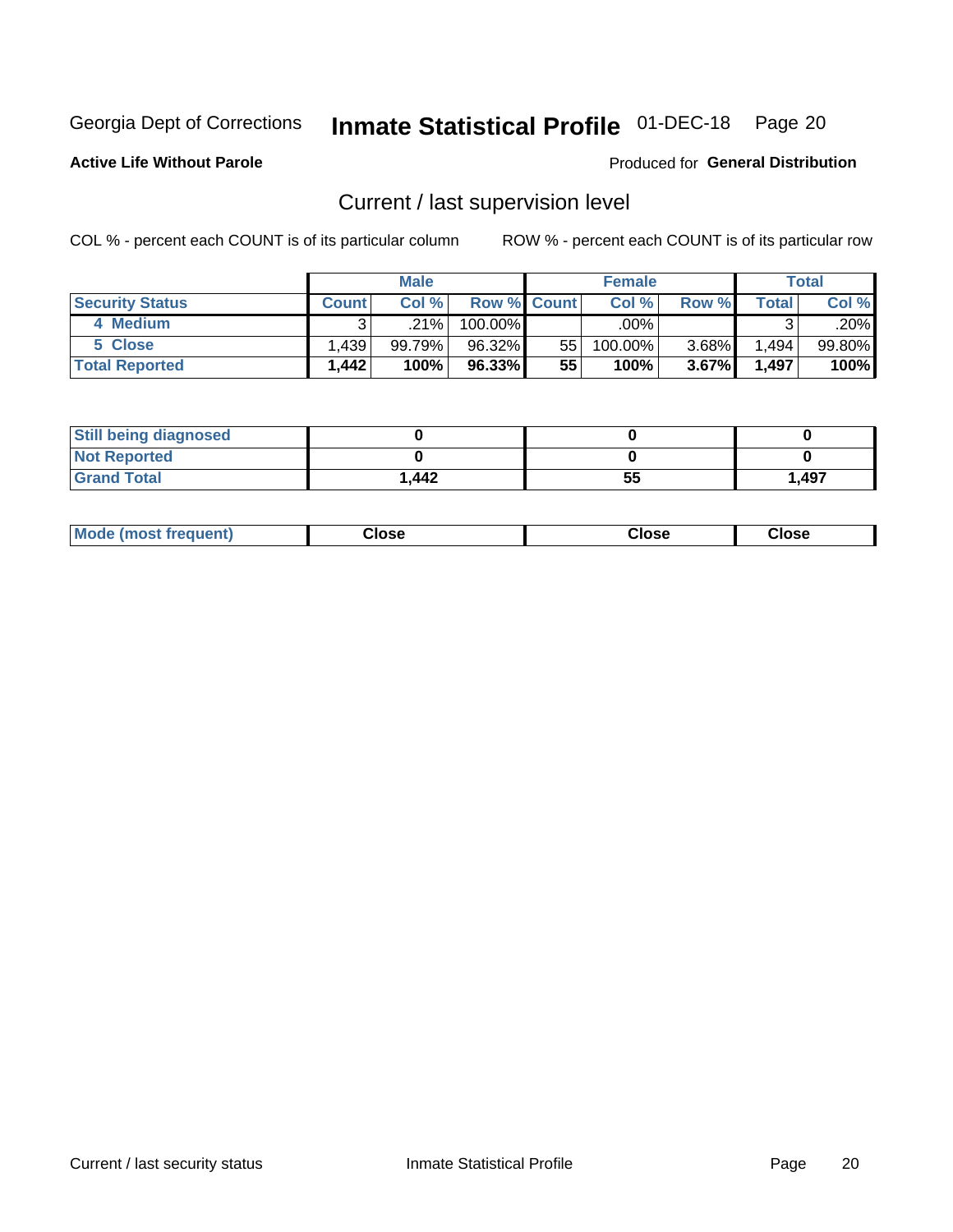Georgia Dept of Corrections **Inmate Statistical Profile** 01-DEC-18

**Active Life Without Parole**

Produced for **General Distribution**

## Current / last supervision level

COL % - percent each COUNT is of its particular column ROW % - percent each COUNT is of its particular row

| | Male | | | Female | | | Total | |
|---|---|---|---|---|---|---|---|---|
| **Security Status** | **Count** | **Col %** | **Row %** | **Count** | **Col %** | **Row %** | **Total** | **Col %** |
| **4 Medium** | 3 | .21% | 100.00% | | .00% | | 3 | .20% |
| **5 Close** | 1,439 | 99.79% | 96.32% | 55 | 100.00% | 3.68% | 1,494 | 99.80% |
| **Total Reported** | **1,442** | **100%** | **96.33%** | **55** | **100%** | **3.67%** | **1,497** | **100%** |

| | | | |
|---|---|---|---|
| **Still being diagnosed** | 0 | 0 | 0 |
| **Not Reported** | 0 | 0 | 0 |
| **Grand Total** | 1,442 | 55 | 1,497 |

| | | | |
|---|---|---|---|
| **Mode (most frequent)** | Close | Close | Close |

Current / last security status Inmate Statistical Profile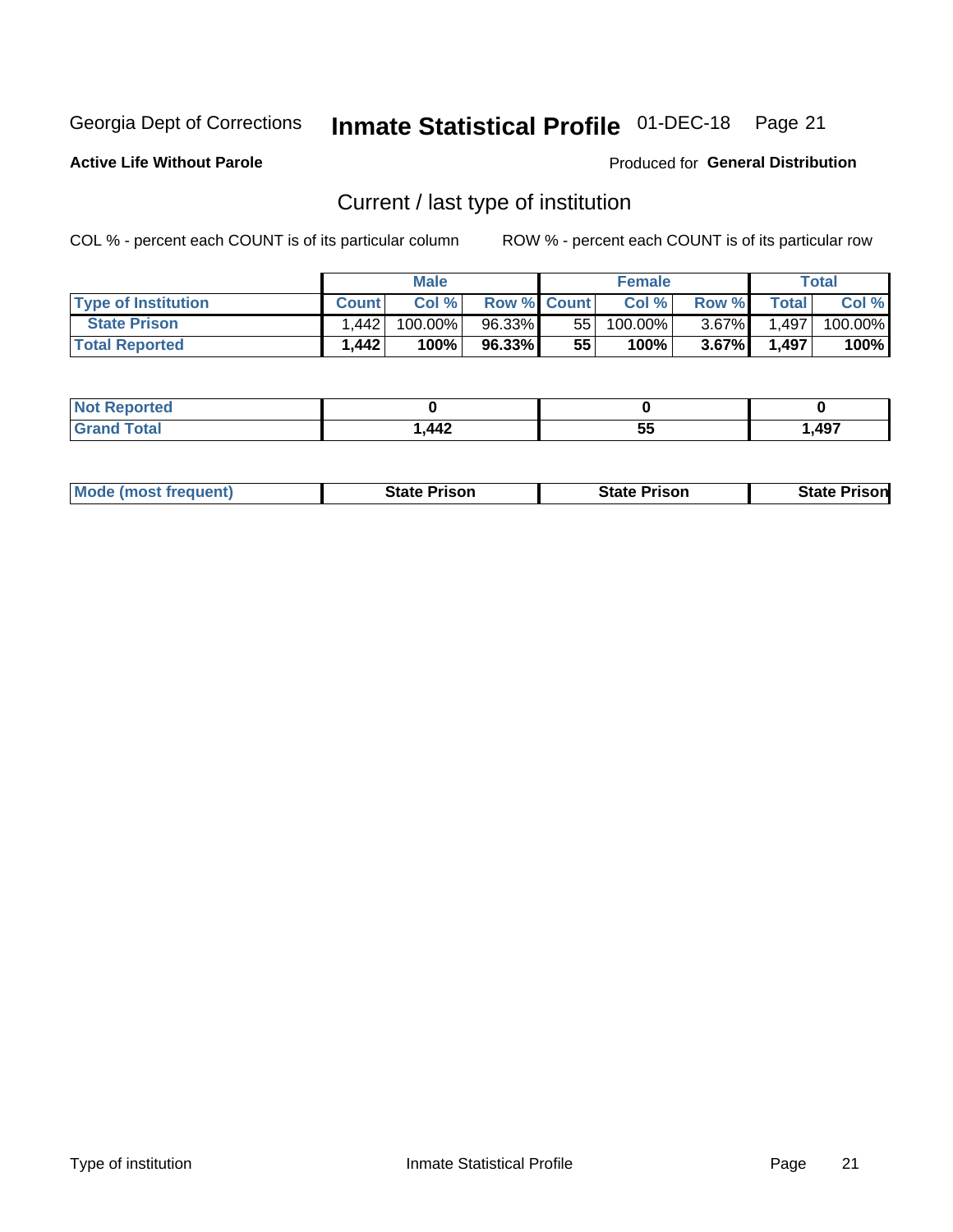Georgia Dept of Corrections **Inmate Statistical Profile** 01-DEC-18

**Active Life Without Parole**

Produced for **General Distribution**

## Current / last type of institution

COL % - percent each COUNT is of its particular column

ROW % - percent each COUNT is of its particular row

| | Male | | | Female | | | Total | |
|---|---|---|---|---|---|---|---|---|
| Type of Institution | Count | Col % | Row % | Count | Col % | Row % | Total | Col % |
| State Prison | 1,442 | 100.00% | 96.33% | 55 | 100.00% | 3.67% | 1,497 | 100.00% |
| **Total Reported** | **1,442** | **100%** | **96.33%** | **55** | **100%** | **3.67%** | **1,497** | **100%** |

| | Male | Female | Total |
|---|---|---|---|
| Not Reported | **0** | **0** | **0** |
| Grand Total | **1,442** | **55** | **1,497** |

| | Male | Female | Total |
|---|---|---|---|
| Mode (most frequent) | **State Prison** | **State Prison** | **State Prison** |

Type of institution

Inmate Statistical Profile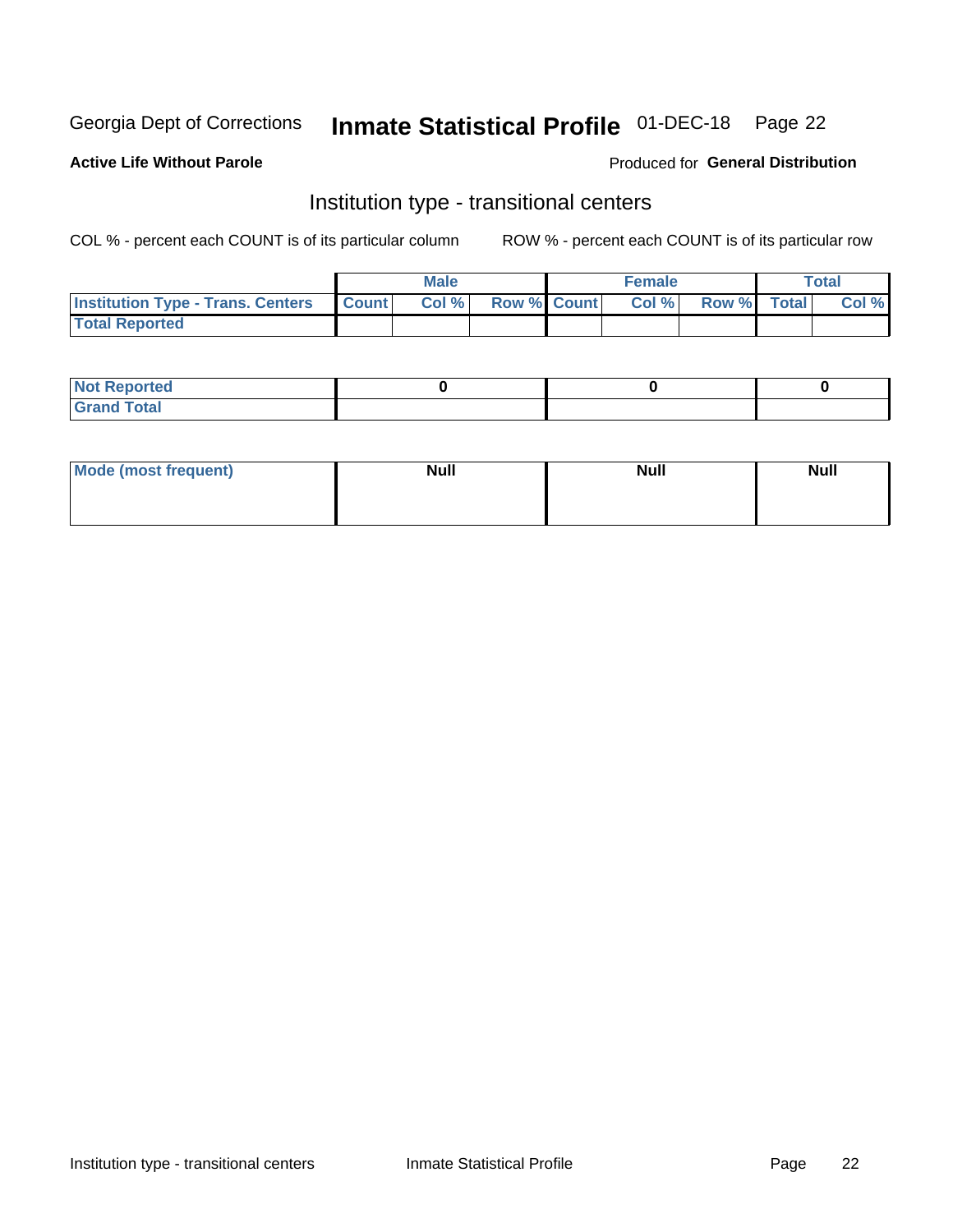Georgia Dept of Corrections **Inmate Statistical Profile** 01-DEC-18

**Active Life Without Parole**

Produced for **General Distribution**

## Institution type - transitional centers

COL % - percent each COUNT is of its particular column ROW % - percent each COUNT is of its particular row

| | Male | | | Female | | | Total | |
|---|---|---|---|---|---|---|---|---|
| **Institution Type - Trans. Centers** | **Count** | **Col %** | **Row %** | **Count** | **Col %** | **Row %** | **Total** | **Col %** |
| **Total Reported** | | | | | | | | |

| | Male | Female | Total |
|---|---|---|---|
| **Not Reported** | 0 | 0 | 0 |
| **Grand Total** | | | |

| | Male | Female | Total |
|---|---|---|---|
| **Mode (most frequent)** | Null | Null | Null |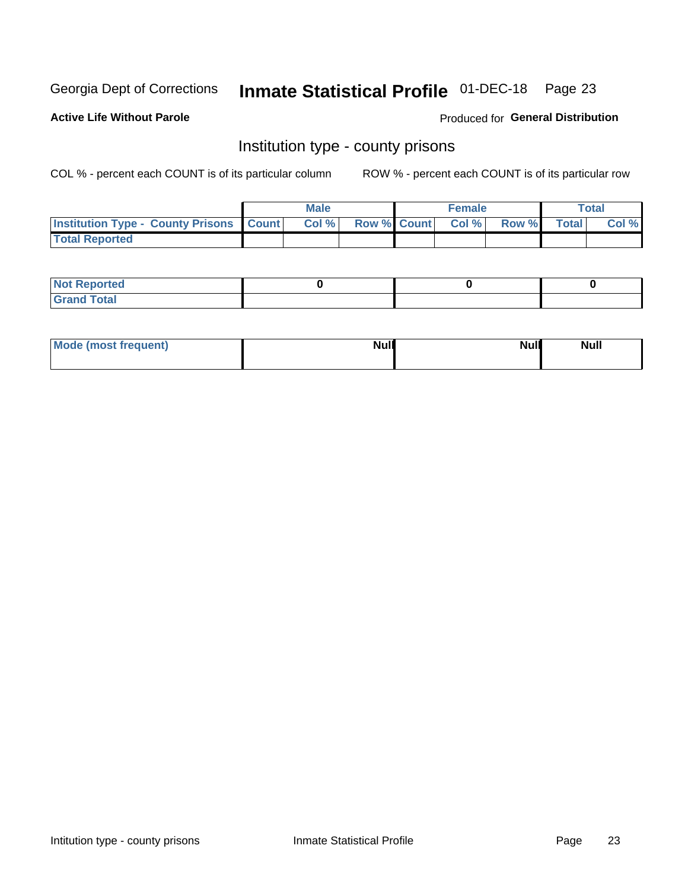Georgia Dept of Corrections **Inmate Statistical Profile** 01-DEC-18

**Active Life Without Parole**

Produced for **General Distribution**

## Institution type - county prisons

COL % - percent each COUNT is of its particular column

ROW % - percent each COUNT is of its particular row

| | Male | | | Female | | | Total | |
|---|---|---|---|---|---|---|---|---|
| **Institution Type - County Prisons** | **Count** | **Col %** | **Row %** | **Count** | **Col %** | **Row %** | **Total** | **Col %** |
| **Total Reported** | | | | | | | | |

| | Male | Female | Total |
|---|---|---|---|
| **Not Reported** | 0 | 0 | 0 |
| **Grand Total** | | | |

| | Male | Female | Total |
|---|---|---|---|
| **Mode (most frequent)** | Null | Null | Null |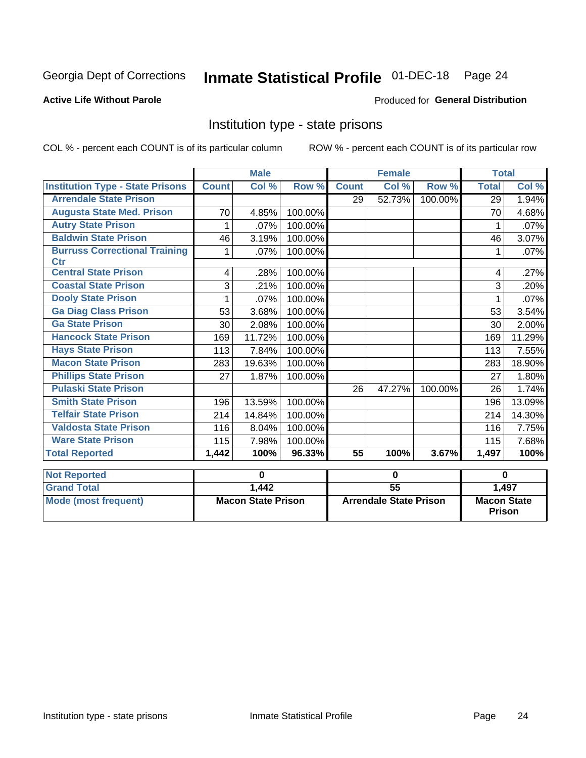Georgia Dept of Corrections **Inmate Statistical Profile** 01-DEC-18

**Active Life Without Parole**

Produced for **General Distribution**

## Institution type - state prisons

COL % - percent each COUNT is of its particular column ROW % - percent each COUNT is of its particular row

| | Male | | | Female | | | Total | |
|---|---|---|---|---|---|---|---|---|
| **Institution Type - State Prisons** | **Count** | **Col %** | **Row %** | **Count** | **Col %** | **Row %** | **Total** | **Col %** |
| Arrendale State Prison | | | | 29 | 52.73% | 100.00% | 29 | 1.94% |
| Augusta State Med. Prison | 70 | 4.85% | 100.00% | | | | 70 | 4.68% |
| Autry State Prison | 1 | .07% | 100.00% | | | | 1 | .07% |
| Baldwin State Prison | 46 | 3.19% | 100.00% | | | | 46 | 3.07% |
| Burruss Correctional Training Ctr | 1 | .07% | 100.00% | | | | 1 | .07% |
| Central State Prison | 4 | .28% | 100.00% | | | | 4 | .27% |
| Coastal State Prison | 3 | .21% | 100.00% | | | | 3 | .20% |
| Dooly State Prison | 1 | .07% | 100.00% | | | | 1 | .07% |
| Ga Diag Class Prison | 53 | 3.68% | 100.00% | | | | 53 | 3.54% |
| Ga State Prison | 30 | 2.08% | 100.00% | | | | 30 | 2.00% |
| Hancock State Prison | 169 | 11.72% | 100.00% | | | | 169 | 11.29% |
| Hays State Prison | 113 | 7.84% | 100.00% | | | | 113 | 7.55% |
| Macon State Prison | 283 | 19.63% | 100.00% | | | | 283 | 18.90% |
| Phillips State Prison | 27 | 1.87% | 100.00% | | | | 27 | 1.80% |
| Pulaski State Prison | | | | 26 | 47.27% | 100.00% | 26 | 1.74% |
| Smith State Prison | 196 | 13.59% | 100.00% | | | | 196 | 13.09% |
| Telfair State Prison | 214 | 14.84% | 100.00% | | | | 214 | 14.30% |
| Valdosta State Prison | 116 | 8.04% | 100.00% | | | | 116 | 7.75% |
| Ware State Prison | 115 | 7.98% | 100.00% | | | | 115 | 7.68% |
| **Total Reported** | **1,442** | **100%** | **96.33%** | **55** | **100%** | **3.67%** | **1,497** | **100%** |

| | Male | Female | Total |
|---|---|---|---|
| **Not Reported** | **0** | **0** | **0** |
| **Grand Total** | **1,442** | **55** | **1,497** |
| **Mode (most frequent)** | **Macon State Prison** | **Arrendale State Prison** | **Macon State Prison** |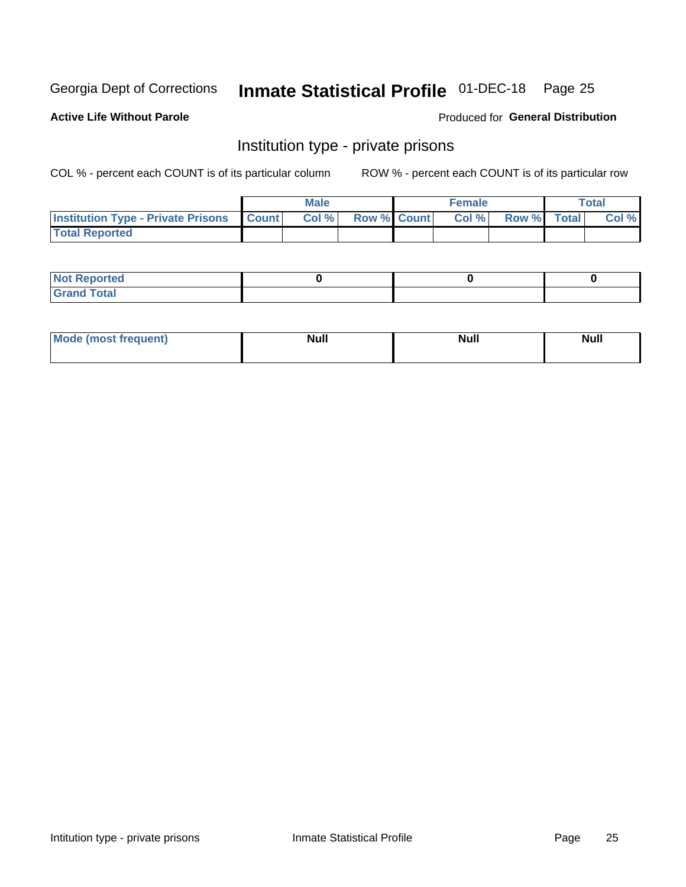Georgia Dept of Corrections **Inmate Statistical Profile** 01-DEC-18 Page 25

**Active Life Without Parole**

Produced for **General Distribution**

## Institution type - private prisons

COL % - percent each COUNT is of its particular column

ROW % - percent each COUNT is of its particular row

| | Male | | | Female | | | Total | |
|---|---|---|---|---|---|---|---|---|
| **Institution Type - Private Prisons** | **Count** | **Col %** | **Row %** | **Count** | **Col %** | **Row %** | **Total** | **Col %** |
| **Total Reported** | | | | | | | | |

| | Male | Female | Total |
|---|---|---|---|
| **Not Reported** | 0 | 0 | 0 |
| **Grand Total** | | | |

| | Male | Female | Total |
|---|---|---|---|
| **Mode (most frequent)** | Null | Null | Null |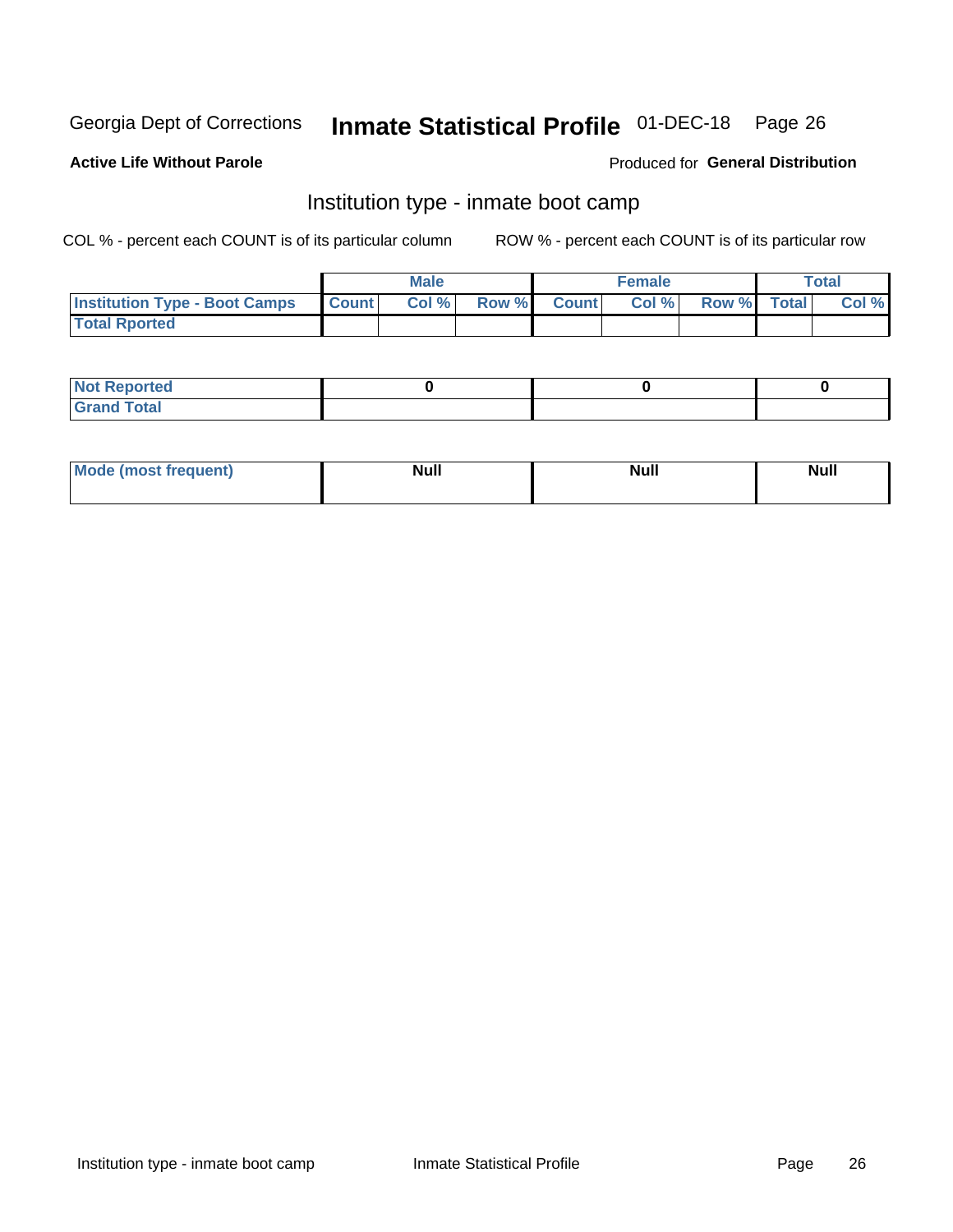Georgia Dept of Corrections **Inmate Statistical Profile** 01-DEC-18

**Active Life Without Parole**

Produced for **General Distribution**

## Institution type - inmate boot camp

COL % - percent each COUNT is of its particular column ROW % - percent each COUNT is of its particular row

| | Male | | | Female | | | Total | |
|---|---|---|---|---|---|---|---|---|
| **Institution Type - Boot Camps** | **Count** | **Col %** | **Row %** | **Count** | **Col %** | **Row %** | **Total** | **Col %** |
| **Total Rported** | | | | | | | | |

| | Male | Female | Total |
|---|---|---|---|
| **Not Reported** | **0** | **0** | **0** |
| **Grand Total** | | | |

| | Male | Female | Total |
|---|---|---|---|
| **Mode (most frequent)** | **Null** | **Null** | **Null** |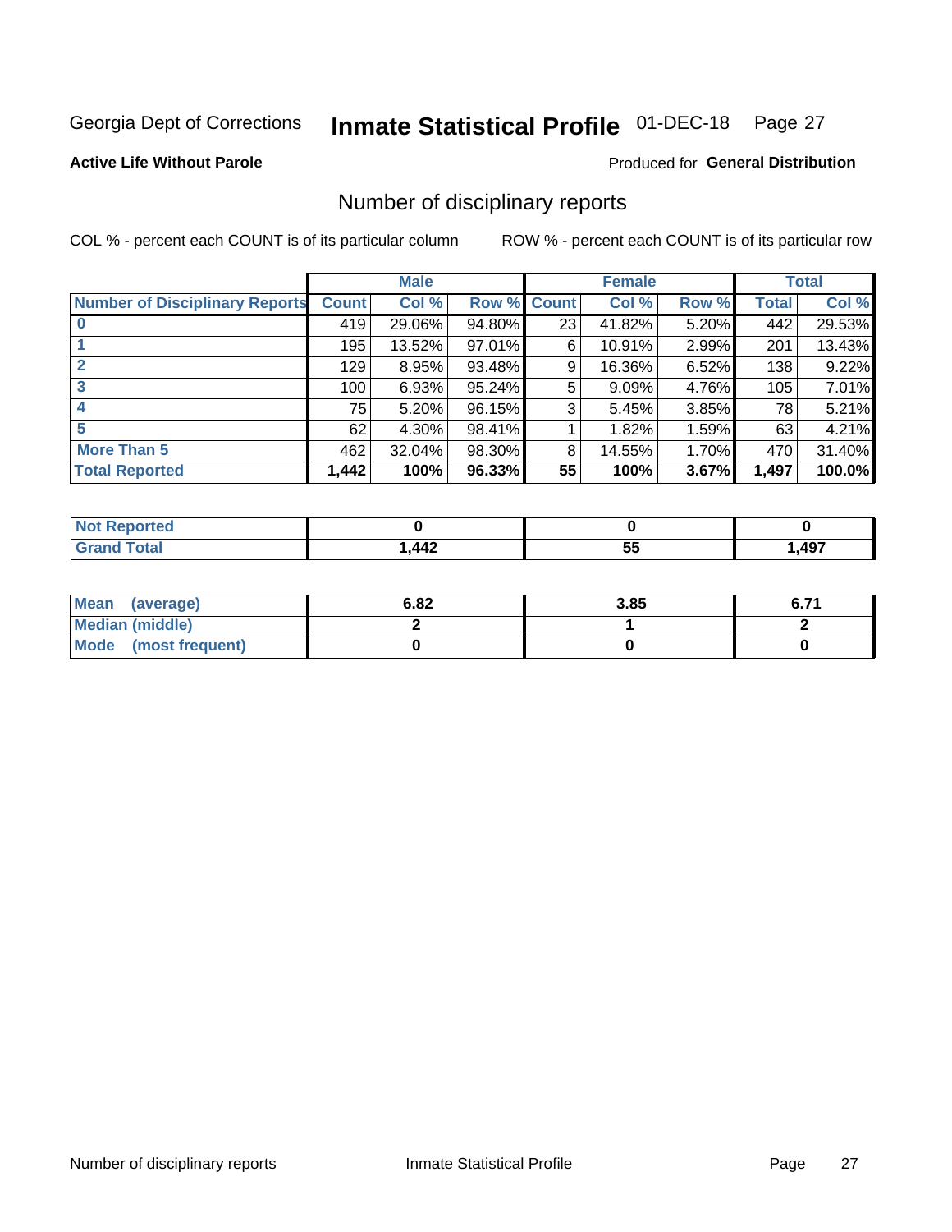Georgia Dept of Corrections **Inmate Statistical Profile** 01-DEC-18

**Active Life Without Parole**

Produced for **General Distribution**

## Number of disciplinary reports

COL % - percent each COUNT is of its particular column

ROW % - percent each COUNT is of its particular row

| | Male | | | Female | | | Total | |
|---|---|---|---|---|---|---|---|---|
| **Number of Disciplinary Reports** | **Count** | **Col %** | **Row %** | **Count** | **Col %** | **Row %** | **Total** | **Col %** |
| **0** | 419 | 29.06% | 94.80% | 23 | 41.82% | 5.20% | 442 | 29.53% |
| **1** | 195 | 13.52% | 97.01% | 6 | 10.91% | 2.99% | 201 | 13.43% |
| **2** | 129 | 8.95% | 93.48% | 9 | 16.36% | 6.52% | 138 | 9.22% |
| **3** | 100 | 6.93% | 95.24% | 5 | 9.09% | 4.76% | 105 | 7.01% |
| **4** | 75 | 5.20% | 96.15% | 3 | 5.45% | 3.85% | 78 | 5.21% |
| **5** | 62 | 4.30% | 98.41% | 1 | 1.82% | 1.59% | 63 | 4.21% |
| **More Than 5** | 462 | 32.04% | 98.30% | 8 | 14.55% | 1.70% | 470 | 31.40% |
| **Total Reported** | **1,442** | **100%** | **96.33%** | **55** | **100%** | **3.67%** | **1,497** | **100.0%** |

| | Male | Female | Total |
|---|---|---|---|
| **Not Reported** | **0** | **0** | **0** |
| **Grand Total** | **1,442** | **55** | **1,497** |

| | Male | Female | Total |
|---|---|---|---|
| **Mean (average)** | **6.82** | **3.85** | **6.71** |
| **Median (middle)** | **2** | **1** | **2** |
| **Mode (most frequent)** | **0** | **0** | **0** |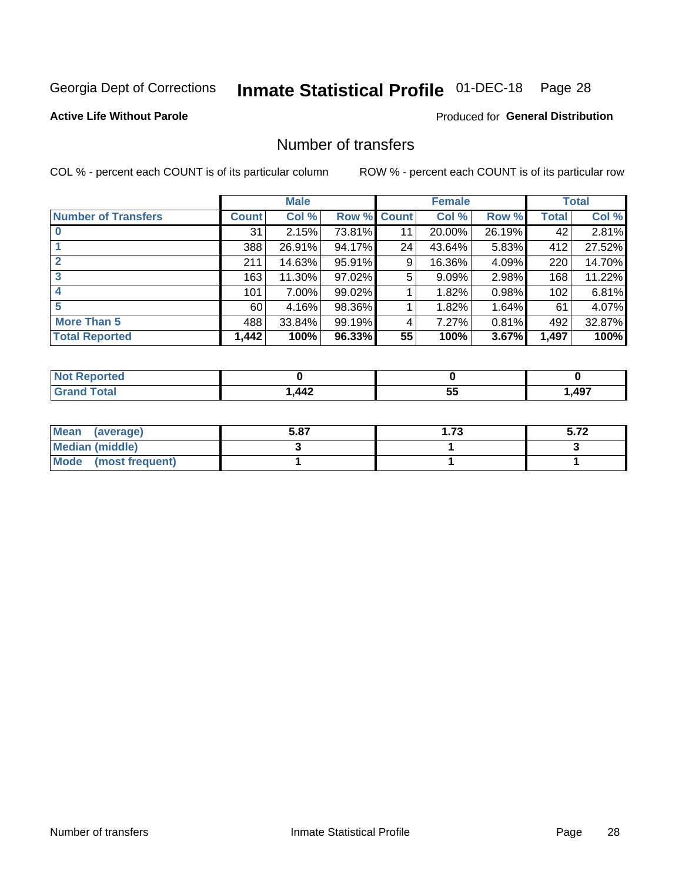Georgia Dept of Corrections **Inmate Statistical Profile** 01-DEC-18

**Active Life Without Parole**

Produced for **General Distribution**

## Number of transfers

COL % - percent each COUNT is of its particular column ROW % - percent each COUNT is of its particular row

| | Male | | | Female | | | Total | |
|---|---|---|---|---|---|---|---|---|
| **Number of Transfers** | **Count** | **Col %** | **Row %** | **Count** | **Col %** | **Row %** | **Total** | **Col %** |
| **0** | 31 | 2.15% | 73.81% | 11 | 20.00% | 26.19% | 42 | 2.81% |
| **1** | 388 | 26.91% | 94.17% | 24 | 43.64% | 5.83% | 412 | 27.52% |
| **2** | 211 | 14.63% | 95.91% | 9 | 16.36% | 4.09% | 220 | 14.70% |
| **3** | 163 | 11.30% | 97.02% | 5 | 9.09% | 2.98% | 168 | 11.22% |
| **4** | 101 | 7.00% | 99.02% | 1 | 1.82% | 0.98% | 102 | 6.81% |
| **5** | 60 | 4.16% | 98.36% | 1 | 1.82% | 1.64% | 61 | 4.07% |
| **More Than 5** | 488 | 33.84% | 99.19% | 4 | 7.27% | 0.81% | 492 | 32.87% |
| **Total Reported** | **1,442** | **100%** | **96.33%** | **55** | **100%** | **3.67%** | **1,497** | **100%** |

| | Male | Female | Total |
|---|---|---|---|
| **Not Reported** | **0** | **0** | **0** |
| **Grand Total** | **1,442** | **55** | **1,497** |

| | Male | Female | Total |
|---|---|---|---|
| **Mean (average)** | **5.87** | **1.73** | **5.72** |
| **Median (middle)** | **3** | **1** | **3** |
| **Mode (most frequent)** | **1** | **1** | **1** |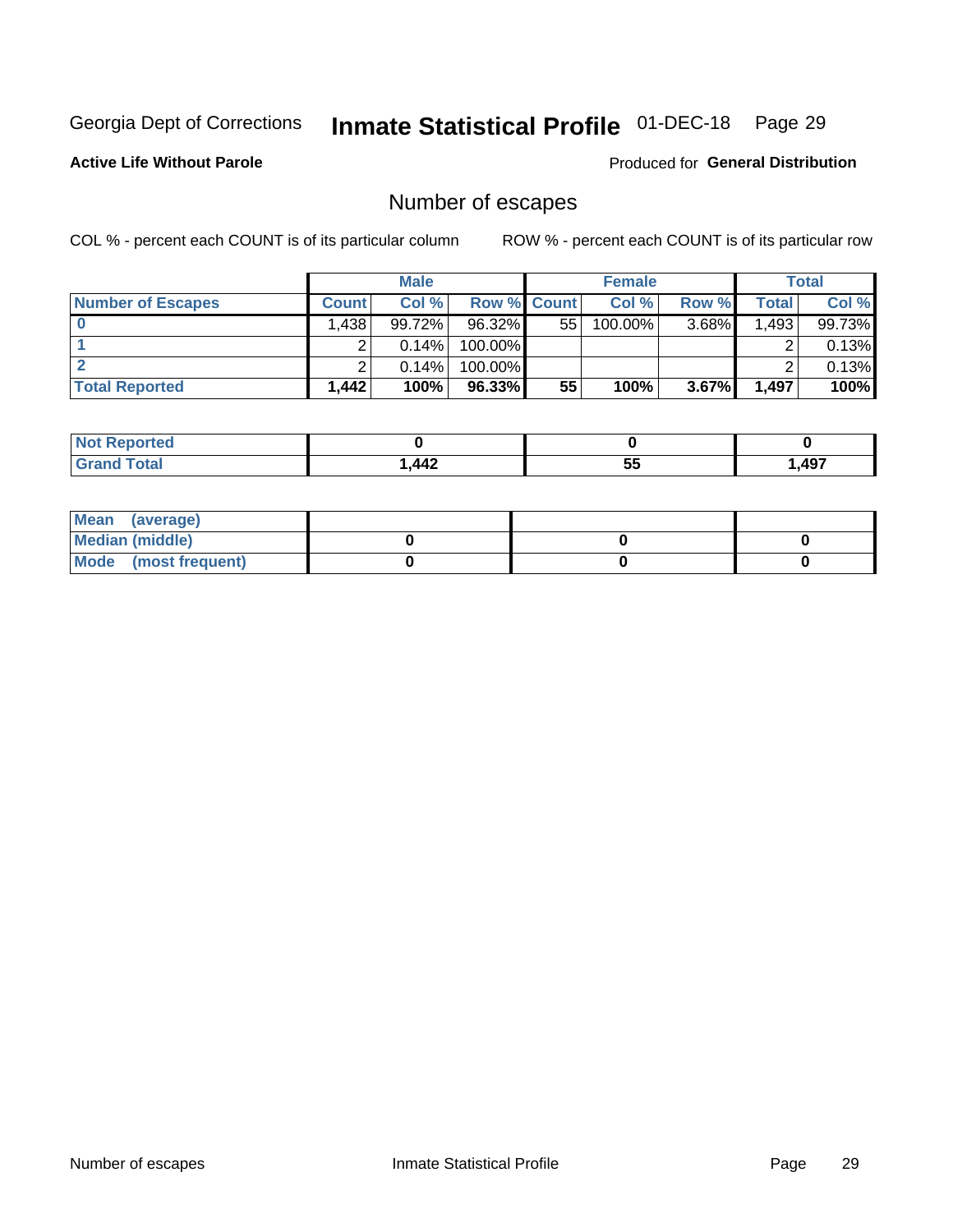Georgia Dept of Corrections **Inmate Statistical Profile** 01-DEC-18 Page 29

**Active Life Without Parole**

Produced for **General Distribution**

## Number of escapes

COL % - percent each COUNT is of its particular column

ROW % - percent each COUNT is of its particular row

| | Male | | | Female | | | Total | |
|---|---|---|---|---|---|---|---|---|
| **Number of Escapes** | **Count** | **Col %** | **Row %** | **Count** | **Col %** | **Row %** | **Total** | **Col %** |
| **0** | 1,438 | 99.72% | 96.32% | 55 | 100.00% | 3.68% | 1,493 | 99.73% |
| **1** | 2 | 0.14% | 100.00% | | | | 2 | 0.13% |
| **2** | 2 | 0.14% | 100.00% | | | | 2 | 0.13% |
| **Total Reported** | **1,442** | **100%** | **96.33%** | **55** | **100%** | **3.67%** | **1,497** | **100%** |

| | Male | Female | Total |
|---|---|---|---|
| **Not Reported** | **0** | **0** | **0** |
| **Grand Total** | **1,442** | **55** | **1,497** |

| | Male | Female | Total |
|---|---|---|---|
| **Mean (average)** | | | |
| **Median (middle)** | **0** | **0** | **0** |
| **Mode (most frequent)** | **0** | **0** | **0** |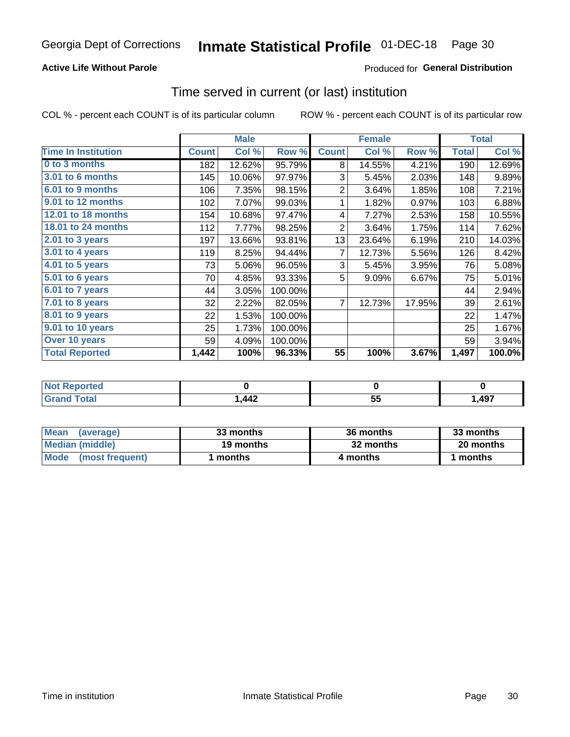Georgia Dept of Corrections **Inmate Statistical Profile** 01-DEC-18

**Active Life Without Parole**

Produced for **General Distribution**

## Time served in current (or last) institution

COL % - percent each COUNT is of its particular column     ROW % - percent each COUNT is of its particular row

| | Male | | | Female | | | Total | |
|---|---|---|---|---|---|---|---|---|
| **Time In Institution** | **Count** | **Col %** | **Row %** | **Count** | **Col %** | **Row %** | **Total** | **Col %** |
| **0 to 3 months** | 182 | 12.62% | 95.79% | 8 | 14.55% | 4.21% | 190 | 12.69% |
| **3.01 to 6 months** | 145 | 10.06% | 97.97% | 3 | 5.45% | 2.03% | 148 | 9.89% |
| **6.01 to 9 months** | 106 | 7.35% | 98.15% | 2 | 3.64% | 1.85% | 108 | 7.21% |
| **9.01 to 12 months** | 102 | 7.07% | 99.03% | 1 | 1.82% | 0.97% | 103 | 6.88% |
| **12.01 to 18 months** | 154 | 10.68% | 97.47% | 4 | 7.27% | 2.53% | 158 | 10.55% |
| **18.01 to 24 months** | 112 | 7.77% | 98.25% | 2 | 3.64% | 1.75% | 114 | 7.62% |
| **2.01 to 3 years** | 197 | 13.66% | 93.81% | 13 | 23.64% | 6.19% | 210 | 14.03% |
| **3.01 to 4 years** | 119 | 8.25% | 94.44% | 7 | 12.73% | 5.56% | 126 | 8.42% |
| **4.01 to 5 years** | 73 | 5.06% | 96.05% | 3 | 5.45% | 3.95% | 76 | 5.08% |
| **5.01 to 6 years** | 70 | 4.85% | 93.33% | 5 | 9.09% | 6.67% | 75 | 5.01% |
| **6.01 to 7 years** | 44 | 3.05% | 100.00% | | | | 44 | 2.94% |
| **7.01 to 8 years** | 32 | 2.22% | 82.05% | 7 | 12.73% | 17.95% | 39 | 2.61% |
| **8.01 to 9 years** | 22 | 1.53% | 100.00% | | | | 22 | 1.47% |
| **9.01 to 10 years** | 25 | 1.73% | 100.00% | | | | 25 | 1.67% |
| **Over 10 years** | 59 | 4.09% | 100.00% | | | | 59 | 3.94% |
| **Total Reported** | **1,442** | **100%** | **96.33%** | **55** | **100%** | **3.67%** | **1,497** | **100.0%** |

| | Male | Female | Total |
|---|---|---|---|
| **Not Reported** | **0** | **0** | **0** |
| **Grand Total** | **1,442** | **55** | **1,497** |

| | Male | Female | Total |
|---|---|---|---|
| **Mean (average)** | **33 months** | **36 months** | **33 months** |
| **Median (middle)** | **19 months** | **32 months** | **20 months** |
| **Mode (most frequent)** | **1 months** | **4 months** | **1 months** |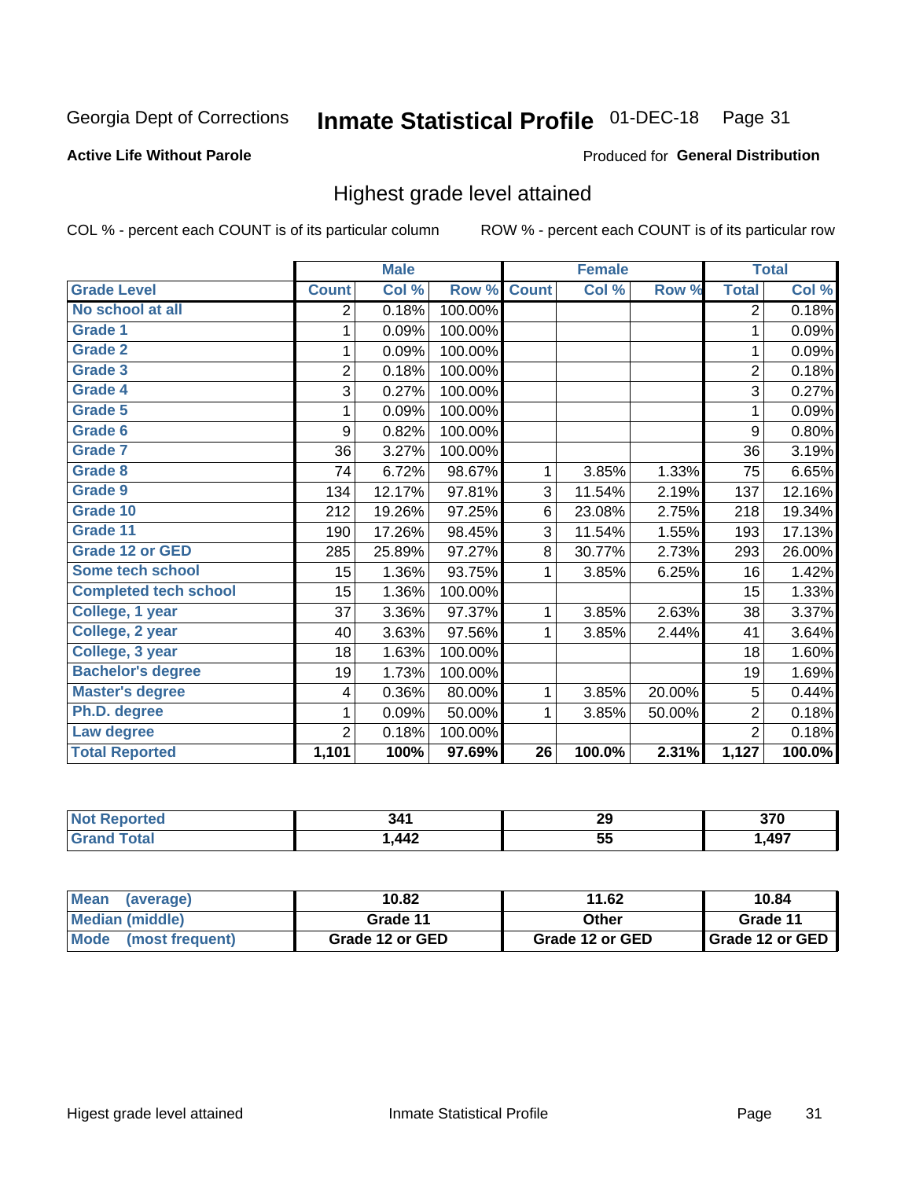Georgia Dept of Corrections **Inmate Statistical Profile** 01-DEC-18 Page 31

**Active Life Without Parole**

Produced for **General Distribution**

## Highest grade level attained

COL % - percent each COUNT is of its particular column

ROW % - percent each COUNT is of its particular row

| | Male | | | Female | | | Total | |
|---|---|---|---|---|---|---|---|---|
| **Grade Level** | **Count** | **Col %** | **Row %** | **Count** | **Col %** | **Row %** | **Total** | **Col %** |
| No school at all | 2 | 0.18% | 100.00% | | | | 2 | 0.18% |
| Grade 1 | 1 | 0.09% | 100.00% | | | | 1 | 0.09% |
| Grade 2 | 1 | 0.09% | 100.00% | | | | 1 | 0.09% |
| Grade 3 | 2 | 0.18% | 100.00% | | | | 2 | 0.18% |
| Grade 4 | 3 | 0.27% | 100.00% | | | | 3 | 0.27% |
| Grade 5 | 1 | 0.09% | 100.00% | | | | 1 | 0.09% |
| Grade 6 | 9 | 0.82% | 100.00% | | | | 9 | 0.80% |
| Grade 7 | 36 | 3.27% | 100.00% | | | | 36 | 3.19% |
| Grade 8 | 74 | 6.72% | 98.67% | 1 | 3.85% | 1.33% | 75 | 6.65% |
| Grade 9 | 134 | 12.17% | 97.81% | 3 | 11.54% | 2.19% | 137 | 12.16% |
| Grade 10 | 212 | 19.26% | 97.25% | 6 | 23.08% | 2.75% | 218 | 19.34% |
| Grade 11 | 190 | 17.26% | 98.45% | 3 | 11.54% | 1.55% | 193 | 17.13% |
| Grade 12 or GED | 285 | 25.89% | 97.27% | 8 | 30.77% | 2.73% | 293 | 26.00% |
| Some tech school | 15 | 1.36% | 93.75% | 1 | 3.85% | 6.25% | 16 | 1.42% |
| Completed tech school | 15 | 1.36% | 100.00% | | | | 15 | 1.33% |
| College, 1 year | 37 | 3.36% | 97.37% | 1 | 3.85% | 2.63% | 38 | 3.37% |
| College, 2 year | 40 | 3.63% | 97.56% | 1 | 3.85% | 2.44% | 41 | 3.64% |
| College, 3 year | 18 | 1.63% | 100.00% | | | | 18 | 1.60% |
| Bachelor's degree | 19 | 1.73% | 100.00% | | | | 19 | 1.69% |
| Master's degree | 4 | 0.36% | 80.00% | 1 | 3.85% | 20.00% | 5 | 0.44% |
| Ph.D. degree | 1 | 0.09% | 50.00% | 1 | 3.85% | 50.00% | 2 | 0.18% |
| Law degree | 2 | 0.18% | 100.00% | | | | 2 | 0.18% |
| **Total Reported** | **1,101** | **100%** | **97.69%** | **26** | **100.0%** | **2.31%** | **1,127** | **100.0%** |

| | Male | Female | Total |
|---|---|---|---|
| Not Reported | 341 | 29 | 370 |
| Grand Total | 1,442 | 55 | 1,497 |

| | Male | Female | Total |
|---|---|---|---|
| Mean (average) | 10.82 | 11.62 | 10.84 |
| Median (middle) | Grade 11 | Other | Grade 11 |
| Mode (most frequent) | Grade 12 or GED | Grade 12 or GED | Grade 12 or GED |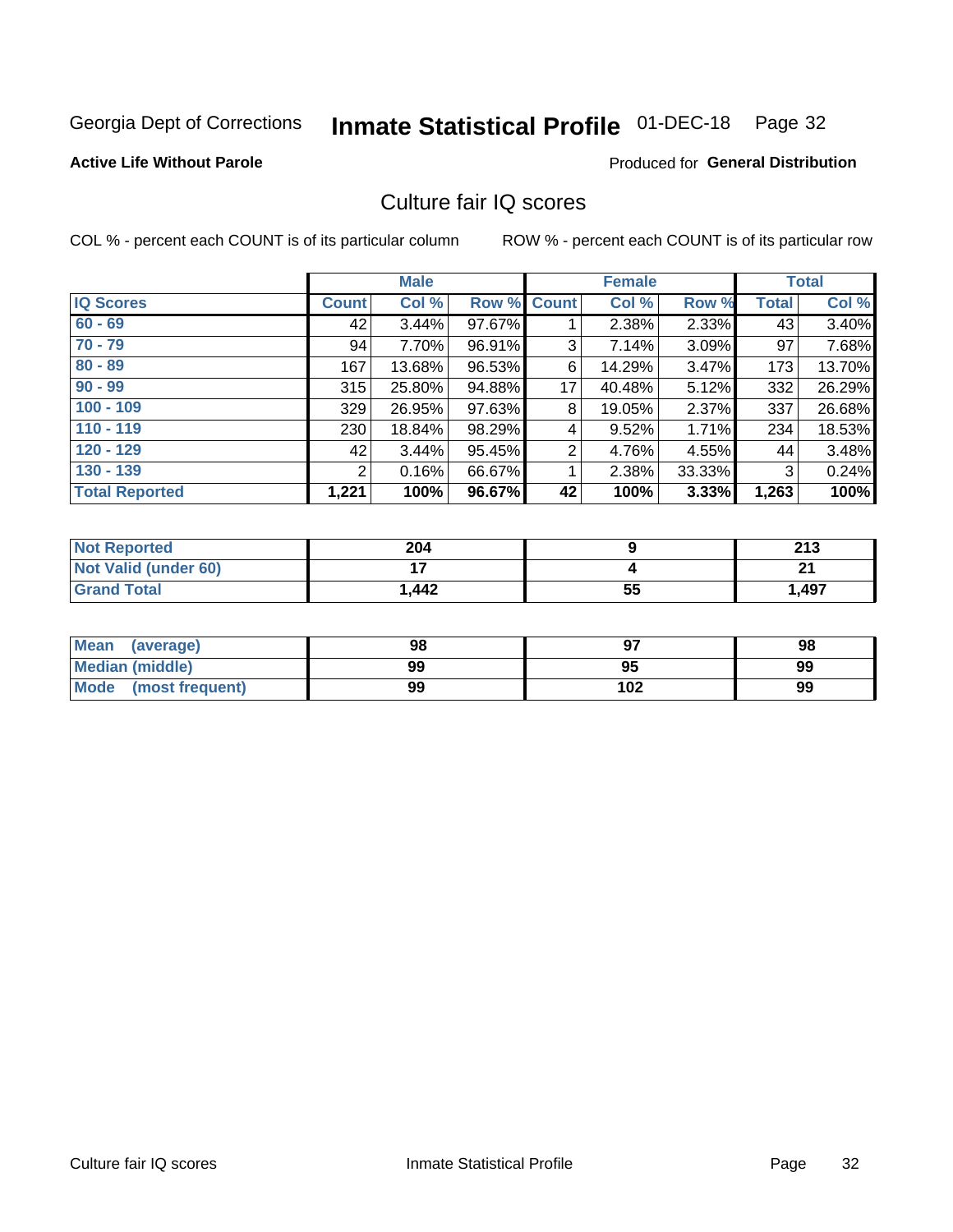Georgia Dept of Corrections **Inmate Statistical Profile** 01-DEC-18

**Active Life Without Parole**

Produced for **General Distribution**

## Culture fair IQ scores

COL % - percent each COUNT is of its particular column

ROW % - percent each COUNT is of its particular row

| | Male | | | Female | | | Total | |
|---|---|---|---|---|---|---|---|---|
| **IQ Scores** | **Count** | **Col %** | **Row %** | **Count** | **Col %** | **Row %** | **Total** | **Col %** |
| 60 - 69 | 42 | 3.44% | 97.67% | 1 | 2.38% | 2.33% | 43 | 3.40% |
| 70 - 79 | 94 | 7.70% | 96.91% | 3 | 7.14% | 3.09% | 97 | 7.68% |
| 80 - 89 | 167 | 13.68% | 96.53% | 6 | 14.29% | 3.47% | 173 | 13.70% |
| 90 - 99 | 315 | 25.80% | 94.88% | 17 | 40.48% | 5.12% | 332 | 26.29% |
| 100 - 109 | 329 | 26.95% | 97.63% | 8 | 19.05% | 2.37% | 337 | 26.68% |
| 110 - 119 | 230 | 18.84% | 98.29% | 4 | 9.52% | 1.71% | 234 | 18.53% |
| 120 - 129 | 42 | 3.44% | 95.45% | 2 | 4.76% | 4.55% | 44 | 3.48% |
| 130 - 139 | 2 | 0.16% | 66.67% | 1 | 2.38% | 33.33% | 3 | 0.24% |
| **Total Reported** | **1,221** | **100%** | **96.67%** | **42** | **100%** | **3.33%** | **1,263** | **100%** |

| | Male | Female | Total |
|---|---|---|---|
| Not Reported | 204 | 9 | 213 |
| Not Valid (under 60) | 17 | 4 | 21 |
| Grand Total | 1,442 | 55 | 1,497 |

| | Male | Female | Total |
|---|---|---|---|
| Mean (average) | 98 | 97 | 98 |
| Median (middle) | 99 | 95 | 99 |
| Mode (most frequent) | 99 | 102 | 99 |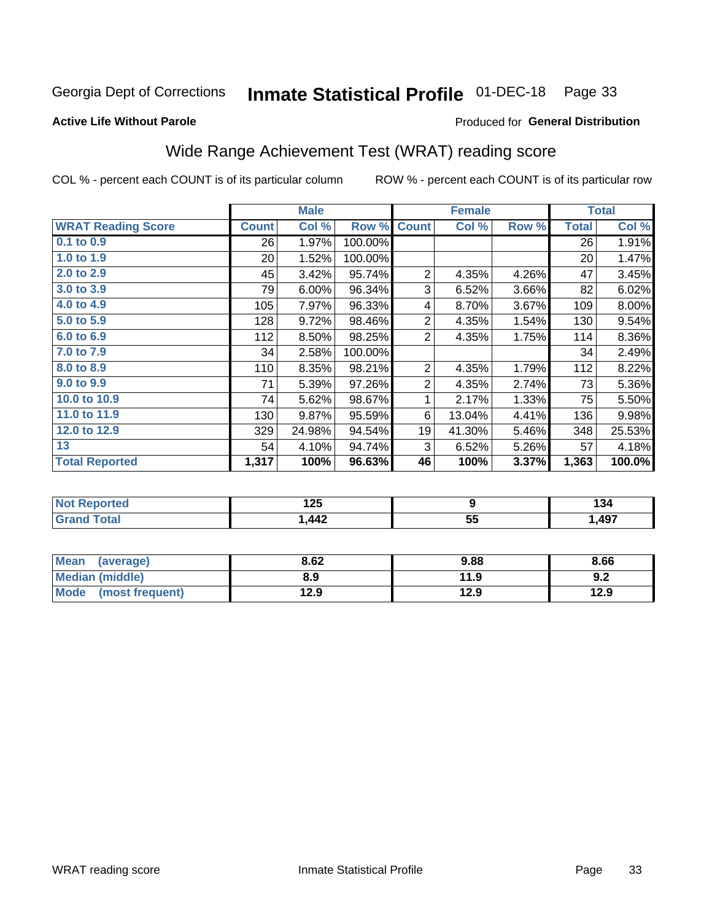Georgia Dept of Corrections **Inmate Statistical Profile** 01-DEC-18

**Active Life Without Parole**

Produced for **General Distribution**

## Wide Range Achievement Test (WRAT) reading score

COL % - percent each COUNT is of its particular column    ROW % - percent each COUNT is of its particular row

| | Male | | | Female | | | Total | |
|---|---|---|---|---|---|---|---|---|
| **WRAT Reading Score** | **Count** | **Col %** | **Row %** | **Count** | **Col %** | **Row %** | **Total** | **Col %** |
| **0.1 to 0.9** | 26 | 1.97% | 100.00% | | | | 26 | 1.91% |
| **1.0 to 1.9** | 20 | 1.52% | 100.00% | | | | 20 | 1.47% |
| **2.0 to 2.9** | 45 | 3.42% | 95.74% | 2 | 4.35% | 4.26% | 47 | 3.45% |
| **3.0 to 3.9** | 79 | 6.00% | 96.34% | 3 | 6.52% | 3.66% | 82 | 6.02% |
| **4.0 to 4.9** | 105 | 7.97% | 96.33% | 4 | 8.70% | 3.67% | 109 | 8.00% |
| **5.0 to 5.9** | 128 | 9.72% | 98.46% | 2 | 4.35% | 1.54% | 130 | 9.54% |
| **6.0 to 6.9** | 112 | 8.50% | 98.25% | 2 | 4.35% | 1.75% | 114 | 8.36% |
| **7.0 to 7.9** | 34 | 2.58% | 100.00% | | | | 34 | 2.49% |
| **8.0 to 8.9** | 110 | 8.35% | 98.21% | 2 | 4.35% | 1.79% | 112 | 8.22% |
| **9.0 to 9.9** | 71 | 5.39% | 97.26% | 2 | 4.35% | 2.74% | 73 | 5.36% |
| **10.0 to 10.9** | 74 | 5.62% | 98.67% | 1 | 2.17% | 1.33% | 75 | 5.50% |
| **11.0 to 11.9** | 130 | 9.87% | 95.59% | 6 | 13.04% | 4.41% | 136 | 9.98% |
| **12.0 to 12.9** | 329 | 24.98% | 94.54% | 19 | 41.30% | 5.46% | 348 | 25.53% |
| **13** | 54 | 4.10% | 94.74% | 3 | 6.52% | 5.26% | 57 | 4.18% |
| **Total Reported** | **1,317** | **100%** | **96.63%** | **46** | **100%** | **3.37%** | **1,363** | **100.0%** |

| | Male | Female | Total |
|---|---|---|---|
| **Not Reported** | **125** | **9** | **134** |
| **Grand Total** | **1,442** | **55** | **1,497** |

| | Male | Female | Total |
|---|---|---|---|
| **Mean (average)** | **8.62** | **9.88** | **8.66** |
| **Median (middle)** | **8.9** | **11.9** | **9.2** |
| **Mode (most frequent)** | **12.9** | **12.9** | **12.9** |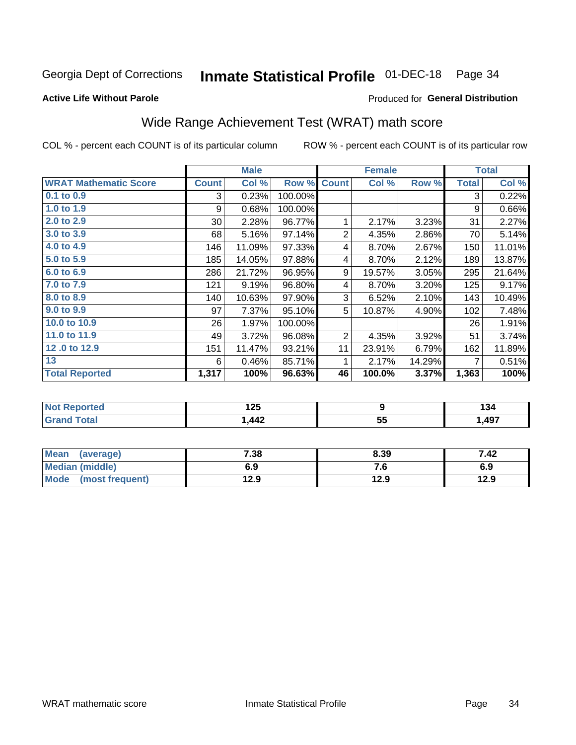Georgia Dept of Corrections **Inmate Statistical Profile** 01-DEC-18

**Active Life Without Parole**

Produced for **General Distribution**

## Wide Range Achievement Test (WRAT) math score

COL % - percent each COUNT is of its particular column

ROW % - percent each COUNT is of its particular row

| | Male | | | Female | | | Total | |
|---|---|---|---|---|---|---|---|---|
| **WRAT Mathematic Score** | **Count** | **Col %** | **Row %** | **Count** | **Col %** | **Row %** | **Total** | **Col %** |
| **0.1 to 0.9** | 3 | 0.23% | 100.00% | | | | 3 | 0.22% |
| **1.0 to 1.9** | 9 | 0.68% | 100.00% | | | | 9 | 0.66% |
| **2.0 to 2.9** | 30 | 2.28% | 96.77% | 1 | 2.17% | 3.23% | 31 | 2.27% |
| **3.0 to 3.9** | 68 | 5.16% | 97.14% | 2 | 4.35% | 2.86% | 70 | 5.14% |
| **4.0 to 4.9** | 146 | 11.09% | 97.33% | 4 | 8.70% | 2.67% | 150 | 11.01% |
| **5.0 to 5.9** | 185 | 14.05% | 97.88% | 4 | 8.70% | 2.12% | 189 | 13.87% |
| **6.0 to 6.9** | 286 | 21.72% | 96.95% | 9 | 19.57% | 3.05% | 295 | 21.64% |
| **7.0 to 7.9** | 121 | 9.19% | 96.80% | 4 | 8.70% | 3.20% | 125 | 9.17% |
| **8.0 to 8.9** | 140 | 10.63% | 97.90% | 3 | 6.52% | 2.10% | 143 | 10.49% |
| **9.0 to 9.9** | 97 | 7.37% | 95.10% | 5 | 10.87% | 4.90% | 102 | 7.48% |
| **10.0 to 10.9** | 26 | 1.97% | 100.00% | | | | 26 | 1.91% |
| **11.0 to 11.9** | 49 | 3.72% | 96.08% | 2 | 4.35% | 3.92% | 51 | 3.74% |
| **12 .0 to 12.9** | 151 | 11.47% | 93.21% | 11 | 23.91% | 6.79% | 162 | 11.89% |
| **13** | 6 | 0.46% | 85.71% | 1 | 2.17% | 14.29% | 7 | 0.51% |
| **Total Reported** | **1,317** | **100%** | **96.63%** | **46** | **100.0%** | **3.37%** | **1,363** | **100%** |

| | Male | Female | Total |
|---|---|---|---|
| **Not Reported** | **125** | **9** | **134** |
| **Grand Total** | **1,442** | **55** | **1,497** |

| | Male | Female | Total |
|---|---|---|---|
| **Mean (average)** | **7.38** | **8.39** | **7.42** |
| **Median (middle)** | **6.9** | **7.6** | **6.9** |
| **Mode (most frequent)** | **12.9** | **12.9** | **12.9** |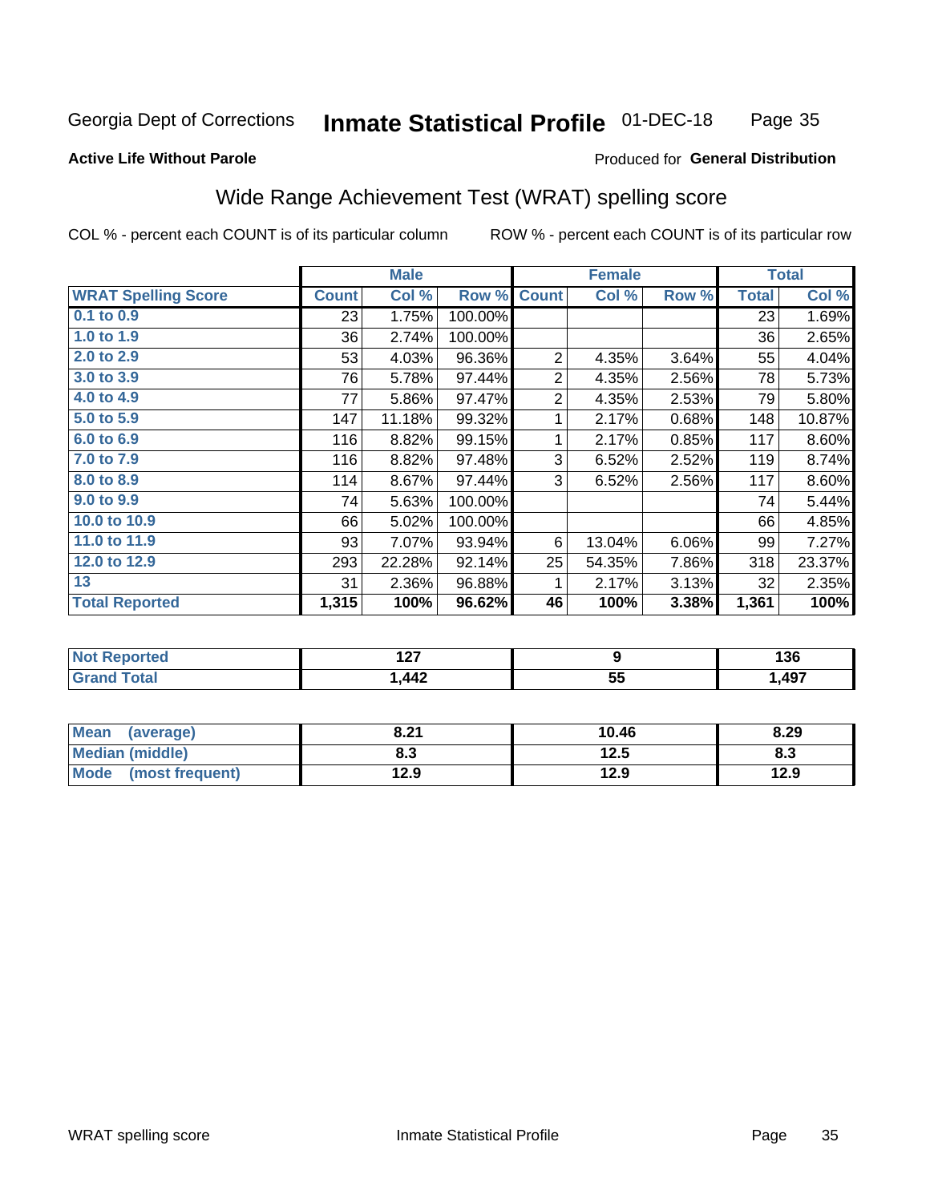Georgia Dept of Corrections **Inmate Statistical Profile** 01-DEC-18

**Active Life Without Parole**

Produced for **General Distribution**

## Wide Range Achievement Test (WRAT) spelling score

COL % - percent each COUNT is of its particular column ROW % - percent each COUNT is of its particular row

| | Male | | | Female | | | Total | |
|---|---|---|---|---|---|---|---|---|
| **WRAT Spelling Score** | **Count** | **Col %** | **Row %** | **Count** | **Col %** | **Row %** | **Total** | **Col %** |
| 0.1 to 0.9 | 23 | 1.75% | 100.00% | | | | 23 | 1.69% |
| 1.0 to 1.9 | 36 | 2.74% | 100.00% | | | | 36 | 2.65% |
| 2.0 to 2.9 | 53 | 4.03% | 96.36% | 2 | 4.35% | 3.64% | 55 | 4.04% |
| 3.0 to 3.9 | 76 | 5.78% | 97.44% | 2 | 4.35% | 2.56% | 78 | 5.73% |
| 4.0 to 4.9 | 77 | 5.86% | 97.47% | 2 | 4.35% | 2.53% | 79 | 5.80% |
| 5.0 to 5.9 | 147 | 11.18% | 99.32% | 1 | 2.17% | 0.68% | 148 | 10.87% |
| 6.0 to 6.9 | 116 | 8.82% | 99.15% | 1 | 2.17% | 0.85% | 117 | 8.60% |
| 7.0 to 7.9 | 116 | 8.82% | 97.48% | 3 | 6.52% | 2.52% | 119 | 8.74% |
| 8.0 to 8.9 | 114 | 8.67% | 97.44% | 3 | 6.52% | 2.56% | 117 | 8.60% |
| 9.0 to 9.9 | 74 | 5.63% | 100.00% | | | | 74 | 5.44% |
| 10.0 to 10.9 | 66 | 5.02% | 100.00% | | | | 66 | 4.85% |
| 11.0 to 11.9 | 93 | 7.07% | 93.94% | 6 | 13.04% | 6.06% | 99 | 7.27% |
| 12.0 to 12.9 | 293 | 22.28% | 92.14% | 25 | 54.35% | 7.86% | 318 | 23.37% |
| 13 | 31 | 2.36% | 96.88% | 1 | 2.17% | 3.13% | 32 | 2.35% |
| **Total Reported** | **1,315** | **100%** | **96.62%** | **46** | **100%** | **3.38%** | **1,361** | **100%** |

| | Male | Female | Total |
|---|---|---|---|
| Not Reported | 127 | 9 | 136 |
| Grand Total | 1,442 | 55 | 1,497 |

| | Male | Female | Total |
|---|---|---|---|
| Mean (average) | 8.21 | 10.46 | 8.29 |
| Median (middle) | 8.3 | 12.5 | 8.3 |
| Mode (most frequent) | 12.9 | 12.9 | 12.9 |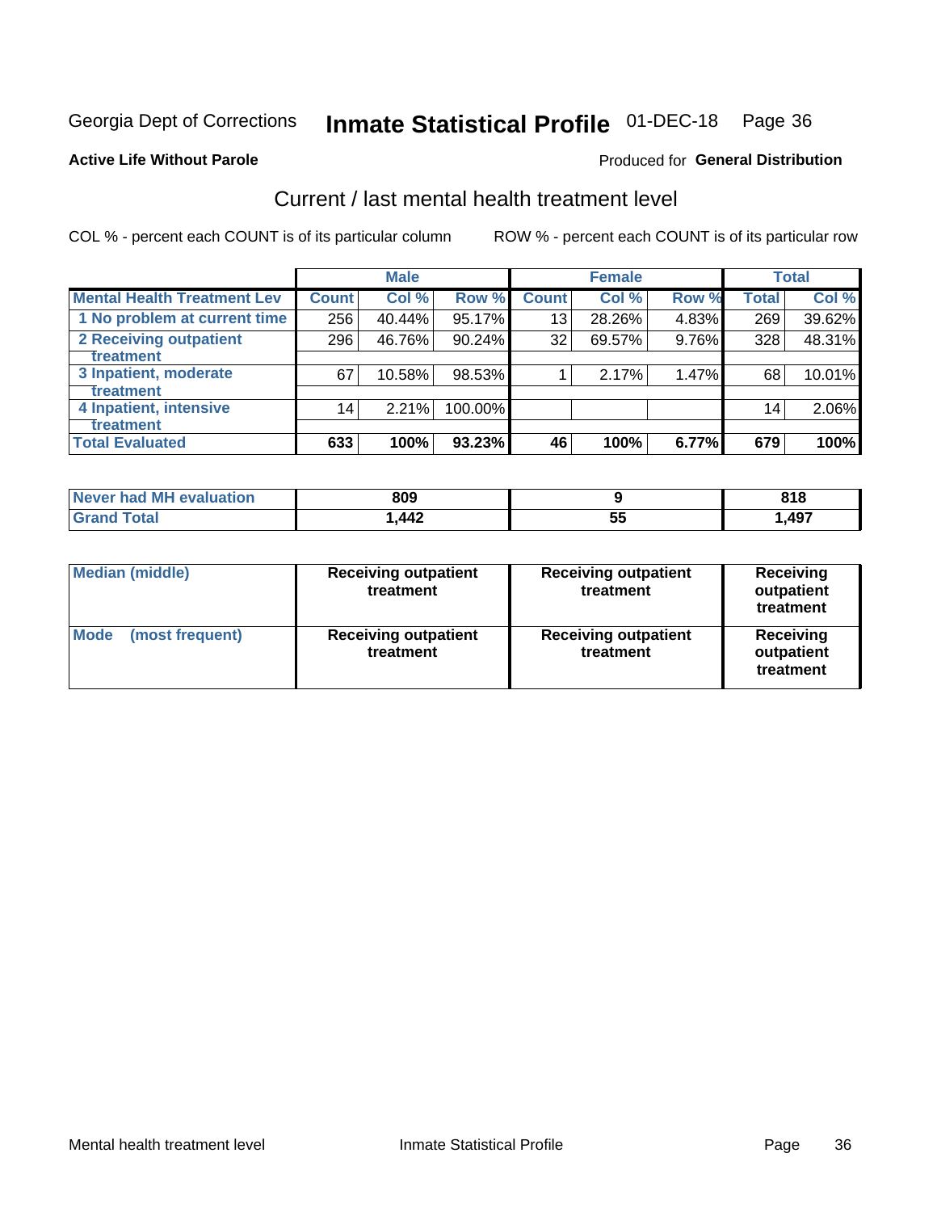Georgia Dept of Corrections **Inmate Statistical Profile** 01-DEC-18

**Active Life Without Parole**

Produced for **General Distribution**

## Current / last mental health treatment level

COL % - percent each COUNT is of its particular column

ROW % - percent each COUNT is of its particular row

| | Male | | | Female | | | Total | |
|---|---|---|---|---|---|---|---|---|
| **Mental Health Treatment Lev** | **Count** | **Col %** | **Row %** | **Count** | **Col %** | **Row %** | **Total** | **Col %** |
| 1 No problem at current time | 256 | 40.44% | 95.17% | 13 | 28.26% | 4.83% | 269 | 39.62% |
| 2 Receiving outpatient treatment | 296 | 46.76% | 90.24% | 32 | 69.57% | 9.76% | 328 | 48.31% |
| 3 Inpatient, moderate treatment | 67 | 10.58% | 98.53% | 1 | 2.17% | 1.47% | 68 | 10.01% |
| 4 Inpatient, intensive treatment | 14 | 2.21% | 100.00% | | | | 14 | 2.06% |
| **Total Evaluated** | **633** | **100%** | **93.23%** | **46** | **100%** | **6.77%** | **679** | **100%** |

| | Male | Female | Total |
|---|---|---|---|
| **Never had MH evaluation** | **809** | **9** | **818** |
| **Grand Total** | **1,442** | **55** | **1,497** |

| | Male | Female | Total |
|---|---|---|---|
| **Median (middle)** | **Receiving outpatient treatment** | **Receiving outpatient treatment** | **Receiving outpatient treatment** |
| **Mode (most frequent)** | **Receiving outpatient treatment** | **Receiving outpatient treatment** | **Receiving outpatient treatment** |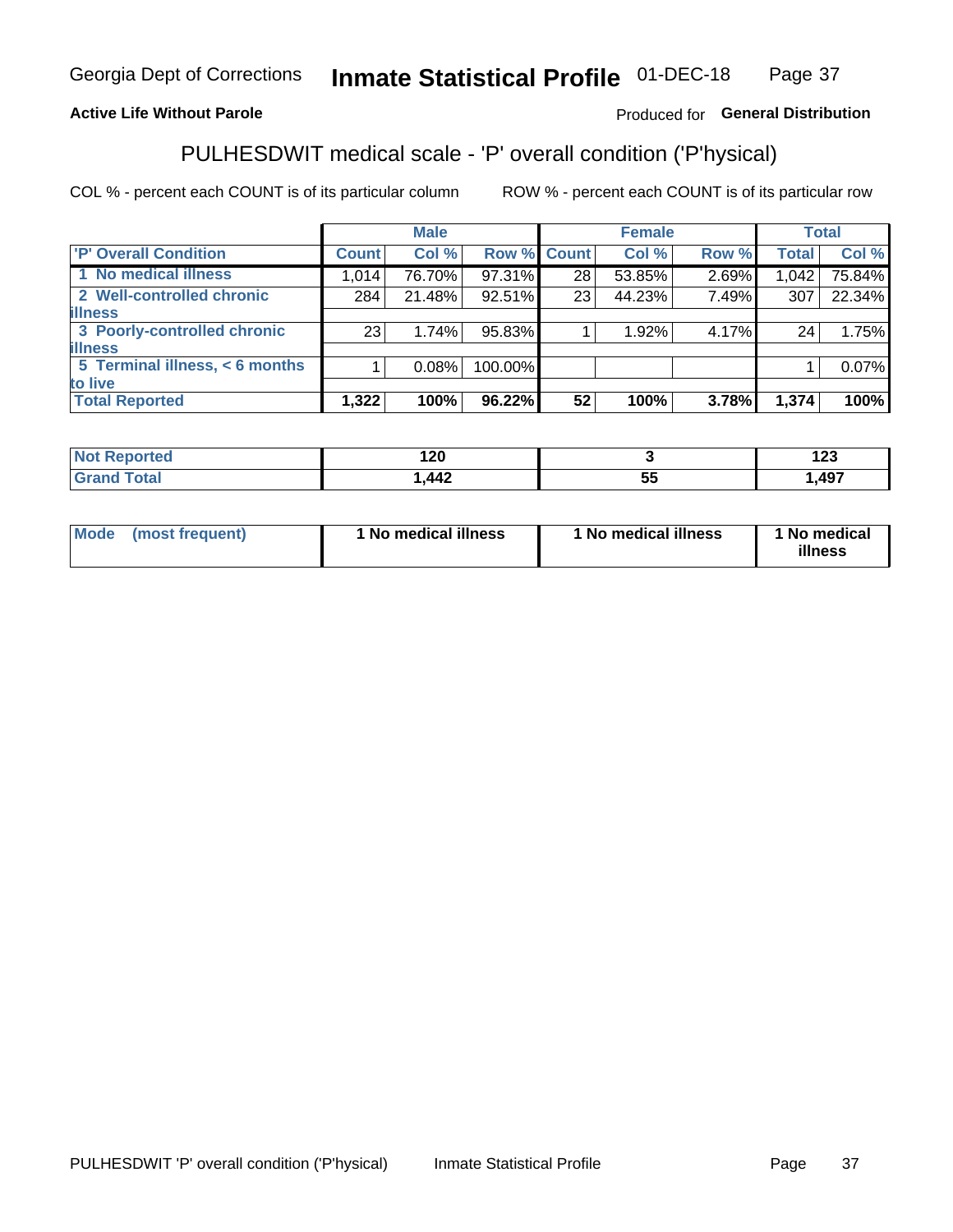Georgia Dept of Corrections **Inmate Statistical Profile** 01-DEC-18

**Active Life Without Parole**

Produced for **General Distribution**

## PULHESDWIT medical scale - 'P' overall condition ('P'hysical)

COL % - percent each COUNT is of its particular column

ROW % - percent each COUNT is of its particular row

| | Male | | | Female | | | Total | |
|---|---|---|---|---|---|---|---|---|
| 'P' Overall Condition | Count | Col % | Row % | Count | Col % | Row % | Total | Col % |
| 1 No medical illness | 1,014 | 76.70% | 97.31% | 28 | 53.85% | 2.69% | 1,042 | 75.84% |
| 2 Well-controlled chronic illness | 284 | 21.48% | 92.51% | 23 | 44.23% | 7.49% | 307 | 22.34% |
| 3 Poorly-controlled chronic illness | 23 | 1.74% | 95.83% | 1 | 1.92% | 4.17% | 24 | 1.75% |
| 5 Terminal illness, < 6 months to live | 1 | 0.08% | 100.00% | | | | 1 | 0.07% |
| **Total Reported** | **1,322** | **100%** | **96.22%** | **52** | **100%** | **3.78%** | **1,374** | **100%** |

| | Male | Female | Total |
|---|---|---|---|
| Not Reported | 120 | 3 | 123 |
| Grand Total | 1,442 | 55 | 1,497 |

| | Male | Female | Total |
|---|---|---|---|
| Mode (most frequent) | 1 No medical illness | 1 No medical illness | 1 No medical illness |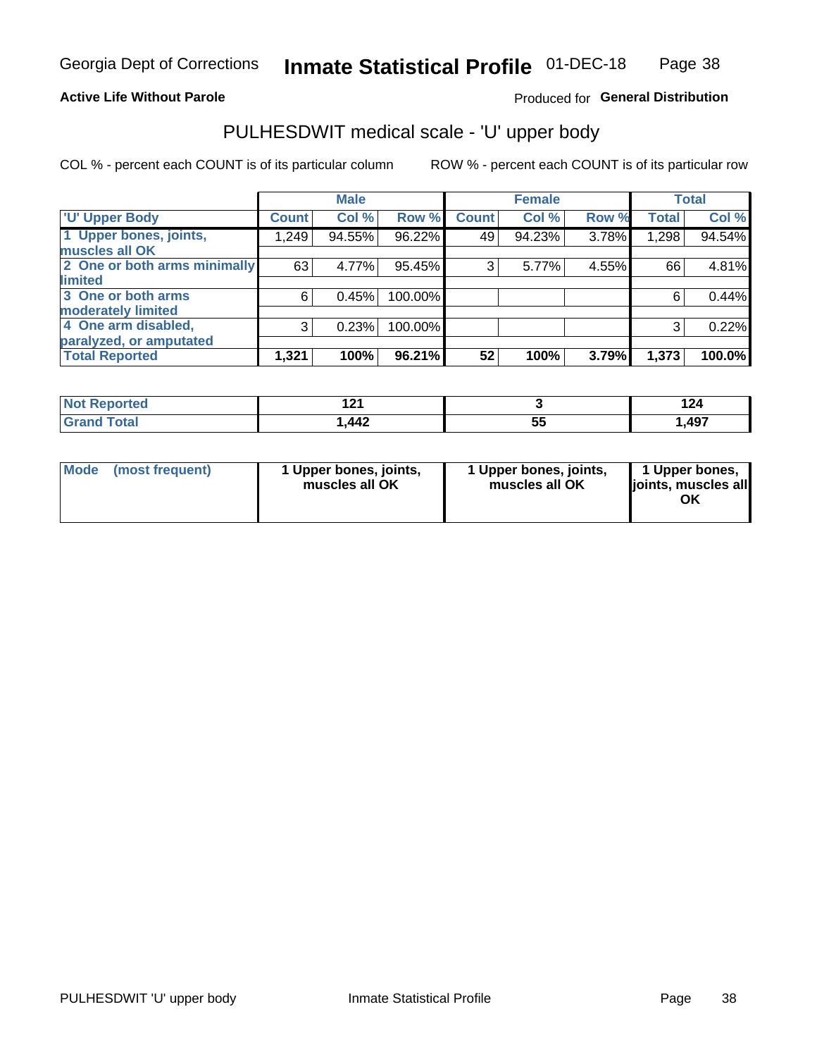Georgia Dept of Corrections **Inmate Statistical Profile** 01-DEC-18

**Active Life Without Parole**

Produced for **General Distribution**

## PULHESDWIT medical scale - 'U' upper body

COL % - percent each COUNT is of its particular column ROW % - percent each COUNT is of its particular row

| | Male | | | Female | | | Total | |
|---|---|---|---|---|---|---|---|---|
| 'U' Upper Body | Count | Col % | Row % | Count | Col % | Row % | Total | Col % |
| 1 Upper bones, joints, muscles all OK | 1,249 | 94.55% | 96.22% | 49 | 94.23% | 3.78% | 1,298 | 94.54% |
| 2 One or both arms minimally limited | 63 | 4.77% | 95.45% | 3 | 5.77% | 4.55% | 66 | 4.81% |
| 3 One or both arms moderately limited | 6 | 0.45% | 100.00% | | | | 6 | 0.44% |
| 4 One arm disabled, paralyzed, or amputated | 3 | 0.23% | 100.00% | | | | 3 | 0.22% |
| **Total Reported** | **1,321** | **100%** | **96.21%** | **52** | **100%** | **3.79%** | **1,373** | **100.0%** |

| | Male | Female | Total |
|---|---|---|---|
| Not Reported | 121 | 3 | 124 |
| Grand Total | 1,442 | 55 | 1,497 |

| | Male | Female | Total |
|---|---|---|---|
| Mode (most frequent) | 1 Upper bones, joints, muscles all OK | 1 Upper bones, joints, muscles all OK | 1 Upper bones, joints, muscles all OK |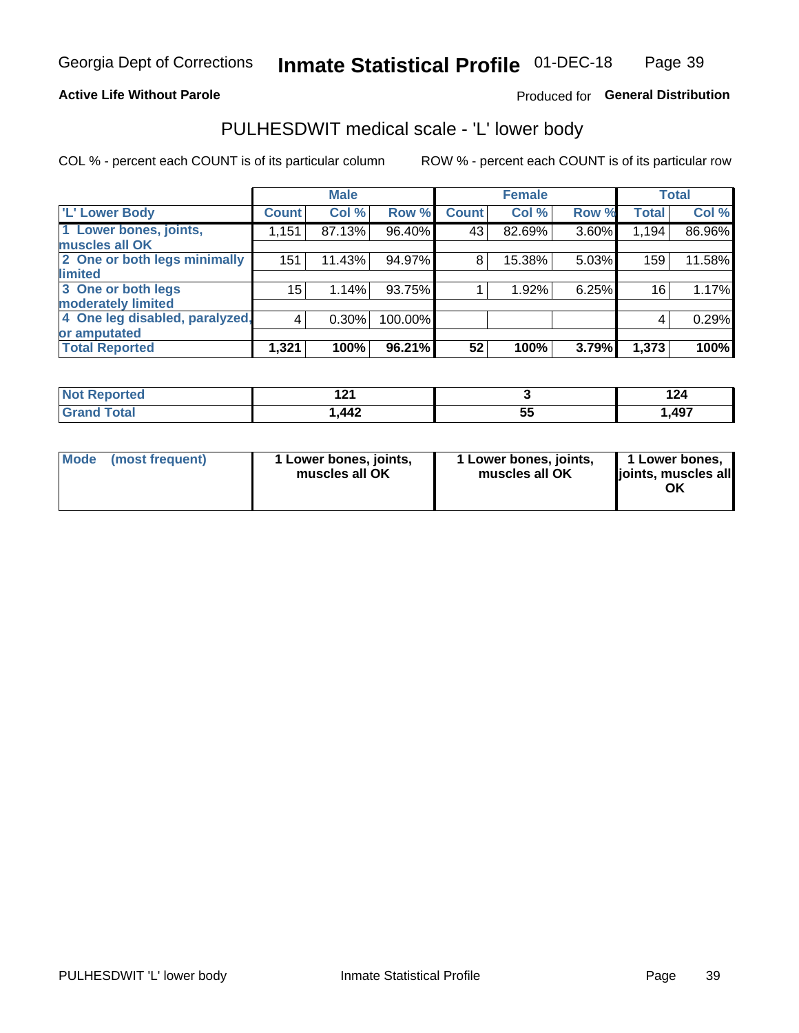Georgia Dept of Corrections **Inmate Statistical Profile** 01-DEC-18

**Active Life Without Parole**

Produced for **General Distribution**

## PULHESDWIT medical scale - 'L' lower body

COL % - percent each COUNT is of its particular column

ROW % - percent each COUNT is of its particular row

| | Male | | | Female | | | Total | |
|---|---|---|---|---|---|---|---|---|
| **'L' Lower Body** | **Count** | **Col %** | **Row %** | **Count** | **Col %** | **Row %** | **Total** | **Col %** |
| **1 Lower bones, joints, muscles all OK** | 1,151 | 87.13% | 96.40% | 43 | 82.69% | 3.60% | 1,194 | 86.96% |
| **2 One or both legs minimally limited** | 151 | 11.43% | 94.97% | 8 | 15.38% | 5.03% | 159 | 11.58% |
| **3 One or both legs moderately limited** | 15 | 1.14% | 93.75% | 1 | 1.92% | 6.25% | 16 | 1.17% |
| **4 One leg disabled, paralyzed, or amputated** | 4 | 0.30% | 100.00% | | | | 4 | 0.29% |
| **Total Reported** | **1,321** | **100%** | **96.21%** | **52** | **100%** | **3.79%** | **1,373** | **100%** |

| | Male | Female | Total |
|---|---|---|---|
| **Not Reported** | **121** | **3** | **124** |
| **Grand Total** | **1,442** | **55** | **1,497** |

| | Male | Female | Total |
|---|---|---|---|
| **Mode (most frequent)** | **1 Lower bones, joints, muscles all OK** | **1 Lower bones, joints, muscles all OK** | **1 Lower bones, joints, muscles all OK** |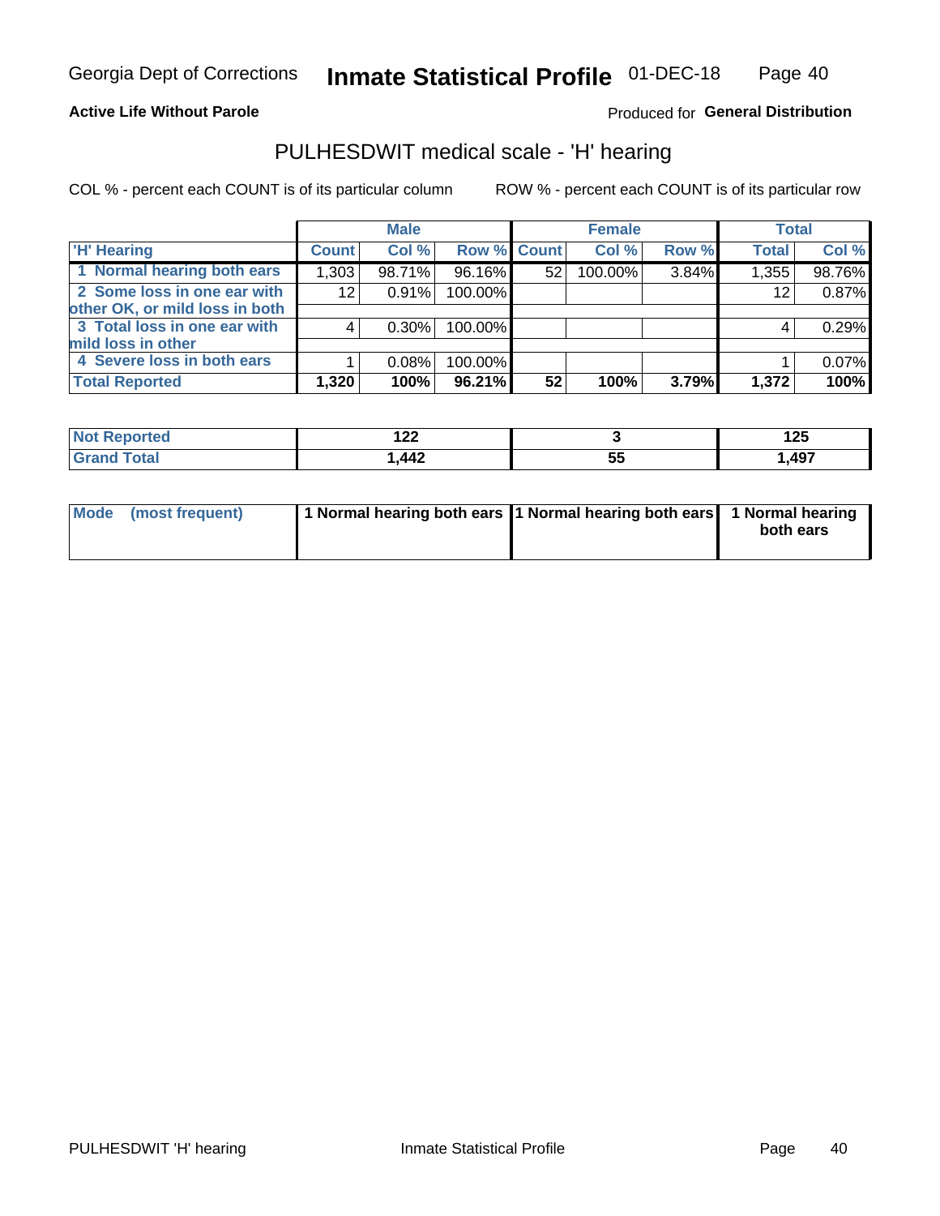Georgia Dept of Corrections **Inmate Statistical Profile** 01-DEC-18

**Active Life Without Parole**

Produced for **General Distribution**

## PULHESDWIT medical scale - 'H' hearing

COL % - percent each COUNT is of its particular column ROW % - percent each COUNT is of its particular row

| | Male | | | Female | | | Total | |
|---|---|---|---|---|---|---|---|---|
| 'H' Hearing | Count | Col % | Row % | Count | Col % | Row % | Total | Col % |
| 1 Normal hearing both ears | 1,303 | 98.71% | 96.16% | 52 | 100.00% | 3.84% | 1,355 | 98.76% |
| 2 Some loss in one ear with other OK, or mild loss in both | 12 | 0.91% | 100.00% | | | | 12 | 0.87% |
| 3 Total loss in one ear with mild loss in other | 4 | 0.30% | 100.00% | | | | 4 | 0.29% |
| 4 Severe loss in both ears | 1 | 0.08% | 100.00% | | | | 1 | 0.07% |
| **Total Reported** | **1,320** | **100%** | **96.21%** | **52** | **100%** | **3.79%** | **1,372** | **100%** |

| | Male | Female | Total |
|---|---|---|---|
| Not Reported | 122 | 3 | 125 |
| Grand Total | 1,442 | 55 | 1,497 |

| | Male | Female | Total |
|---|---|---|---|
| Mode (most frequent) | 1 Normal hearing both ears | 1 Normal hearing both ears | 1 Normal hearing both ears |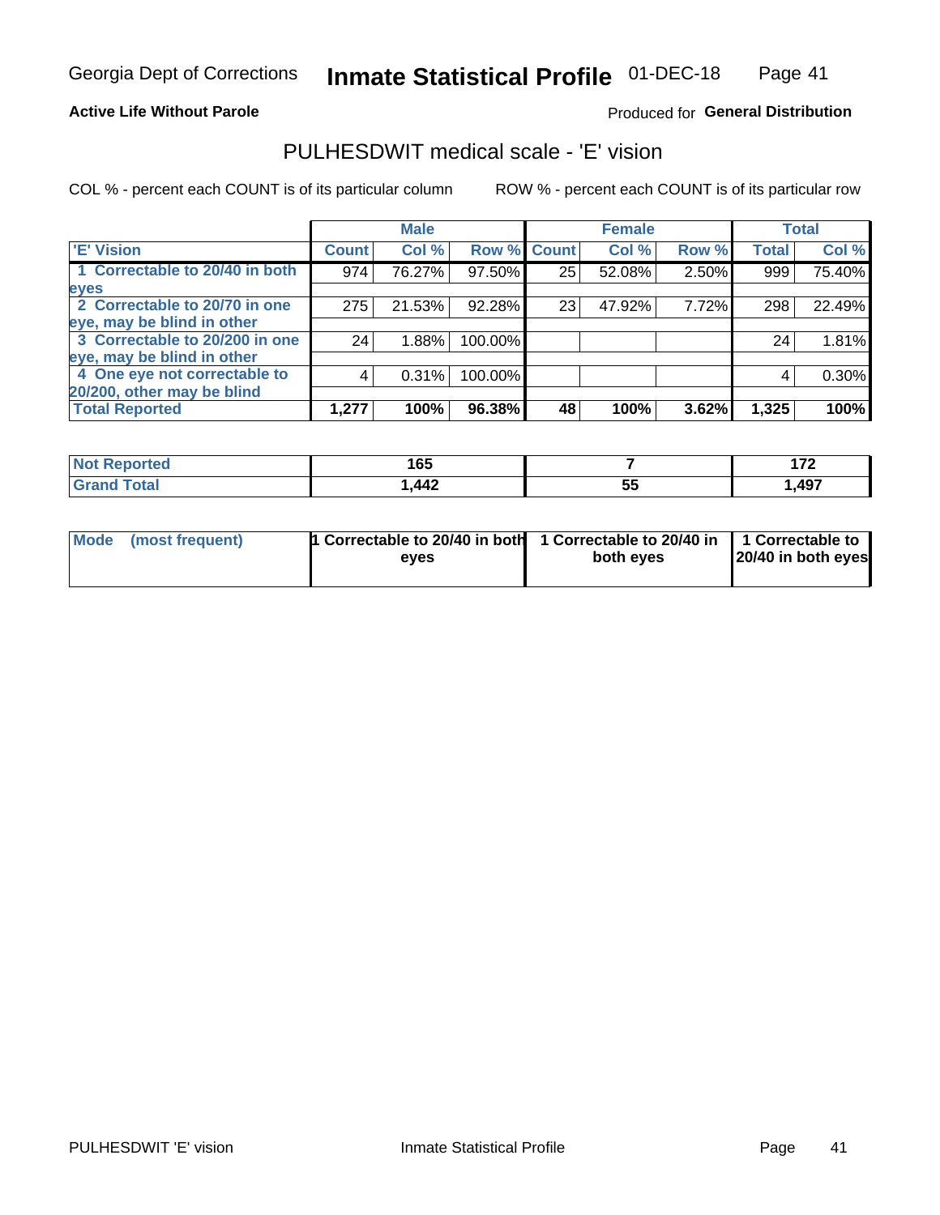Georgia Dept of Corrections **Inmate Statistical Profile** 01-DEC-18

**Active Life Without Parole**

Produced for **General Distribution**

## PULHESDWIT medical scale - 'E' vision

COL % - percent each COUNT is of its particular column

ROW % - percent each COUNT is of its particular row

| 'E' Vision | Male | | | Female | | | Total | |
|---|---|---|---|---|---|---|---|---|
| | Count | Col % | Row % | Count | Col % | Row % | Total | Col % |
| 1 Correctable to 20/40 in both eyes | 974 | 76.27% | 97.50% | 25 | 52.08% | 2.50% | 999 | 75.40% |
| 2 Correctable to 20/70 in one eye, may be blind in other | 275 | 21.53% | 92.28% | 23 | 47.92% | 7.72% | 298 | 22.49% |
| 3 Correctable to 20/200 in one eye, may be blind in other | 24 | 1.88% | 100.00% | | | | 24 | 1.81% |
| 4 One eye not correctable to 20/200, other may be blind | 4 | 0.31% | 100.00% | | | | 4 | 0.30% |
| **Total Reported** | **1,277** | **100%** | **96.38%** | **48** | **100%** | **3.62%** | **1,325** | **100%** |

| | Male | Female | Total |
|---|---|---|---|
| **Not Reported** | **165** | **7** | **172** |
| **Grand Total** | **1,442** | **55** | **1,497** |

| | Male | Female | Total |
|---|---|---|---|
| **Mode (most frequent)** | **1 Correctable to 20/40 in both eyes** | **1 Correctable to 20/40 in both eyes** | **1 Correctable to 20/40 in both eyes** |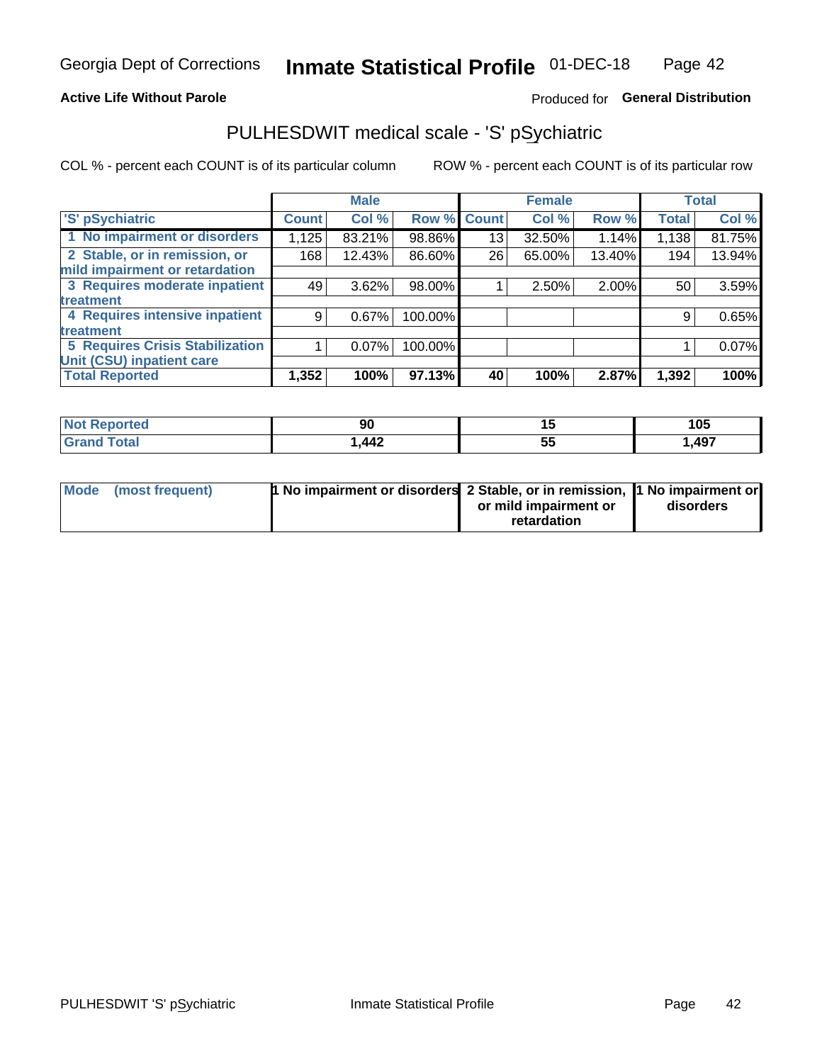Georgia Dept of Corrections **Inmate Statistical Profile** 01-DEC-18

**Active Life Without Parole**

Produced for **General Distribution**

## PULHESDWIT medical scale - 'S' pSychiatric

COL % - percent each COUNT is of its particular column

ROW % - percent each COUNT is of its particular row

| | Male | | | Female | | | Total | |
|---|---|---|---|---|---|---|---|---|
| 'S' pSychiatric | Count | Col % | Row % | Count | Col % | Row % | Total | Col % |
| 1 No impairment or disorders | 1,125 | 83.21% | 98.86% | 13 | 32.50% | 1.14% | 1,138 | 81.75% |
| 2 Stable, or in remission, or mild impairment or retardation | 168 | 12.43% | 86.60% | 26 | 65.00% | 13.40% | 194 | 13.94% |
| 3 Requires moderate inpatient treatment | 49 | 3.62% | 98.00% | 1 | 2.50% | 2.00% | 50 | 3.59% |
| 4 Requires intensive inpatient treatment | 9 | 0.67% | 100.00% | | | | 9 | 0.65% |
| 5 Requires Crisis Stabilization Unit (CSU) inpatient care | 1 | 0.07% | 100.00% | | | | 1 | 0.07% |
| **Total Reported** | **1,352** | **100%** | **97.13%** | **40** | **100%** | **2.87%** | **1,392** | **100%** |

| | Male | Female | Total |
|---|---|---|---|
| Not Reported | 90 | 15 | 105 |
| Grand Total | 1,442 | 55 | 1,497 |

| | Male | Female | Total |
|---|---|---|---|
| Mode (most frequent) | 1 No impairment or disorders | 2 Stable, or in remission, or mild impairment or retardation | 1 No impairment or disorders |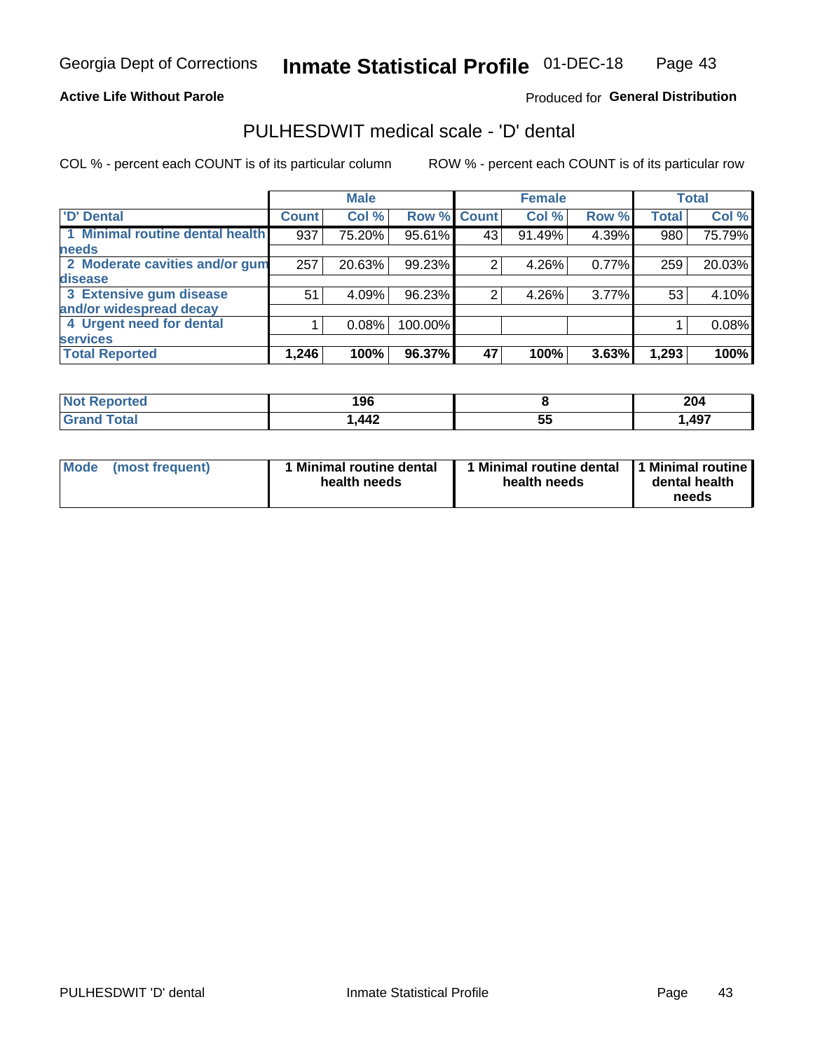Georgia Dept of Corrections **Inmate Statistical Profile** 01-DEC-18

**Active Life Without Parole**

Produced for **General Distribution**

## PULHESDWIT medical scale - 'D' dental

COL % - percent each COUNT is of its particular column

ROW % - percent each COUNT is of its particular row

| | Male | | | Female | | | Total | |
|---|---|---|---|---|---|---|---|---|
| 'D' Dental | Count | Col % | Row % | Count | Col % | Row % | Total | Col % |
| 1 Minimal routine dental health needs | 937 | 75.20% | 95.61% | 43 | 91.49% | 4.39% | 980 | 75.79% |
| 2 Moderate cavities and/or gum disease | 257 | 20.63% | 99.23% | 2 | 4.26% | 0.77% | 259 | 20.03% |
| 3 Extensive gum disease and/or widespread decay | 51 | 4.09% | 96.23% | 2 | 4.26% | 3.77% | 53 | 4.10% |
| 4 Urgent need for dental services | 1 | 0.08% | 100.00% | | | | 1 | 0.08% |
| **Total Reported** | **1,246** | **100%** | **96.37%** | **47** | **100%** | **3.63%** | **1,293** | **100%** |

| | Male | Female | Total |
|---|---|---|---|
| Not Reported | 196 | 8 | 204 |
| Grand Total | 1,442 | 55 | 1,497 |

| | Male | Female | Total |
|---|---|---|---|
| Mode (most frequent) | 1 Minimal routine dental health needs | 1 Minimal routine dental health needs | 1 Minimal routine dental health needs |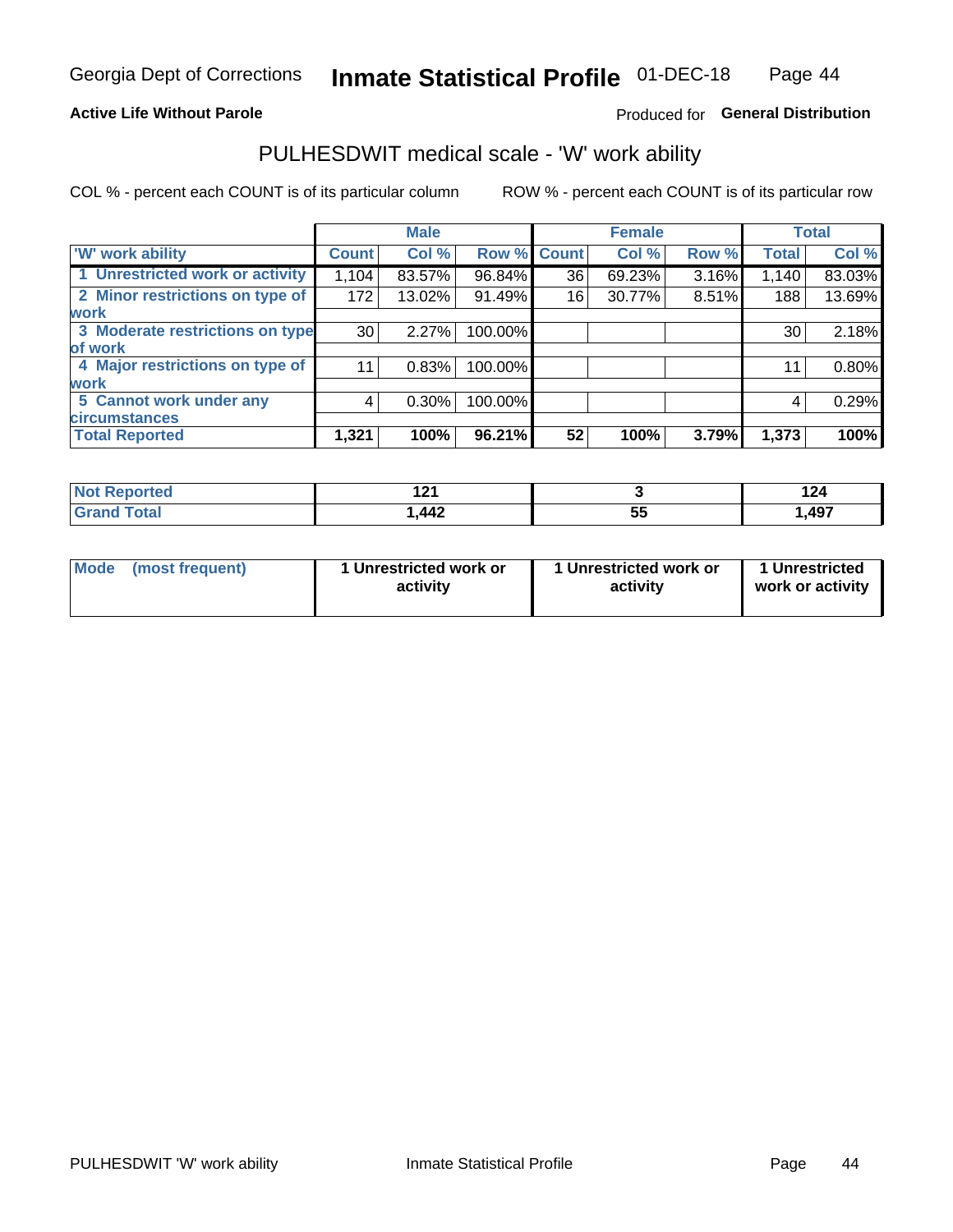Georgia Dept of Corrections **Inmate Statistical Profile** 01-DEC-18

**Active Life Without Parole**

Produced for **General Distribution**

## PULHESDWIT medical scale - 'W' work ability

COL % - percent each COUNT is of its particular column

ROW % - percent each COUNT is of its particular row

| | Male | | | Female | | | Total | |
|---|---|---|---|---|---|---|---|---|
| 'W' work ability | Count | Col % | Row % | Count | Col % | Row % | Total | Col % |
| 1 Unrestricted work or activity | 1,104 | 83.57% | 96.84% | 36 | 69.23% | 3.16% | 1,140 | 83.03% |
| 2 Minor restrictions on type of work | 172 | 13.02% | 91.49% | 16 | 30.77% | 8.51% | 188 | 13.69% |
| 3 Moderate restrictions on type of work | 30 | 2.27% | 100.00% | | | | 30 | 2.18% |
| 4 Major restrictions on type of work | 11 | 0.83% | 100.00% | | | | 11 | 0.80% |
| 5 Cannot work under any circumstances | 4 | 0.30% | 100.00% | | | | 4 | 0.29% |
| **Total Reported** | **1,321** | **100%** | **96.21%** | **52** | **100%** | **3.79%** | **1,373** | **100%** |

| | Male | Female | Total |
|---|---|---|---|
| Not Reported | 121 | 3 | 124 |
| Grand Total | 1,442 | 55 | 1,497 |

| | Male | Female | Total |
|---|---|---|---|
| Mode (most frequent) | 1 Unrestricted work or activity | 1 Unrestricted work or activity | 1 Unrestricted work or activity |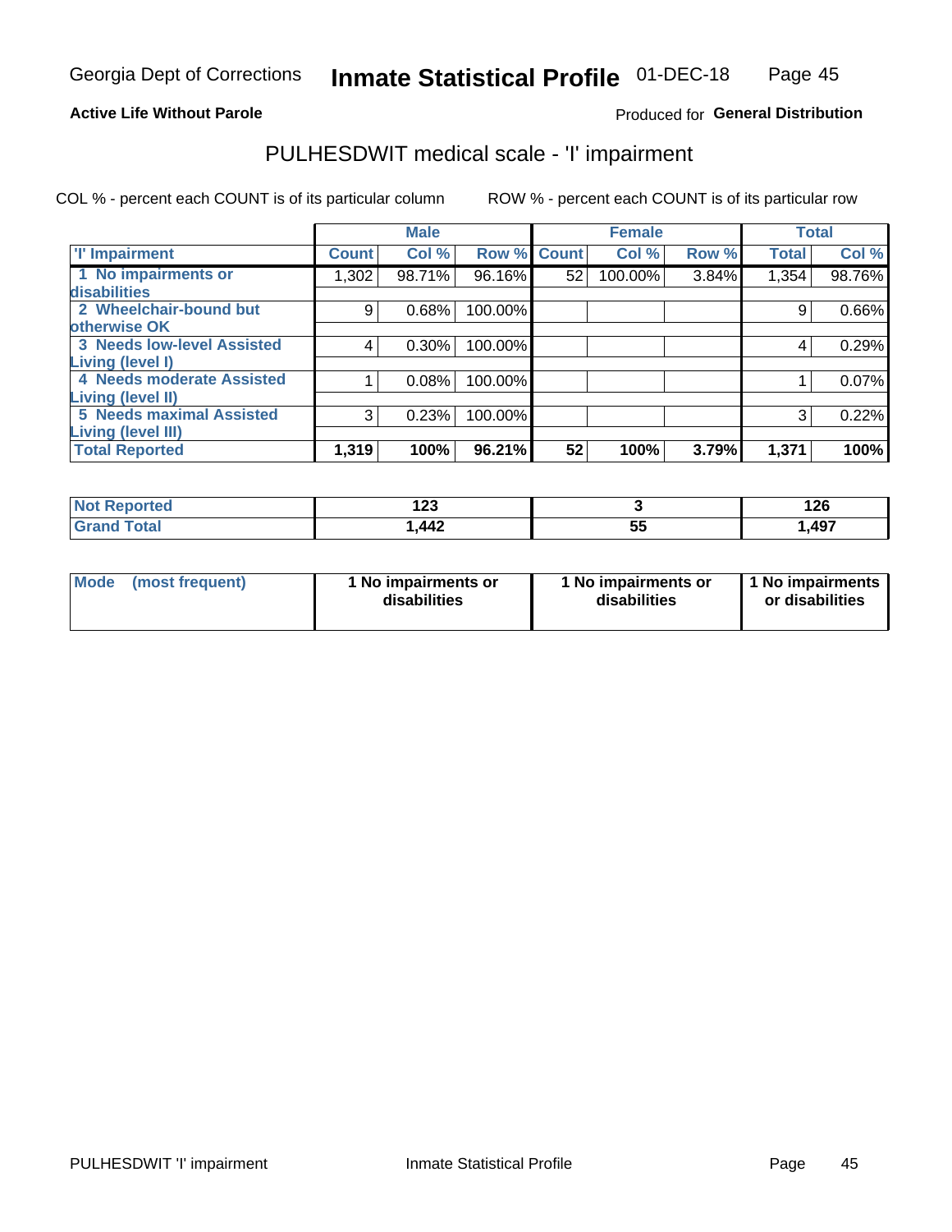Georgia Dept of Corrections **Inmate Statistical Profile** 01-DEC-18

**Active Life Without Parole**

Produced for **General Distribution**

## PULHESDWIT medical scale - 'I' impairment

COL % - percent each COUNT is of its particular column ROW % - percent each COUNT is of its particular row

| | Male | | | Female | | | Total | |
|---|---|---|---|---|---|---|---|---|
| 'I' Impairment | Count | Col % | Row % | Count | Col % | Row % | Total | Col % |
| 1 No impairments or disabilities | 1,302 | 98.71% | 96.16% | 52 | 100.00% | 3.84% | 1,354 | 98.76% |
| 2 Wheelchair-bound but otherwise OK | 9 | 0.68% | 100.00% | | | | 9 | 0.66% |
| 3 Needs low-level Assisted Living (level I) | 4 | 0.30% | 100.00% | | | | 4 | 0.29% |
| 4 Needs moderate Assisted Living (level II) | 1 | 0.08% | 100.00% | | | | 1 | 0.07% |
| 5 Needs maximal Assisted Living (level III) | 3 | 0.23% | 100.00% | | | | 3 | 0.22% |
| **Total Reported** | **1,319** | **100%** | **96.21%** | **52** | **100%** | **3.79%** | **1,371** | **100%** |

| | Male | Female | Total |
|---|---|---|---|
| Not Reported | 123 | 3 | 126 |
| Grand Total | 1,442 | 55 | 1,497 |

| | Male | Female | Total |
|---|---|---|---|
| Mode (most frequent) | 1 No impairments or disabilities | 1 No impairments or disabilities | 1 No impairments or disabilities |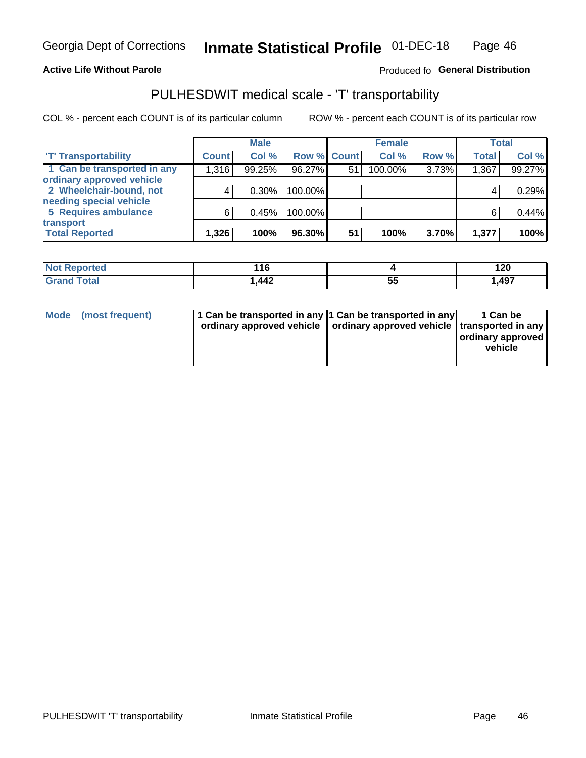Georgia Dept of Corrections **Inmate Statistical Profile** 01-DEC-18

**Active Life Without Parole**

Produced fo **General Distribution**

## PULHESDWIT medical scale - 'T' transportability

COL % - percent each COUNT is of its particular column ROW % - percent each COUNT is of its particular row

| | Male | | | Female | | | Total | |
|---|---|---|---|---|---|---|---|---|
| 'T' Transportability | Count | Col % | Row % | Count | Col % | Row % | Total | Col % |
| 1 Can be transported in any ordinary approved vehicle | 1,316 | 99.25% | 96.27% | 51 | 100.00% | 3.73% | 1,367 | 99.27% |
| 2 Wheelchair-bound, not needing special vehicle | 4 | 0.30% | 100.00% | | | | 4 | 0.29% |
| 5 Requires ambulance transport | 6 | 0.45% | 100.00% | | | | 6 | 0.44% |
| **Total Reported** | **1,326** | **100%** | **96.30%** | **51** | **100%** | **3.70%** | **1,377** | **100%** |

| | Male | Female | Total |
|---|---|---|---|
| Not Reported | 116 | 4 | 120 |
| Grand Total | 1,442 | 55 | 1,497 |

| | Male | Female | Total |
|---|---|---|---|
| Mode (most frequent) | 1 Can be transported in any ordinary approved vehicle | 1 Can be transported in any ordinary approved vehicle | 1 Can be transported in any ordinary approved vehicle |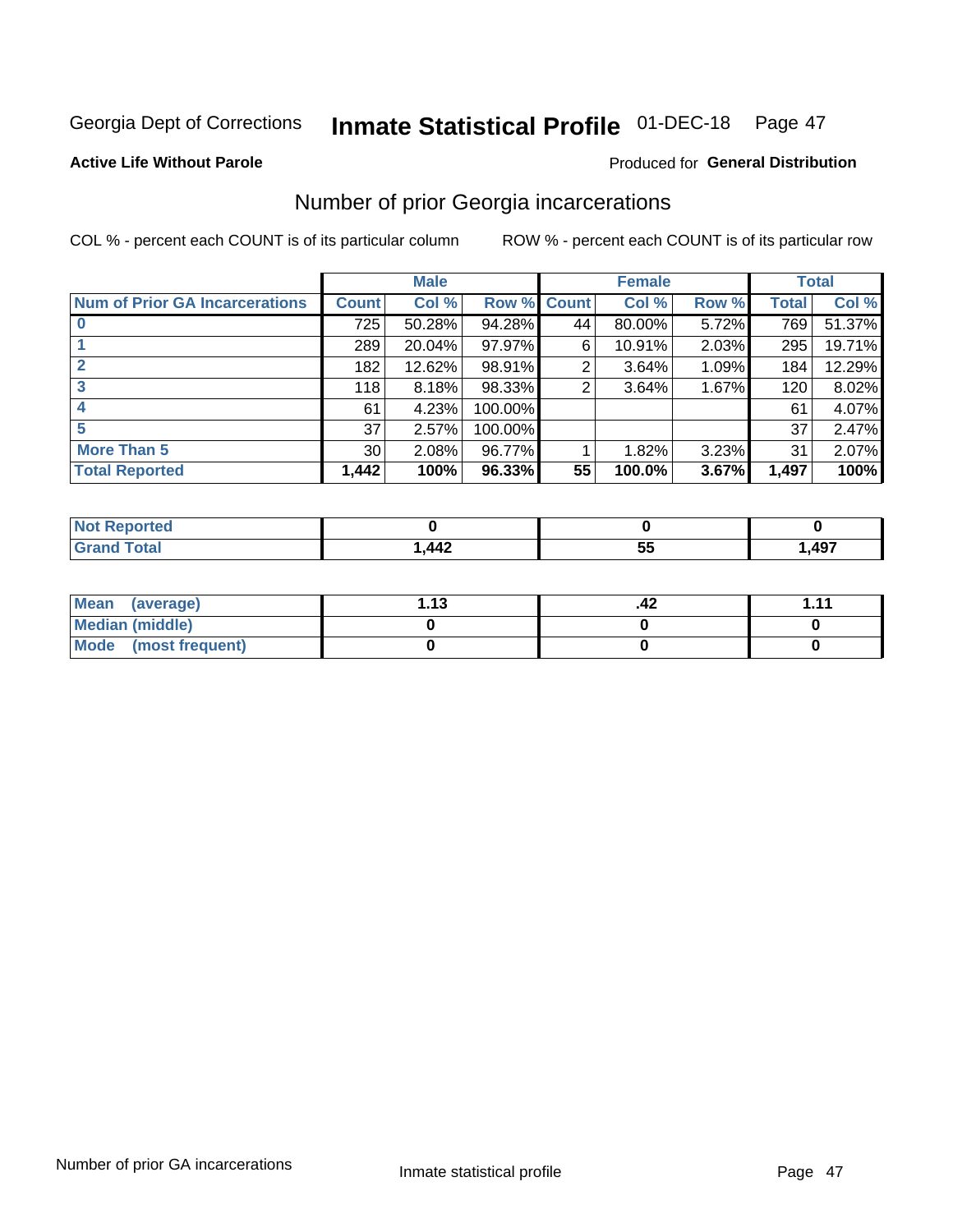Georgia Dept of Corrections **Inmate Statistical Profile** 01-DEC-18

**Active Life Without Parole**

Produced for **General Distribution**

## Number of prior Georgia incarcerations

COL % - percent each COUNT is of its particular column

ROW % - percent each COUNT is of its particular row

| | Male | | | Female | | | Total | |
|---|---|---|---|---|---|---|---|---|
| **Num of Prior GA Incarcerations** | **Count** | **Col %** | **Row %** | **Count** | **Col %** | **Row %** | **Total** | **Col %** |
| **0** | 725 | 50.28% | 94.28% | 44 | 80.00% | 5.72% | 769 | 51.37% |
| **1** | 289 | 20.04% | 97.97% | 6 | 10.91% | 2.03% | 295 | 19.71% |
| **2** | 182 | 12.62% | 98.91% | 2 | 3.64% | 1.09% | 184 | 12.29% |
| **3** | 118 | 8.18% | 98.33% | 2 | 3.64% | 1.67% | 120 | 8.02% |
| **4** | 61 | 4.23% | 100.00% | | | | 61 | 4.07% |
| **5** | 37 | 2.57% | 100.00% | | | | 37 | 2.47% |
| **More Than 5** | 30 | 2.08% | 96.77% | 1 | 1.82% | 3.23% | 31 | 2.07% |
| **Total Reported** | **1,442** | **100%** | **96.33%** | **55** | **100.0%** | **3.67%** | **1,497** | **100%** |

| | Male | Female | Total |
|---|---|---|---|
| **Not Reported** | **0** | **0** | **0** |
| **Grand Total** | **1,442** | **55** | **1,497** |

| | Male | Female | Total |
|---|---|---|---|
| **Mean (average)** | **1.13** | **.42** | **1.11** |
| **Median (middle)** | **0** | **0** | **0** |
| **Mode (most frequent)** | **0** | **0** | **0** |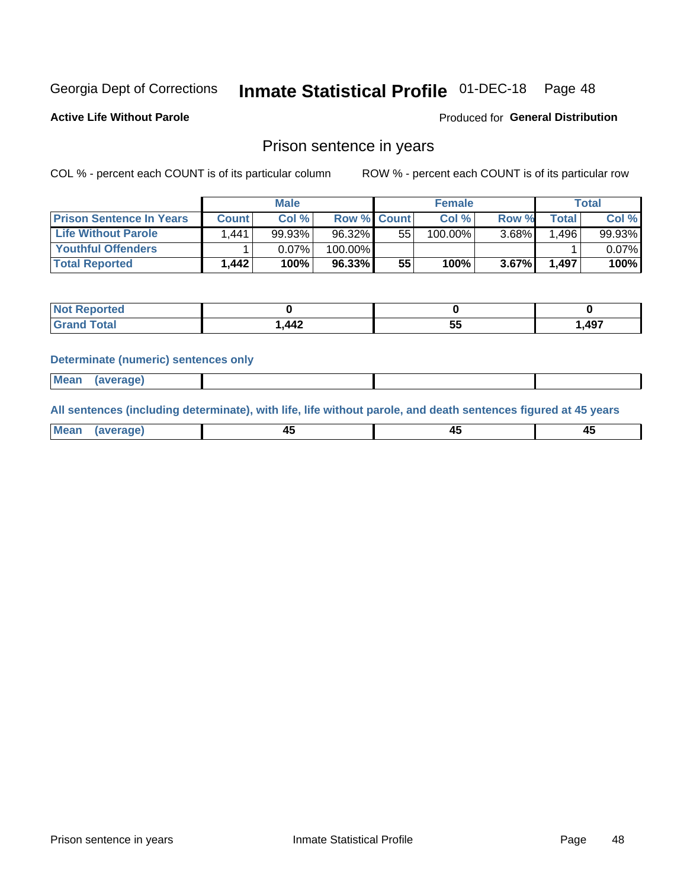Georgia Dept of Corrections **Inmate Statistical Profile** 01-DEC-18 Page 48

**Active Life Without Parole**

Produced for **General Distribution**

## Prison sentence in years

COL % - percent each COUNT is of its particular column

ROW % - percent each COUNT is of its particular row

| | Male | | | Female | | | Total | |
|---|---|---|---|---|---|---|---|---|
| **Prison Sentence In Years** | **Count** | **Col %** | **Row %** | **Count** | **Col %** | **Row %** | **Total** | **Col %** |
| **Life Without Parole** | 1,441 | 99.93% | 96.32% | 55 | 100.00% | 3.68% | 1,496 | 99.93% |
| **Youthful Offenders** | 1 | 0.07% | 100.00% | | | | 1 | 0.07% |
| **Total Reported** | **1,442** | **100%** | **96.33%** | **55** | **100%** | **3.67%** | **1,497** | **100%** |

| | Male | Female | Total |
|---|---|---|---|
| **Not Reported** | **0** | **0** | **0** |
| **Grand Total** | **1,442** | **55** | **1,497** |

**Determinate (numeric) sentences only**

| | Male | Female | Total |
|---|---|---|---|
| **Mean (average)** | | | |

**All sentences (including determinate), with life, life without parole, and death sentences figured at 45 years**

| | Male | Female | Total |
|---|---|---|---|
| **Mean (average)** | **45** | **45** | **45** |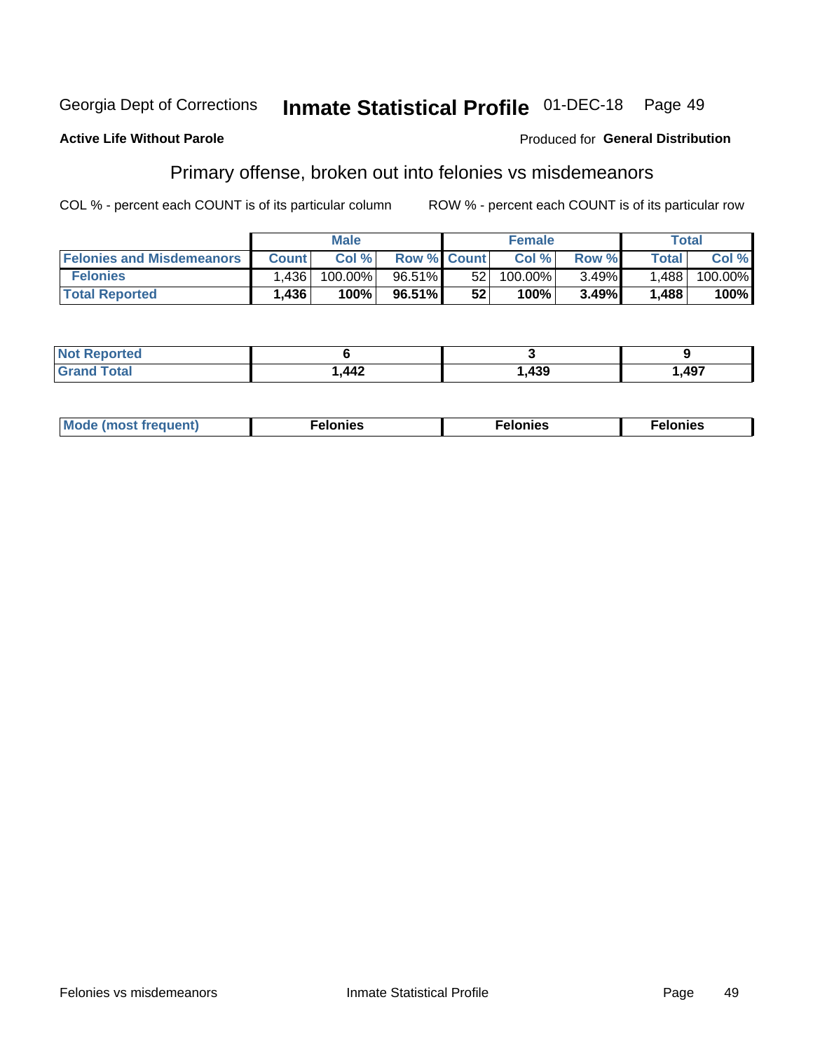Georgia Dept of Corrections **Inmate Statistical Profile** 01-DEC-18

**Active Life Without Parole**

Produced for **General Distribution**

## Primary offense, broken out into felonies vs misdemeanors

COL % - percent each COUNT is of its particular column

ROW % - percent each COUNT is of its particular row

| | Male | | | Female | | | Total | |
|---|---|---|---|---|---|---|---|---|
| **Felonies and Misdemeanors** | **Count** | **Col %** | **Row %** | **Count** | **Col %** | **Row %** | **Total** | **Col %** |
| **Felonies** | 1,436 | 100.00% | 96.51% | 52 | 100.00% | 3.49% | 1,488 | 100.00% |
| **Total Reported** | **1,436** | **100%** | **96.51%** | **52** | **100%** | **3.49%** | **1,488** | **100%** |

| | Male | Female | Total |
|---|---|---|---|
| **Not Reported** | **6** | **3** | **9** |
| **Grand Total** | **1,442** | **1,439** | **1,497** |

| | Male | Female | Total |
|---|---|---|---|
| **Mode (most frequent)** | **Felonies** | **Felonies** | **Felonies** |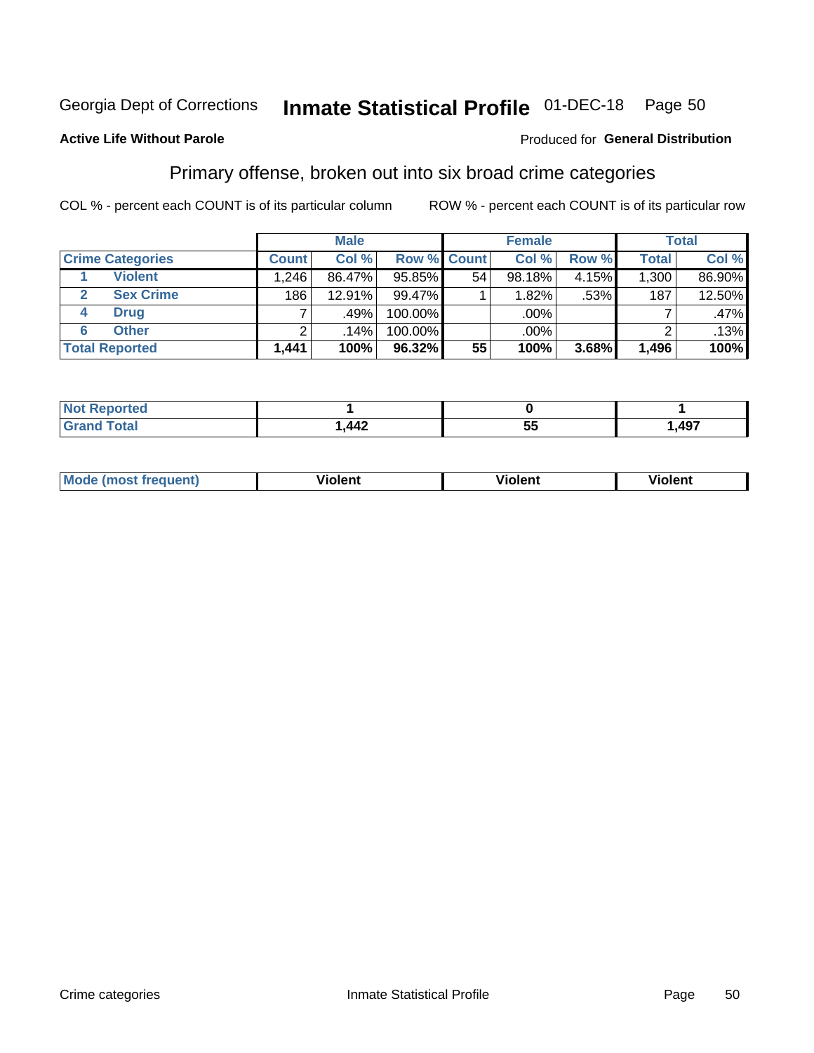Georgia Dept of Corrections **Inmate Statistical Profile** 01-DEC-18 Page 50

**Active Life Without Parole**

Produced for **General Distribution**

## Primary offense, broken out into six broad crime categories

COL % - percent each COUNT is of its particular column

ROW % - percent each COUNT is of its particular row

| Crime Categories | | Male | | | Female | | | Total | |
|---|---|---|---|---|---|---|---|---|---|
| | | Count | Col % | Row % | Count | Col % | Row % | Total | Col % |
| 1 | Violent | 1,246 | 86.47% | 95.85% | 54 | 98.18% | 4.15% | 1,300 | 86.90% |
| 2 | Sex Crime | 186 | 12.91% | 99.47% | 1 | 1.82% | .53% | 187 | 12.50% |
| 4 | Drug | 7 | .49% | 100.00% | | .00% | | 7 | .47% |
| 6 | Other | 2 | .14% | 100.00% | | .00% | | 2 | .13% |
| **Total Reported** | | **1,441** | **100%** | **96.32%** | **55** | **100%** | **3.68%** | **1,496** | **100%** |

| | Male | Female | Total |
|---|---|---|---|
| Not Reported | **1** | **0** | **1** |
| Grand Total | **1,442** | **55** | **1,497** |

| | Male | Female | Total |
|---|---|---|---|
| Mode (most frequent) | **Violent** | **Violent** | **Violent** |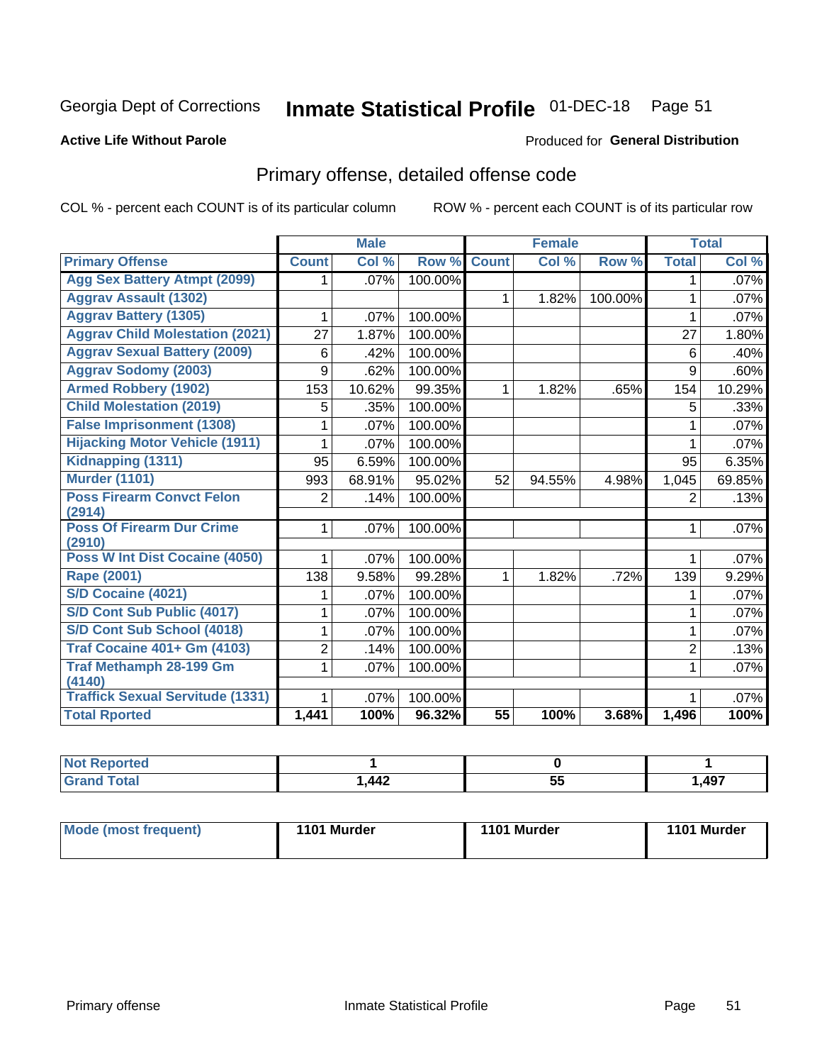Georgia Dept of Corrections **Inmate Statistical Profile** 01-DEC-18 Page 51

**Active Life Without Parole**

Produced for **General Distribution**

## Primary offense, detailed offense code

COL % - percent each COUNT is of its particular column ROW % - percent each COUNT is of its particular row

| | Male | | | Female | | | Total | |
|---|---|---|---|---|---|---|---|---|
| **Primary Offense** | **Count** | **Col %** | **Row %** | **Count** | **Col %** | **Row %** | **Total** | **Col %** |
| Agg Sex Battery Atmpt (2099) | 1 | .07% | 100.00% | | | | 1 | .07% |
| Aggrav Assault (1302) | | | | 1 | 1.82% | 100.00% | 1 | .07% |
| Aggrav Battery (1305) | 1 | .07% | 100.00% | | | | 1 | .07% |
| Aggrav Child Molestation (2021) | 27 | 1.87% | 100.00% | | | | 27 | 1.80% |
| Aggrav Sexual Battery (2009) | 6 | .42% | 100.00% | | | | 6 | .40% |
| Aggrav Sodomy (2003) | 9 | .62% | 100.00% | | | | 9 | .60% |
| Armed Robbery (1902) | 153 | 10.62% | 99.35% | 1 | 1.82% | .65% | 154 | 10.29% |
| Child Molestation (2019) | 5 | .35% | 100.00% | | | | 5 | .33% |
| False Imprisonment (1308) | 1 | .07% | 100.00% | | | | 1 | .07% |
| Hijacking Motor Vehicle (1911) | 1 | .07% | 100.00% | | | | 1 | .07% |
| Kidnapping (1311) | 95 | 6.59% | 100.00% | | | | 95 | 6.35% |
| Murder (1101) | 993 | 68.91% | 95.02% | 52 | 94.55% | 4.98% | 1,045 | 69.85% |
| Poss Firearm Convct Felon (2914) | 2 | .14% | 100.00% | | | | 2 | .13% |
| Poss Of Firearm Dur Crime (2910) | 1 | .07% | 100.00% | | | | 1 | .07% |
| Poss W Int Dist Cocaine (4050) | 1 | .07% | 100.00% | | | | 1 | .07% |
| Rape (2001) | 138 | 9.58% | 99.28% | 1 | 1.82% | .72% | 139 | 9.29% |
| S/D Cocaine (4021) | 1 | .07% | 100.00% | | | | 1 | .07% |
| S/D Cont Sub Public (4017) | 1 | .07% | 100.00% | | | | 1 | .07% |
| S/D Cont Sub School (4018) | 1 | .07% | 100.00% | | | | 1 | .07% |
| Traf Cocaine 401+ Gm (4103) | 2 | .14% | 100.00% | | | | 2 | .13% |
| Traf Methamph 28-199 Gm (4140) | 1 | .07% | 100.00% | | | | 1 | .07% |
| Traffick Sexual Servitude (1331) | 1 | .07% | 100.00% | | | | 1 | .07% |
| **Total Rported** | **1,441** | **100%** | **96.32%** | **55** | **100%** | **3.68%** | **1,496** | **100%** |

| | Male | Female | Total |
|---|---|---|---|
| **Not Reported** | **1** | **0** | **1** |
| **Grand Total** | **1,442** | **55** | **1,497** |

| | Male | Female | Total |
|---|---|---|---|
| **Mode (most frequent)** | **1101 Murder** | **1101 Murder** | **1101 Murder** |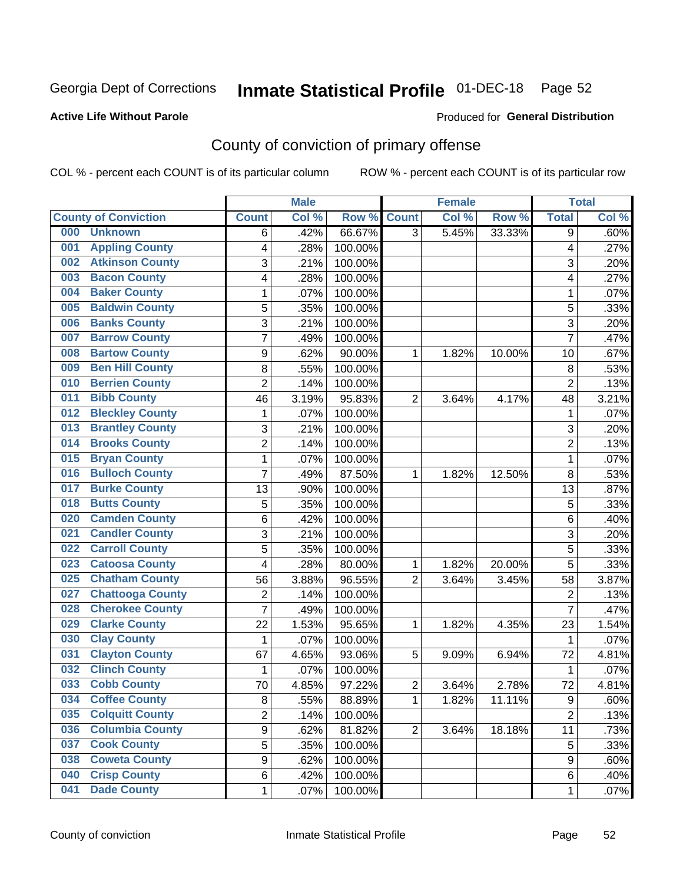Georgia Dept of Corrections **Inmate Statistical Profile** 01-DEC-18 Page 52

**Active Life Without Parole**

Produced for **General Distribution**

## County of conviction of primary offense

COL % - percent each COUNT is of its particular column ROW % - percent each COUNT is of its particular row

| County of Conviction | Male | | | Female | | | Total | |
|---|---|---|---|---|---|---|---|---|
| | Count | Col % | Row % | Count | Col % | Row % | Total | Col % |
| 000 Unknown | 6 | .42% | 66.67% | 3 | 5.45% | 33.33% | 9 | .60% |
| 001 Appling County | 4 | .28% | 100.00% | | | | 4 | .27% |
| 002 Atkinson County | 3 | .21% | 100.00% | | | | 3 | .20% |
| 003 Bacon County | 4 | .28% | 100.00% | | | | 4 | .27% |
| 004 Baker County | 1 | .07% | 100.00% | | | | 1 | .07% |
| 005 Baldwin County | 5 | .35% | 100.00% | | | | 5 | .33% |
| 006 Banks County | 3 | .21% | 100.00% | | | | 3 | .20% |
| 007 Barrow County | 7 | .49% | 100.00% | | | | 7 | .47% |
| 008 Bartow County | 9 | .62% | 90.00% | 1 | 1.82% | 10.00% | 10 | .67% |
| 009 Ben Hill County | 8 | .55% | 100.00% | | | | 8 | .53% |
| 010 Berrien County | 2 | .14% | 100.00% | | | | 2 | .13% |
| 011 Bibb County | 46 | 3.19% | 95.83% | 2 | 3.64% | 4.17% | 48 | 3.21% |
| 012 Bleckley County | 1 | .07% | 100.00% | | | | 1 | .07% |
| 013 Brantley County | 3 | .21% | 100.00% | | | | 3 | .20% |
| 014 Brooks County | 2 | .14% | 100.00% | | | | 2 | .13% |
| 015 Bryan County | 1 | .07% | 100.00% | | | | 1 | .07% |
| 016 Bulloch County | 7 | .49% | 87.50% | 1 | 1.82% | 12.50% | 8 | .53% |
| 017 Burke County | 13 | .90% | 100.00% | | | | 13 | .87% |
| 018 Butts County | 5 | .35% | 100.00% | | | | 5 | .33% |
| 020 Camden County | 6 | .42% | 100.00% | | | | 6 | .40% |
| 021 Candler County | 3 | .21% | 100.00% | | | | 3 | .20% |
| 022 Carroll County | 5 | .35% | 100.00% | | | | 5 | .33% |
| 023 Catoosa County | 4 | .28% | 80.00% | 1 | 1.82% | 20.00% | 5 | .33% |
| 025 Chatham County | 56 | 3.88% | 96.55% | 2 | 3.64% | 3.45% | 58 | 3.87% |
| 027 Chattooga County | 2 | .14% | 100.00% | | | | 2 | .13% |
| 028 Cherokee County | 7 | .49% | 100.00% | | | | 7 | .47% |
| 029 Clarke County | 22 | 1.53% | 95.65% | 1 | 1.82% | 4.35% | 23 | 1.54% |
| 030 Clay County | 1 | .07% | 100.00% | | | | 1 | .07% |
| 031 Clayton County | 67 | 4.65% | 93.06% | 5 | 9.09% | 6.94% | 72 | 4.81% |
| 032 Clinch County | 1 | .07% | 100.00% | | | | 1 | .07% |
| 033 Cobb County | 70 | 4.85% | 97.22% | 2 | 3.64% | 2.78% | 72 | 4.81% |
| 034 Coffee County | 8 | .55% | 88.89% | 1 | 1.82% | 11.11% | 9 | .60% |
| 035 Colquitt County | 2 | .14% | 100.00% | | | | 2 | .13% |
| 036 Columbia County | 9 | .62% | 81.82% | 2 | 3.64% | 18.18% | 11 | .73% |
| 037 Cook County | 5 | .35% | 100.00% | | | | 5 | .33% |
| 038 Coweta County | 9 | .62% | 100.00% | | | | 9 | .60% |
| 040 Crisp County | 6 | .42% | 100.00% | | | | 6 | .40% |
| 041 Dade County | 1 | .07% | 100.00% | | | | 1 | .07% |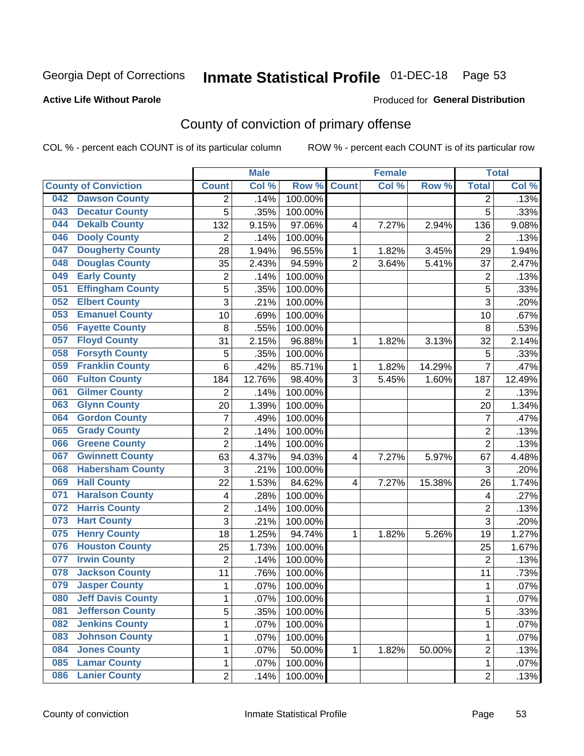Georgia Dept of Corrections **Inmate Statistical Profile** 01-DEC-18

**Active Life Without Parole**

Produced for **General Distribution**

## County of conviction of primary offense

COL % - percent each COUNT is of its particular column ROW % - percent each COUNT is of its particular row

| County of Conviction | Male | | | Female | | | Total | |
|---|---|---|---|---|---|---|---|---|
| | Count | Col % | Row % | Count | Col % | Row % | Total | Col % |
| 042 Dawson County | 2 | .14% | 100.00% | | | | 2 | .13% |
| 043 Decatur County | 5 | .35% | 100.00% | | | | 5 | .33% |
| 044 Dekalb County | 132 | 9.15% | 97.06% | 4 | 7.27% | 2.94% | 136 | 9.08% |
| 046 Dooly County | 2 | .14% | 100.00% | | | | 2 | .13% |
| 047 Dougherty County | 28 | 1.94% | 96.55% | 1 | 1.82% | 3.45% | 29 | 1.94% |
| 048 Douglas County | 35 | 2.43% | 94.59% | 2 | 3.64% | 5.41% | 37 | 2.47% |
| 049 Early County | 2 | .14% | 100.00% | | | | 2 | .13% |
| 051 Effingham County | 5 | .35% | 100.00% | | | | 5 | .33% |
| 052 Elbert County | 3 | .21% | 100.00% | | | | 3 | .20% |
| 053 Emanuel County | 10 | .69% | 100.00% | | | | 10 | .67% |
| 056 Fayette County | 8 | .55% | 100.00% | | | | 8 | .53% |
| 057 Floyd County | 31 | 2.15% | 96.88% | 1 | 1.82% | 3.13% | 32 | 2.14% |
| 058 Forsyth County | 5 | .35% | 100.00% | | | | 5 | .33% |
| 059 Franklin County | 6 | .42% | 85.71% | 1 | 1.82% | 14.29% | 7 | .47% |
| 060 Fulton County | 184 | 12.76% | 98.40% | 3 | 5.45% | 1.60% | 187 | 12.49% |
| 061 Gilmer County | 2 | .14% | 100.00% | | | | 2 | .13% |
| 063 Glynn County | 20 | 1.39% | 100.00% | | | | 20 | 1.34% |
| 064 Gordon County | 7 | .49% | 100.00% | | | | 7 | .47% |
| 065 Grady County | 2 | .14% | 100.00% | | | | 2 | .13% |
| 066 Greene County | 2 | .14% | 100.00% | | | | 2 | .13% |
| 067 Gwinnett County | 63 | 4.37% | 94.03% | 4 | 7.27% | 5.97% | 67 | 4.48% |
| 068 Habersham County | 3 | .21% | 100.00% | | | | 3 | .20% |
| 069 Hall County | 22 | 1.53% | 84.62% | 4 | 7.27% | 15.38% | 26 | 1.74% |
| 071 Haralson County | 4 | .28% | 100.00% | | | | 4 | .27% |
| 072 Harris County | 2 | .14% | 100.00% | | | | 2 | .13% |
| 073 Hart County | 3 | .21% | 100.00% | | | | 3 | .20% |
| 075 Henry County | 18 | 1.25% | 94.74% | 1 | 1.82% | 5.26% | 19 | 1.27% |
| 076 Houston County | 25 | 1.73% | 100.00% | | | | 25 | 1.67% |
| 077 Irwin County | 2 | .14% | 100.00% | | | | 2 | .13% |
| 078 Jackson County | 11 | .76% | 100.00% | | | | 11 | .73% |
| 079 Jasper County | 1 | .07% | 100.00% | | | | 1 | .07% |
| 080 Jeff Davis County | 1 | .07% | 100.00% | | | | 1 | .07% |
| 081 Jefferson County | 5 | .35% | 100.00% | | | | 5 | .33% |
| 082 Jenkins County | 1 | .07% | 100.00% | | | | 1 | .07% |
| 083 Johnson County | 1 | .07% | 100.00% | | | | 1 | .07% |
| 084 Jones County | 1 | .07% | 50.00% | 1 | 1.82% | 50.00% | 2 | .13% |
| 085 Lamar County | 1 | .07% | 100.00% | | | | 1 | .07% |
| 086 Lanier County | 2 | .14% | 100.00% | | | | 2 | .13% |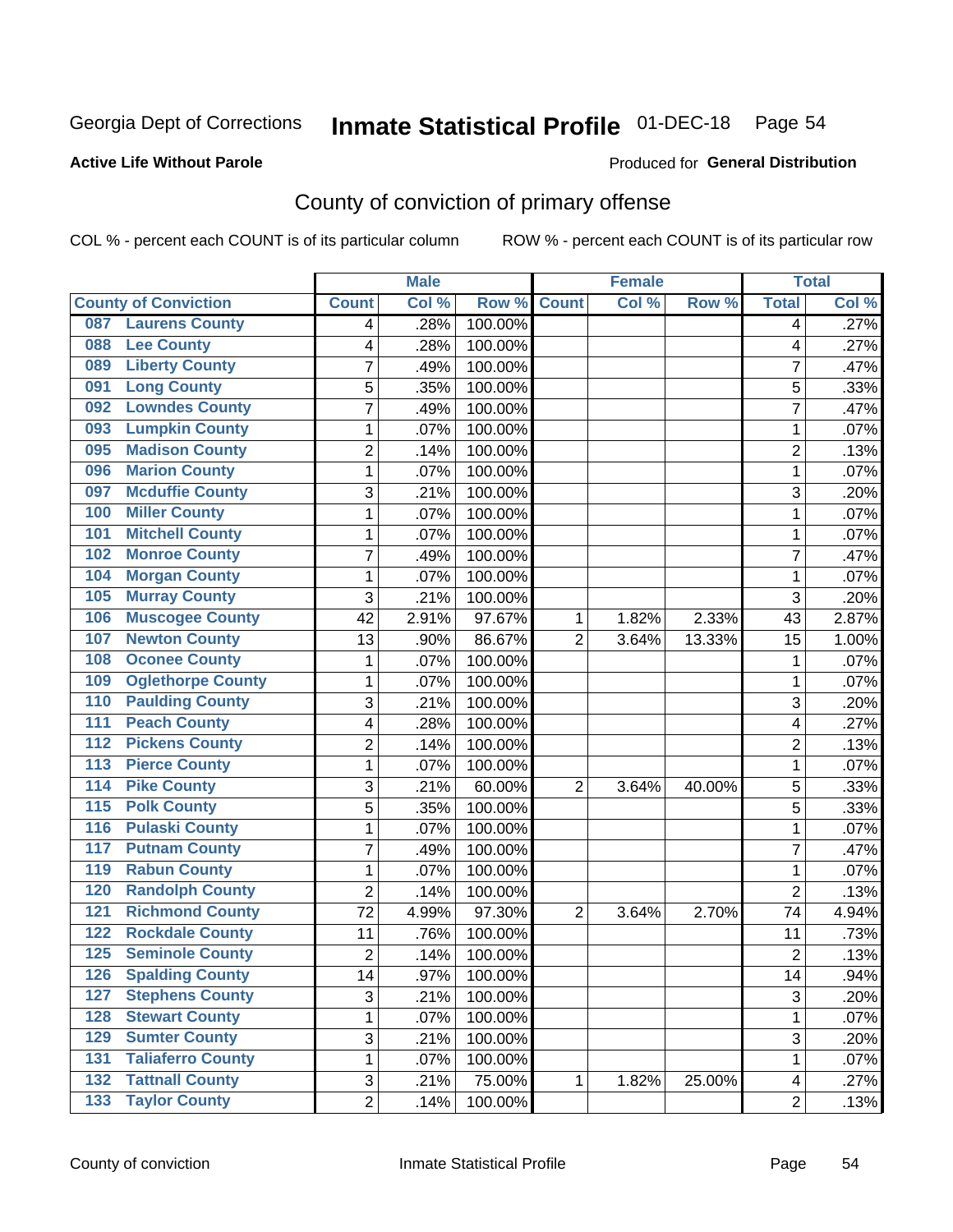Georgia Dept of Corrections **Inmate Statistical Profile** 01-DEC-18 Page 54

**Active Life Without Parole**

Produced for **General Distribution**

## County of conviction of primary offense

COL % - percent each COUNT is of its particular column     ROW % - percent each COUNT is of its particular row

| County of Conviction | Male | | | Female | | | Total | |
|---|---|---|---|---|---|---|---|---|
| | Count | Col % | Row % | Count | Col % | Row % | Total | Col % |
| 087 Laurens County | 4 | .28% | 100.00% | | | | 4 | .27% |
| 088 Lee County | 4 | .28% | 100.00% | | | | 4 | .27% |
| 089 Liberty County | 7 | .49% | 100.00% | | | | 7 | .47% |
| 091 Long County | 5 | .35% | 100.00% | | | | 5 | .33% |
| 092 Lowndes County | 7 | .49% | 100.00% | | | | 7 | .47% |
| 093 Lumpkin County | 1 | .07% | 100.00% | | | | 1 | .07% |
| 095 Madison County | 2 | .14% | 100.00% | | | | 2 | .13% |
| 096 Marion County | 1 | .07% | 100.00% | | | | 1 | .07% |
| 097 Mcduffie County | 3 | .21% | 100.00% | | | | 3 | .20% |
| 100 Miller County | 1 | .07% | 100.00% | | | | 1 | .07% |
| 101 Mitchell County | 1 | .07% | 100.00% | | | | 1 | .07% |
| 102 Monroe County | 7 | .49% | 100.00% | | | | 7 | .47% |
| 104 Morgan County | 1 | .07% | 100.00% | | | | 1 | .07% |
| 105 Murray County | 3 | .21% | 100.00% | | | | 3 | .20% |
| 106 Muscogee County | 42 | 2.91% | 97.67% | 1 | 1.82% | 2.33% | 43 | 2.87% |
| 107 Newton County | 13 | .90% | 86.67% | 2 | 3.64% | 13.33% | 15 | 1.00% |
| 108 Oconee County | 1 | .07% | 100.00% | | | | 1 | .07% |
| 109 Oglethorpe County | 1 | .07% | 100.00% | | | | 1 | .07% |
| 110 Paulding County | 3 | .21% | 100.00% | | | | 3 | .20% |
| 111 Peach County | 4 | .28% | 100.00% | | | | 4 | .27% |
| 112 Pickens County | 2 | .14% | 100.00% | | | | 2 | .13% |
| 113 Pierce County | 1 | .07% | 100.00% | | | | 1 | .07% |
| 114 Pike County | 3 | .21% | 60.00% | 2 | 3.64% | 40.00% | 5 | .33% |
| 115 Polk County | 5 | .35% | 100.00% | | | | 5 | .33% |
| 116 Pulaski County | 1 | .07% | 100.00% | | | | 1 | .07% |
| 117 Putnam County | 7 | .49% | 100.00% | | | | 7 | .47% |
| 119 Rabun County | 1 | .07% | 100.00% | | | | 1 | .07% |
| 120 Randolph County | 2 | .14% | 100.00% | | | | 2 | .13% |
| 121 Richmond County | 72 | 4.99% | 97.30% | 2 | 3.64% | 2.70% | 74 | 4.94% |
| 122 Rockdale County | 11 | .76% | 100.00% | | | | 11 | .73% |
| 125 Seminole County | 2 | .14% | 100.00% | | | | 2 | .13% |
| 126 Spalding County | 14 | .97% | 100.00% | | | | 14 | .94% |
| 127 Stephens County | 3 | .21% | 100.00% | | | | 3 | .20% |
| 128 Stewart County | 1 | .07% | 100.00% | | | | 1 | .07% |
| 129 Sumter County | 3 | .21% | 100.00% | | | | 3 | .20% |
| 131 Taliaferro County | 1 | .07% | 100.00% | | | | 1 | .07% |
| 132 Tattnall County | 3 | .21% | 75.00% | 1 | 1.82% | 25.00% | 4 | .27% |
| 133 Taylor County | 2 | .14% | 100.00% | | | | 2 | .13% |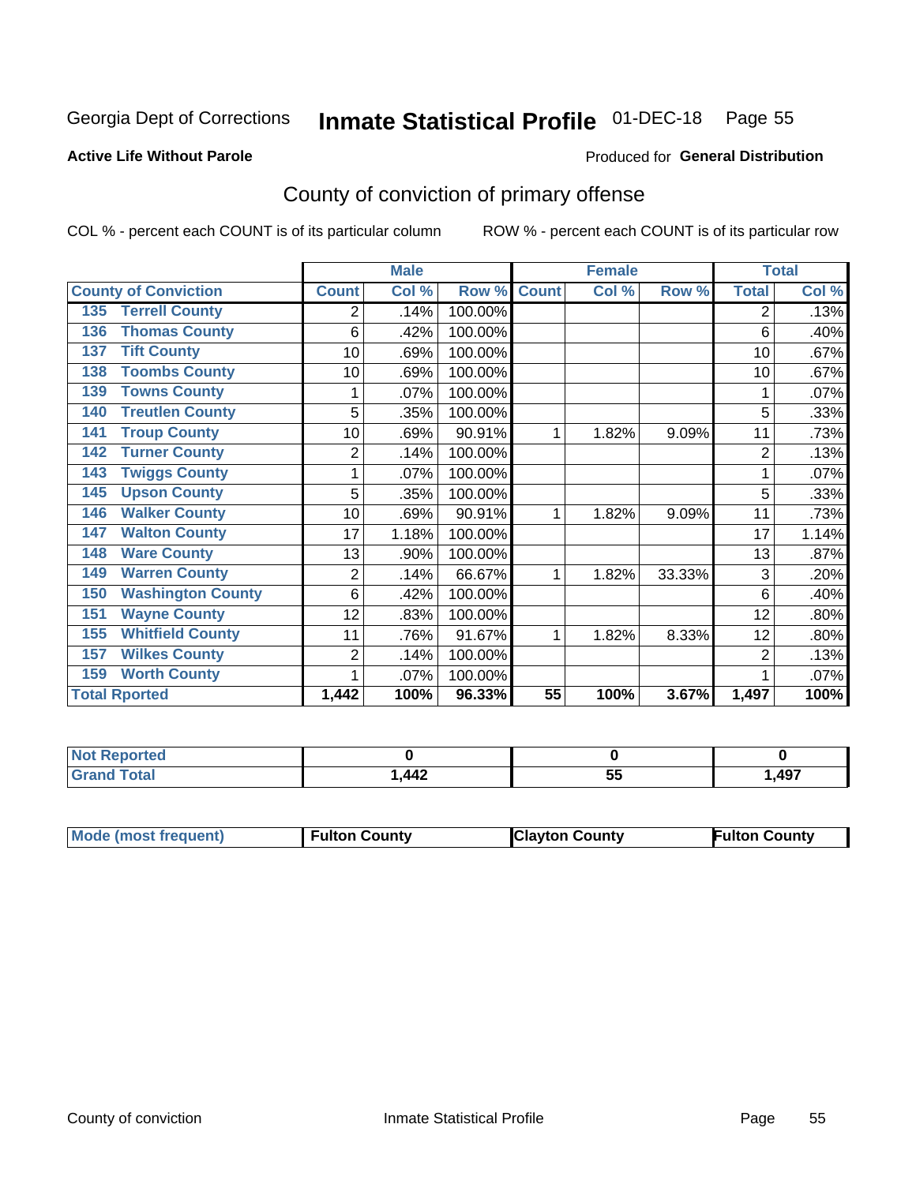Georgia Dept of Corrections **Inmate Statistical Profile** 01-DEC-18

**Active Life Without Parole**

Produced for **General Distribution**

## County of conviction of primary offense

COL % - percent each COUNT is of its particular column

ROW % - percent each COUNT is of its particular row

| County of Conviction | Male | | | Female | | | Total | |
|---|---|---|---|---|---|---|---|---|
| | Count | Col % | Row % | Count | Col % | Row % | Total | Col % |
| 135 Terrell County | 2 | .14% | 100.00% | | | | 2 | .13% |
| 136 Thomas County | 6 | .42% | 100.00% | | | | 6 | .40% |
| 137 Tift County | 10 | .69% | 100.00% | | | | 10 | .67% |
| 138 Toombs County | 10 | .69% | 100.00% | | | | 10 | .67% |
| 139 Towns County | 1 | .07% | 100.00% | | | | 1 | .07% |
| 140 Treutlen County | 5 | .35% | 100.00% | | | | 5 | .33% |
| 141 Troup County | 10 | .69% | 90.91% | 1 | 1.82% | 9.09% | 11 | .73% |
| 142 Turner County | 2 | .14% | 100.00% | | | | 2 | .13% |
| 143 Twiggs County | 1 | .07% | 100.00% | | | | 1 | .07% |
| 145 Upson County | 5 | .35% | 100.00% | | | | 5 | .33% |
| 146 Walker County | 10 | .69% | 90.91% | 1 | 1.82% | 9.09% | 11 | .73% |
| 147 Walton County | 17 | 1.18% | 100.00% | | | | 17 | 1.14% |
| 148 Ware County | 13 | .90% | 100.00% | | | | 13 | .87% |
| 149 Warren County | 2 | .14% | 66.67% | 1 | 1.82% | 33.33% | 3 | .20% |
| 150 Washington County | 6 | .42% | 100.00% | | | | 6 | .40% |
| 151 Wayne County | 12 | .83% | 100.00% | | | | 12 | .80% |
| 155 Whitfield County | 11 | .76% | 91.67% | 1 | 1.82% | 8.33% | 12 | .80% |
| 157 Wilkes County | 2 | .14% | 100.00% | | | | 2 | .13% |
| 159 Worth County | 1 | .07% | 100.00% | | | | 1 | .07% |
| **Total Rported** | **1,442** | **100%** | **96.33%** | **55** | **100%** | **3.67%** | **1,497** | **100%** |

| | Male | Female | Total |
|---|---|---|---|
| Not Reported | **0** | **0** | **0** |
| Grand Total | **1,442** | **55** | **1,497** |

| | Male | Female | Total |
|---|---|---|---|
| Mode (most frequent) | **Fulton County** | **Clayton County** | **Fulton County** |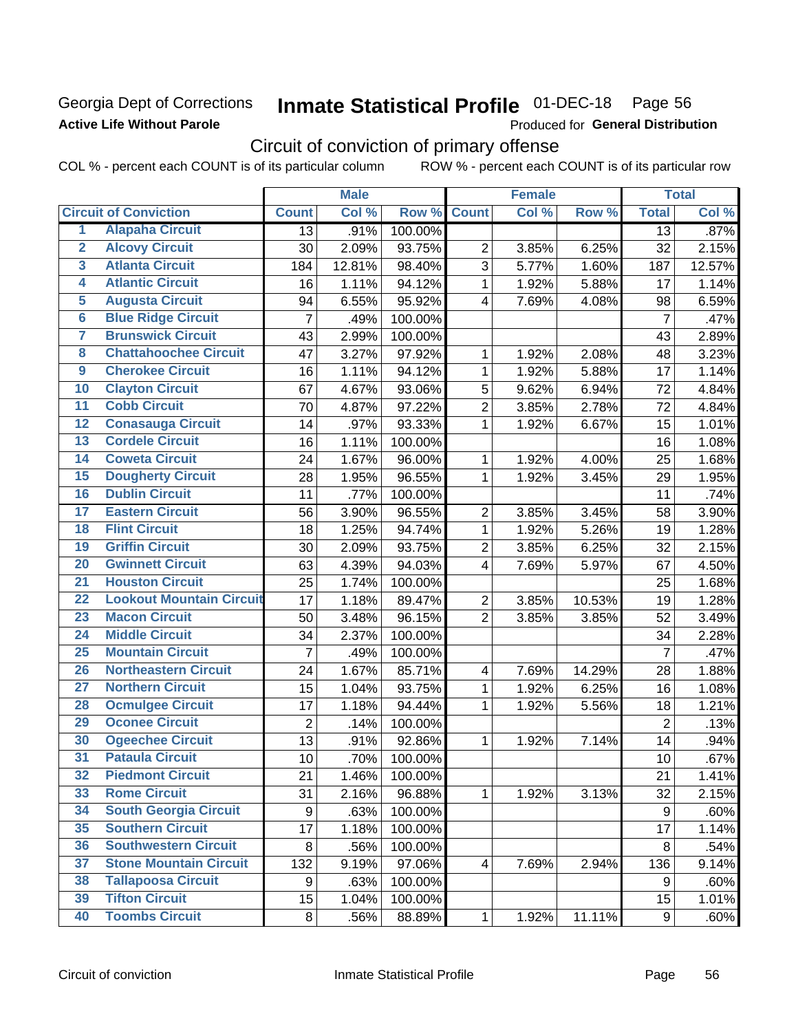Georgia Dept of Corrections **Inmate Statistical Profile** 01-DEC-18

**Active Life Without Parole**

Produced for **General Distribution**

## Circuit of conviction of primary offense

COL % - percent each COUNT is of its particular column ROW % - percent each COUNT is of its particular row

| | Circuit of Conviction | Male | | | Female | | | Total | |
|---|---|---|---|---|---|---|---|---|---|
| | | Count | Col % | Row % | Count | Col % | Row % | Total | Col % |
| 1 | Alapaha Circuit | 13 | .91% | 100.00% | | | | 13 | .87% |
| 2 | Alcovy Circuit | 30 | 2.09% | 93.75% | 2 | 3.85% | 6.25% | 32 | 2.15% |
| 3 | Atlanta Circuit | 184 | 12.81% | 98.40% | 3 | 5.77% | 1.60% | 187 | 12.57% |
| 4 | Atlantic Circuit | 16 | 1.11% | 94.12% | 1 | 1.92% | 5.88% | 17 | 1.14% |
| 5 | Augusta Circuit | 94 | 6.55% | 95.92% | 4 | 7.69% | 4.08% | 98 | 6.59% |
| 6 | Blue Ridge Circuit | 7 | .49% | 100.00% | | | | 7 | .47% |
| 7 | Brunswick Circuit | 43 | 2.99% | 100.00% | | | | 43 | 2.89% |
| 8 | Chattahoochee Circuit | 47 | 3.27% | 97.92% | 1 | 1.92% | 2.08% | 48 | 3.23% |
| 9 | Cherokee Circuit | 16 | 1.11% | 94.12% | 1 | 1.92% | 5.88% | 17 | 1.14% |
| 10 | Clayton Circuit | 67 | 4.67% | 93.06% | 5 | 9.62% | 6.94% | 72 | 4.84% |
| 11 | Cobb Circuit | 70 | 4.87% | 97.22% | 2 | 3.85% | 2.78% | 72 | 4.84% |
| 12 | Conasauga Circuit | 14 | .97% | 93.33% | 1 | 1.92% | 6.67% | 15 | 1.01% |
| 13 | Cordele Circuit | 16 | 1.11% | 100.00% | | | | 16 | 1.08% |
| 14 | Coweta Circuit | 24 | 1.67% | 96.00% | 1 | 1.92% | 4.00% | 25 | 1.68% |
| 15 | Dougherty Circuit | 28 | 1.95% | 96.55% | 1 | 1.92% | 3.45% | 29 | 1.95% |
| 16 | Dublin Circuit | 11 | .77% | 100.00% | | | | 11 | .74% |
| 17 | Eastern Circuit | 56 | 3.90% | 96.55% | 2 | 3.85% | 3.45% | 58 | 3.90% |
| 18 | Flint Circuit | 18 | 1.25% | 94.74% | 1 | 1.92% | 5.26% | 19 | 1.28% |
| 19 | Griffin Circuit | 30 | 2.09% | 93.75% | 2 | 3.85% | 6.25% | 32 | 2.15% |
| 20 | Gwinnett Circuit | 63 | 4.39% | 94.03% | 4 | 7.69% | 5.97% | 67 | 4.50% |
| 21 | Houston Circuit | 25 | 1.74% | 100.00% | | | | 25 | 1.68% |
| 22 | Lookout Mountain Circuit | 17 | 1.18% | 89.47% | 2 | 3.85% | 10.53% | 19 | 1.28% |
| 23 | Macon Circuit | 50 | 3.48% | 96.15% | 2 | 3.85% | 3.85% | 52 | 3.49% |
| 24 | Middle Circuit | 34 | 2.37% | 100.00% | | | | 34 | 2.28% |
| 25 | Mountain Circuit | 7 | .49% | 100.00% | | | | 7 | .47% |
| 26 | Northeastern Circuit | 24 | 1.67% | 85.71% | 4 | 7.69% | 14.29% | 28 | 1.88% |
| 27 | Northern Circuit | 15 | 1.04% | 93.75% | 1 | 1.92% | 6.25% | 16 | 1.08% |
| 28 | Ocmulgee Circuit | 17 | 1.18% | 94.44% | 1 | 1.92% | 5.56% | 18 | 1.21% |
| 29 | Oconee Circuit | 2 | .14% | 100.00% | | | | 2 | .13% |
| 30 | Ogeechee Circuit | 13 | .91% | 92.86% | 1 | 1.92% | 7.14% | 14 | .94% |
| 31 | Pataula Circuit | 10 | .70% | 100.00% | | | | 10 | .67% |
| 32 | Piedmont Circuit | 21 | 1.46% | 100.00% | | | | 21 | 1.41% |
| 33 | Rome Circuit | 31 | 2.16% | 96.88% | 1 | 1.92% | 3.13% | 32 | 2.15% |
| 34 | South Georgia Circuit | 9 | .63% | 100.00% | | | | 9 | .60% |
| 35 | Southern Circuit | 17 | 1.18% | 100.00% | | | | 17 | 1.14% |
| 36 | Southwestern Circuit | 8 | .56% | 100.00% | | | | 8 | .54% |
| 37 | Stone Mountain Circuit | 132 | 9.19% | 97.06% | 4 | 7.69% | 2.94% | 136 | 9.14% |
| 38 | Tallapoosa Circuit | 9 | .63% | 100.00% | | | | 9 | .60% |
| 39 | Tifton Circuit | 15 | 1.04% | 100.00% | | | | 15 | 1.01% |
| 40 | Toombs Circuit | 8 | .56% | 88.89% | 1 | 1.92% | 11.11% | 9 | .60% |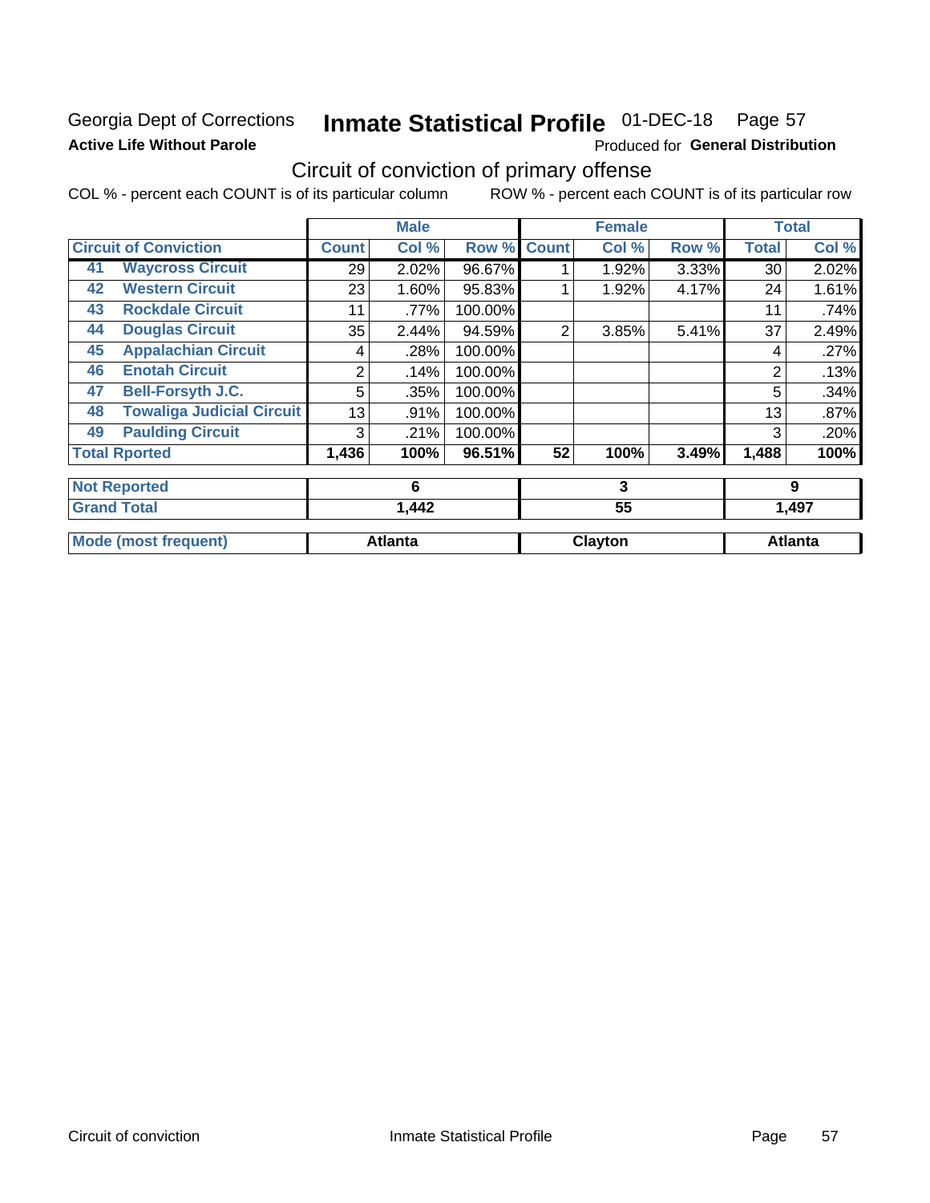Georgia Dept of Corrections

**Active Life Without Parole**

# Inmate Statistical Profile 01-DEC-18 Page 57

Produced for **General Distribution**

## Circuit of conviction of primary offense

COL % - percent each COUNT is of its particular column ROW % - percent each COUNT is of its particular row

| Circuit of Conviction | | Male | | | Female | | | Total | |
|---|---|---|---|---|---|---|---|---|---|
| | | Count | Col % | Row % | Count | Col % | Row % | Total | Col % |
| 41 | Waycross Circuit | 29 | 2.02% | 96.67% | 1 | 1.92% | 3.33% | 30 | 2.02% |
| 42 | Western Circuit | 23 | 1.60% | 95.83% | 1 | 1.92% | 4.17% | 24 | 1.61% |
| 43 | Rockdale Circuit | 11 | .77% | 100.00% | | | | 11 | .74% |
| 44 | Douglas Circuit | 35 | 2.44% | 94.59% | 2 | 3.85% | 5.41% | 37 | 2.49% |
| 45 | Appalachian Circuit | 4 | .28% | 100.00% | | | | 4 | .27% |
| 46 | Enotah Circuit | 2 | .14% | 100.00% | | | | 2 | .13% |
| 47 | Bell-Forsyth J.C. | 5 | .35% | 100.00% | | | | 5 | .34% |
| 48 | Towaliga Judicial Circuit | 13 | .91% | 100.00% | | | | 13 | .87% |
| 49 | Paulding Circuit | 3 | .21% | 100.00% | | | | 3 | .20% |
| Total Rported | | 1,436 | 100% | 96.51% | 52 | 100% | 3.49% | 1,488 | 100% |
| Not Reported | | 6 | | | 3 | | | 9 | |
| Grand Total | | 1,442 | | | 55 | | | 1,497 | |
| Mode (most frequent) | | Atlanta | | | Clayton | | | Atlanta | |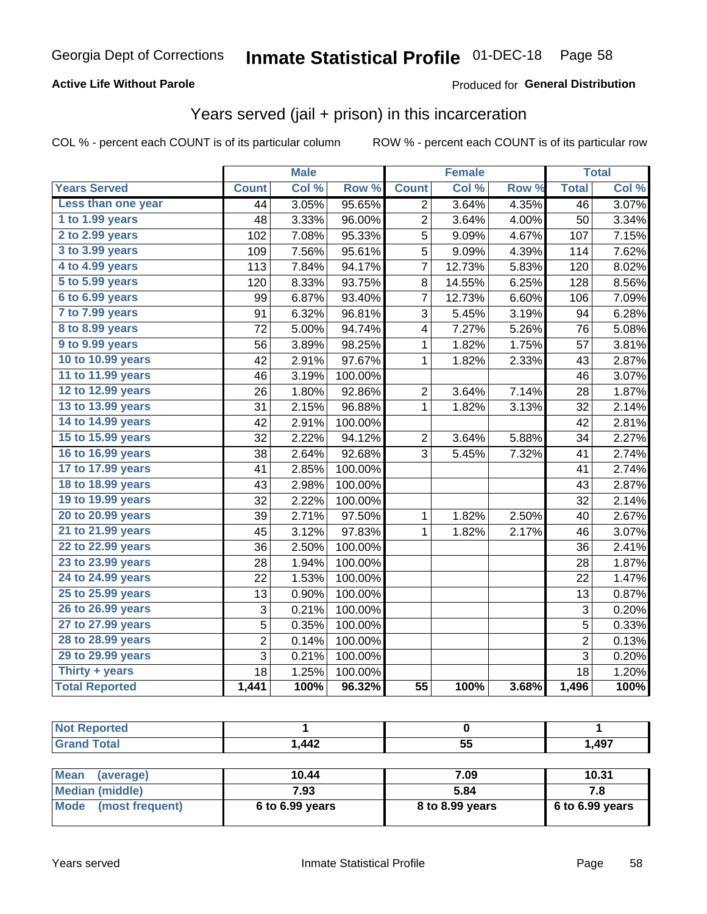Georgia Dept of Corrections **Inmate Statistical Profile** 01-DEC-18

**Active Life Without Parole**

Produced for **General Distribution**

## Years served (jail + prison) in this incarceration

COL % - percent each COUNT is of its particular column    ROW % - percent each COUNT is of its particular row

| | Male | | | Female | | | Total | |
|---|---|---|---|---|---|---|---|---|
| **Years Served** | **Count** | **Col %** | **Row %** | **Count** | **Col %** | **Row %** | **Total** | **Col %** |
| Less than one year | 44 | 3.05% | 95.65% | 2 | 3.64% | 4.35% | 46 | 3.07% |
| 1 to 1.99 years | 48 | 3.33% | 96.00% | 2 | 3.64% | 4.00% | 50 | 3.34% |
| 2 to 2.99 years | 102 | 7.08% | 95.33% | 5 | 9.09% | 4.67% | 107 | 7.15% |
| 3 to 3.99 years | 109 | 7.56% | 95.61% | 5 | 9.09% | 4.39% | 114 | 7.62% |
| 4 to 4.99 years | 113 | 7.84% | 94.17% | 7 | 12.73% | 5.83% | 120 | 8.02% |
| 5 to 5.99 years | 120 | 8.33% | 93.75% | 8 | 14.55% | 6.25% | 128 | 8.56% |
| 6 to 6.99 years | 99 | 6.87% | 93.40% | 7 | 12.73% | 6.60% | 106 | 7.09% |
| 7 to 7.99 years | 91 | 6.32% | 96.81% | 3 | 5.45% | 3.19% | 94 | 6.28% |
| 8 to 8.99 years | 72 | 5.00% | 94.74% | 4 | 7.27% | 5.26% | 76 | 5.08% |
| 9 to 9.99 years | 56 | 3.89% | 98.25% | 1 | 1.82% | 1.75% | 57 | 3.81% |
| 10 to 10.99 years | 42 | 2.91% | 97.67% | 1 | 1.82% | 2.33% | 43 | 2.87% |
| 11 to 11.99 years | 46 | 3.19% | 100.00% | | | | 46 | 3.07% |
| 12 to 12.99 years | 26 | 1.80% | 92.86% | 2 | 3.64% | 7.14% | 28 | 1.87% |
| 13 to 13.99 years | 31 | 2.15% | 96.88% | 1 | 1.82% | 3.13% | 32 | 2.14% |
| 14 to 14.99 years | 42 | 2.91% | 100.00% | | | | 42 | 2.81% |
| 15 to 15.99 years | 32 | 2.22% | 94.12% | 2 | 3.64% | 5.88% | 34 | 2.27% |
| 16 to 16.99 years | 38 | 2.64% | 92.68% | 3 | 5.45% | 7.32% | 41 | 2.74% |
| 17 to 17.99 years | 41 | 2.85% | 100.00% | | | | 41 | 2.74% |
| 18 to 18.99 years | 43 | 2.98% | 100.00% | | | | 43 | 2.87% |
| 19 to 19.99 years | 32 | 2.22% | 100.00% | | | | 32 | 2.14% |
| 20 to 20.99 years | 39 | 2.71% | 97.50% | 1 | 1.82% | 2.50% | 40 | 2.67% |
| 21 to 21.99 years | 45 | 3.12% | 97.83% | 1 | 1.82% | 2.17% | 46 | 3.07% |
| 22 to 22.99 years | 36 | 2.50% | 100.00% | | | | 36 | 2.41% |
| 23 to 23.99 years | 28 | 1.94% | 100.00% | | | | 28 | 1.87% |
| 24 to 24.99 years | 22 | 1.53% | 100.00% | | | | 22 | 1.47% |
| 25 to 25.99 years | 13 | 0.90% | 100.00% | | | | 13 | 0.87% |
| 26 to 26.99 years | 3 | 0.21% | 100.00% | | | | 3 | 0.20% |
| 27 to 27.99 years | 5 | 0.35% | 100.00% | | | | 5 | 0.33% |
| 28 to 28.99 years | 2 | 0.14% | 100.00% | | | | 2 | 0.13% |
| 29 to 29.99 years | 3 | 0.21% | 100.00% | | | | 3 | 0.20% |
| Thirty + years | 18 | 1.25% | 100.00% | | | | 18 | 1.20% |
| **Total Reported** | **1,441** | **100%** | **96.32%** | **55** | **100%** | **3.68%** | **1,496** | **100%** |

| | Male | Female | Total |
|---|---|---|---|
| Not Reported | 1 | 0 | 1 |
| Grand Total | 1,442 | 55 | 1,497 |

| | Male | Female | Total |
|---|---|---|---|
| Mean (average) | 10.44 | 7.09 | 10.31 |
| Median (middle) | 7.93 | 5.84 | 7.8 |
| Mode (most frequent) | 6 to 6.99 years | 8 to 8.99 years | 6 to 6.99 years |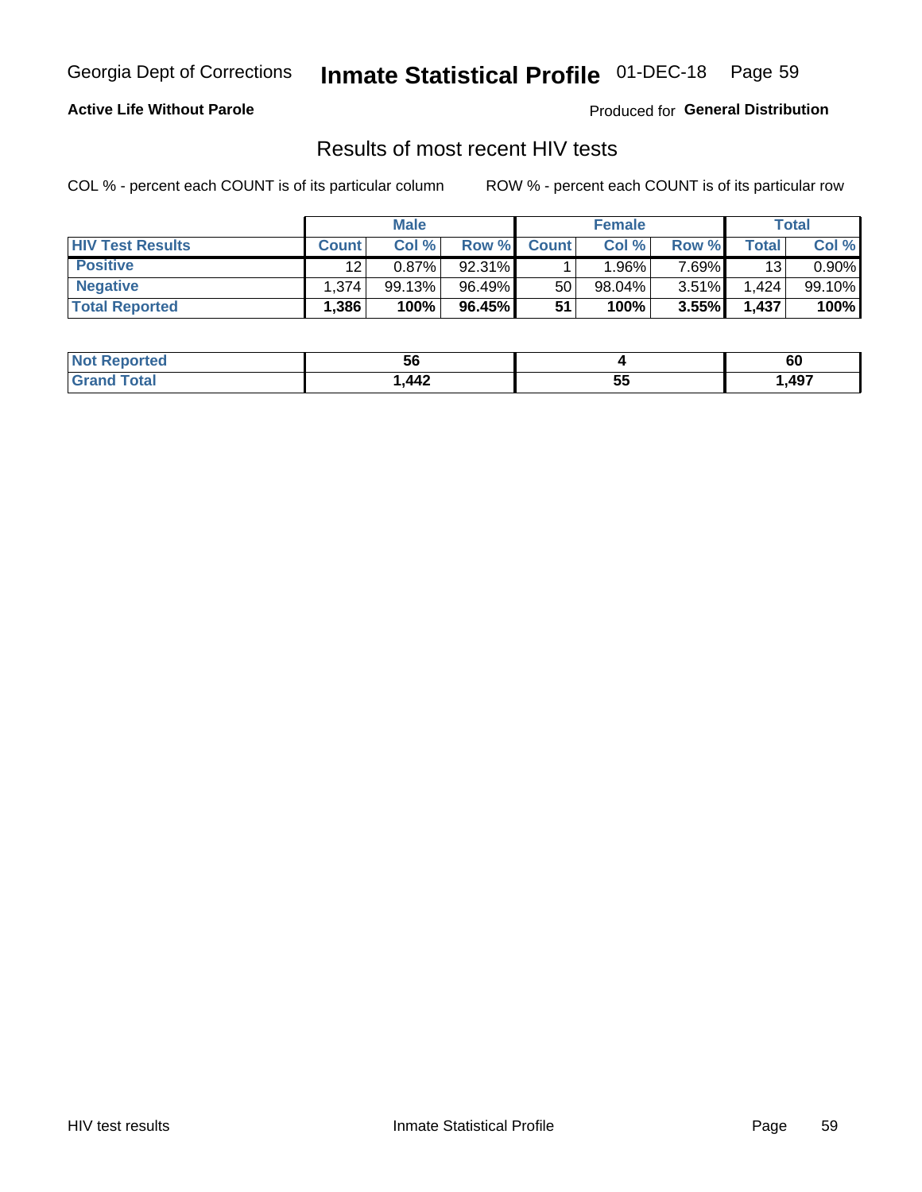Georgia Dept of Corrections **Inmate Statistical Profile** 01-DEC-18

**Active Life Without Parole**

Produced for **General Distribution**

## Results of most recent HIV tests

COL % - percent each COUNT is of its particular column

ROW % - percent each COUNT is of its particular row

| | Male | | | Female | | | Total | |
|---|---|---|---|---|---|---|---|---|
| **HIV Test Results** | **Count** | **Col %** | **Row %** | **Count** | **Col %** | **Row %** | **Total** | **Col %** |
| **Positive** | 12 | 0.87% | 92.31% | 1 | 1.96% | 7.69% | 13 | 0.90% |
| **Negative** | 1,374 | 99.13% | 96.49% | 50 | 98.04% | 3.51% | 1,424 | 99.10% |
| **Total Reported** | **1,386** | **100%** | **96.45%** | **51** | **100%** | **3.55%** | **1,437** | **100%** |

| | Male | Female | Total |
|---|---|---|---|
| **Not Reported** | **56** | **4** | **60** |
| **Grand Total** | **1,442** | **55** | **1,497** |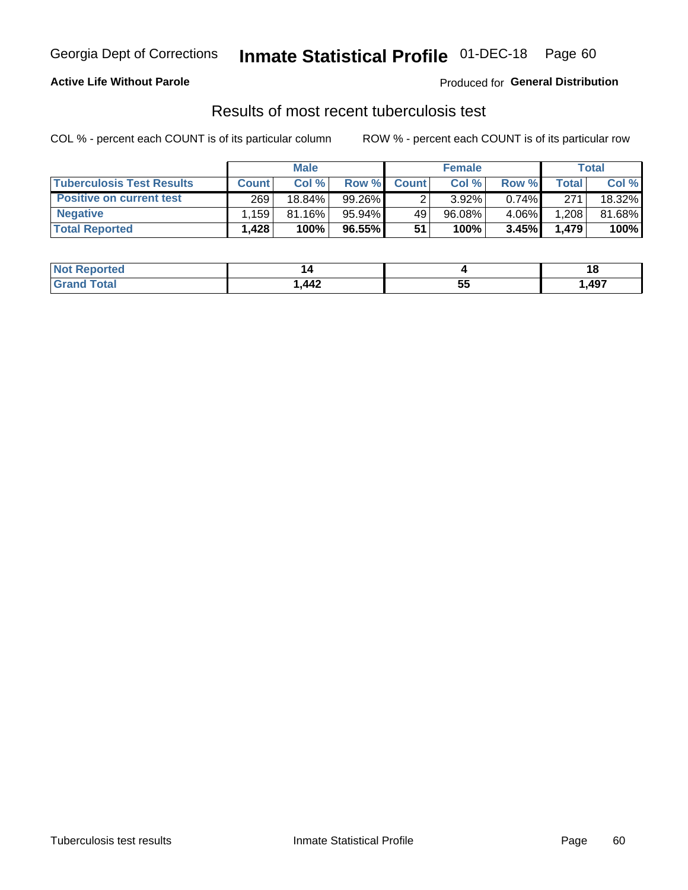Georgia Dept of Corrections **Inmate Statistical Profile** 01-DEC-18 Page 60

**Active Life Without Parole**

Produced for **General Distribution**

## Results of most recent tuberculosis test

COL % - percent each COUNT is of its particular column

ROW % - percent each COUNT is of its particular row

| | Male | | | Female | | | Total | |
|---|---|---|---|---|---|---|---|---|
| **Tuberculosis Test Results** | **Count** | **Col %** | **Row %** | **Count** | **Col %** | **Row %** | **Total** | **Col %** |
| **Positive on current test** | 269 | 18.84% | 99.26% | 2 | 3.92% | 0.74% | 271 | 18.32% |
| **Negative** | 1,159 | 81.16% | 95.94% | 49 | 96.08% | 4.06% | 1,208 | 81.68% |
| **Total Reported** | **1,428** | **100%** | **96.55%** | **51** | **100%** | **3.45%** | **1,479** | **100%** |

| | Male | Female | Total |
|---|---|---|---|
| **Not Reported** | **14** | **4** | **18** |
| **Grand Total** | **1,442** | **55** | **1,497** |

Tuberculosis test results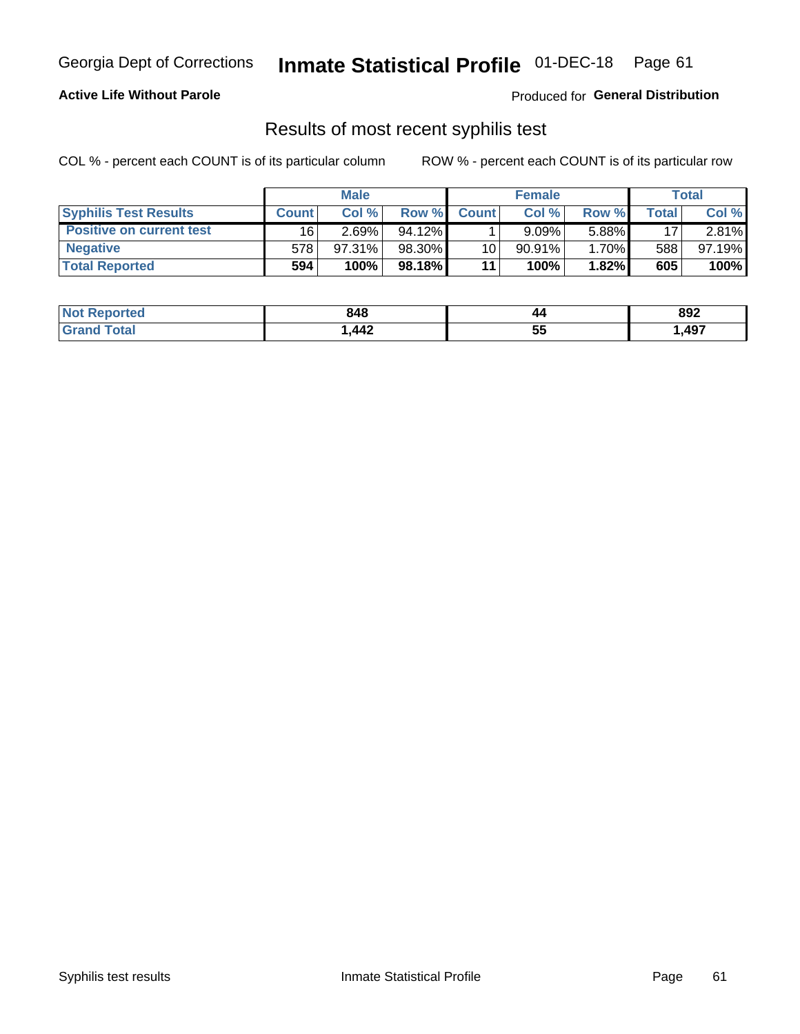Georgia Dept of Corrections **Inmate Statistical Profile** 01-DEC-18

**Active Life Without Parole**

Produced for **General Distribution**

## Results of most recent syphilis test

COL % - percent each COUNT is of its particular column ROW % - percent each COUNT is of its particular row

| | Male | | | Female | | | Total | |
|---|---|---|---|---|---|---|---|---|
| **Syphilis Test Results** | **Count** | **Col %** | **Row %** | **Count** | **Col %** | **Row %** | **Total** | **Col %** |
| **Positive on current test** | 16 | 2.69% | 94.12% | 1 | 9.09% | 5.88% | 17 | 2.81% |
| **Negative** | 578 | 97.31% | 98.30% | 10 | 90.91% | 1.70% | 588 | 97.19% |
| **Total Reported** | **594** | **100%** | **98.18%** | **11** | **100%** | **1.82%** | **605** | **100%** |

| | Male | Female | Total |
|---|---|---|---|
| **Not Reported** | **848** | **44** | **892** |
| **Grand Total** | **1,442** | **55** | **1,497** |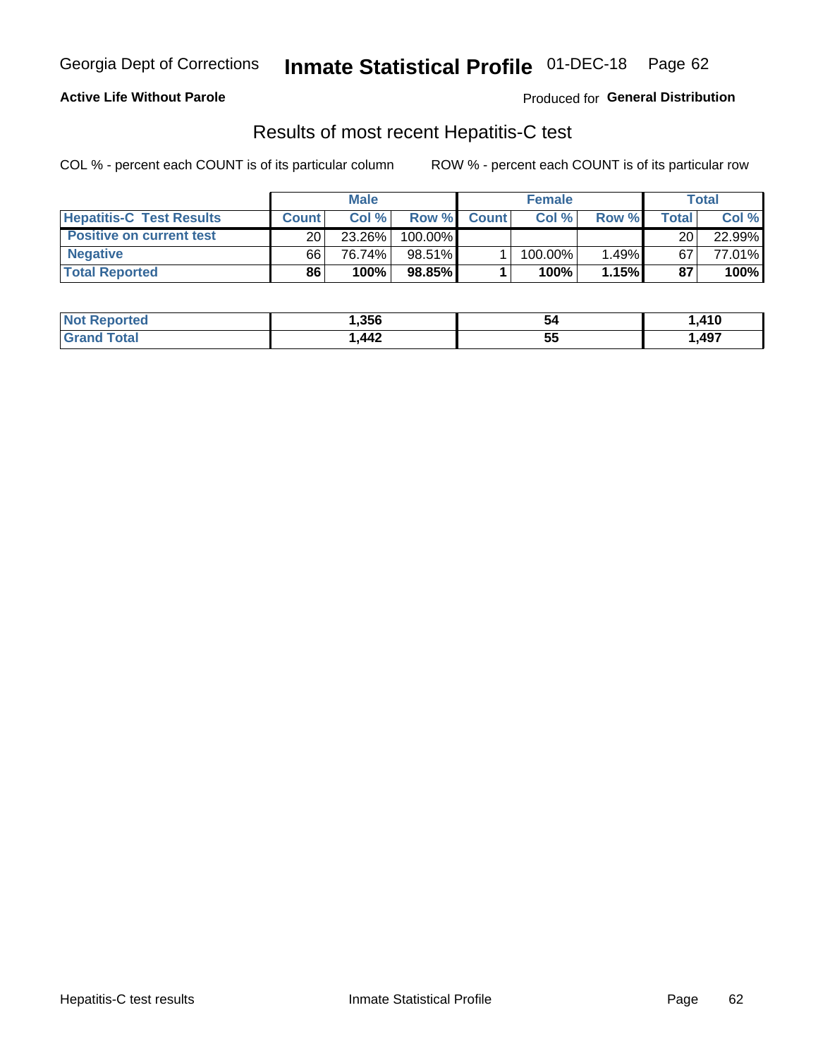Georgia Dept of Corrections **Inmate Statistical Profile** 01-DEC-18

**Active Life Without Parole**

Produced for **General Distribution**

## Results of most recent Hepatitis-C test

COL % - percent each COUNT is of its particular column

ROW % - percent each COUNT is of its particular row

| | Male | | | Female | | | Total | |
|---|---|---|---|---|---|---|---|---|
| **Hepatitis-C Test Results** | **Count** | **Col %** | **Row %** | **Count** | **Col %** | **Row %** | **Total** | **Col %** |
| **Positive on current test** | 20 | 23.26% | 100.00% | | | | 20 | 22.99% |
| **Negative** | 66 | 76.74% | 98.51% | 1 | 100.00% | 1.49% | 67 | 77.01% |
| **Total Reported** | **86** | **100%** | **98.85%** | **1** | **100%** | **1.15%** | **87** | **100%** |

| | Male | Female | Total |
|---|---|---|---|
| **Not Reported** | **1,356** | **54** | **1,410** |
| **Grand Total** | **1,442** | **55** | **1,497** |